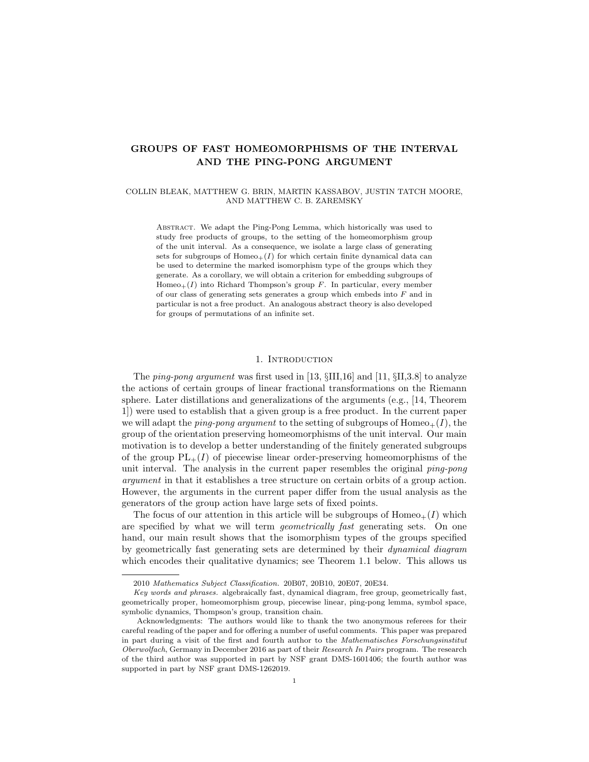# GROUPS OF FAST HOMEOMORPHISMS OF THE INTERVAL AND THE PING-PONG ARGUMENT

COLLIN BLEAK, MATTHEW G. BRIN, MARTIN KASSABOV, JUSTIN TATCH MOORE, AND MATTHEW C. B. ZAREMSKY

Abstract. We adapt the Ping-Pong Lemma, which historically was used to study free products of groups, to the setting of the homeomorphism group of the unit interval. As a consequence, we isolate a large class of generating sets for subgroups of $\mathrm{Homeo}_+(I)$ for which certain finite dynamical data can be used to determine the marked isomorphism type of the groups which they generate. As a corollary, we will obtain a criterion for embedding subgroups of $\mathrm{Homeo}_+(I)$ into Richard Thompson's group $F$. In particular, every member of our class of generating sets generates a group which embeds into $F$ and in particular is not a free product. An analogous abstract theory is also developed for groups of permutations of an infinite set.

## 1. Introduction

The *ping-pong argument* was first used in [13, §III,16] and [11, §II,3.8] to analyze the actions of certain groups of linear fractional transformations on the Riemann sphere. Later distillations and generalizations of the arguments (e.g., [14, Theorem 1]) were used to establish that a given group is a free product. In the current paper we will adapt the *ping-pong argument* to the setting of subgroups of $\mathrm{Homeo}_+(I)$, the group of the orientation preserving homeomorphisms of the unit interval. Our main motivation is to develop a better understanding of the finitely generated subgroups of the group $\mathrm{PL}_+(I)$ of piecewise linear order-preserving homeomorphisms of the unit interval. The analysis in the current paper resembles the original *ping-pong argument* in that it establishes a tree structure on certain orbits of a group action. However, the arguments in the current paper differ from the usual analysis as the generators of the group action have large sets of fixed points.

The focus of our attention in this article will be subgroups of $\mathrm{Homeo}_+(I)$ which are specified by what we will term *geometrically fast* generating sets. On one hand, our main result shows that the isomorphism types of the groups specified by geometrically fast generating sets are determined by their *dynamical diagram* which encodes their qualitative dynamics; see Theorem 1.1 below. This allows us

---

2010 *Mathematics Subject Classification.* 20B07, 20B10, 20E07, 20E34.

*Key words and phrases.* algebraically fast, dynamical diagram, free group, geometrically fast, geometrically proper, homeomorphism group, piecewise linear, ping-pong lemma, symbol space, symbolic dynamics, Thompson's group, transition chain.

Acknowledgments: The authors would like to thank the two anonymous referees for their careful reading of the paper and for offering a number of useful comments. This paper was prepared in part during a visit of the first and fourth author to the *Mathematisches Forschungsinstitut Oberwolfach*, Germany in December 2016 as part of their *Research In Pairs* program. The research of the third author was supported in part by NSF grant DMS-1601406; the fourth author was supported in part by NSF grant DMS-1262019.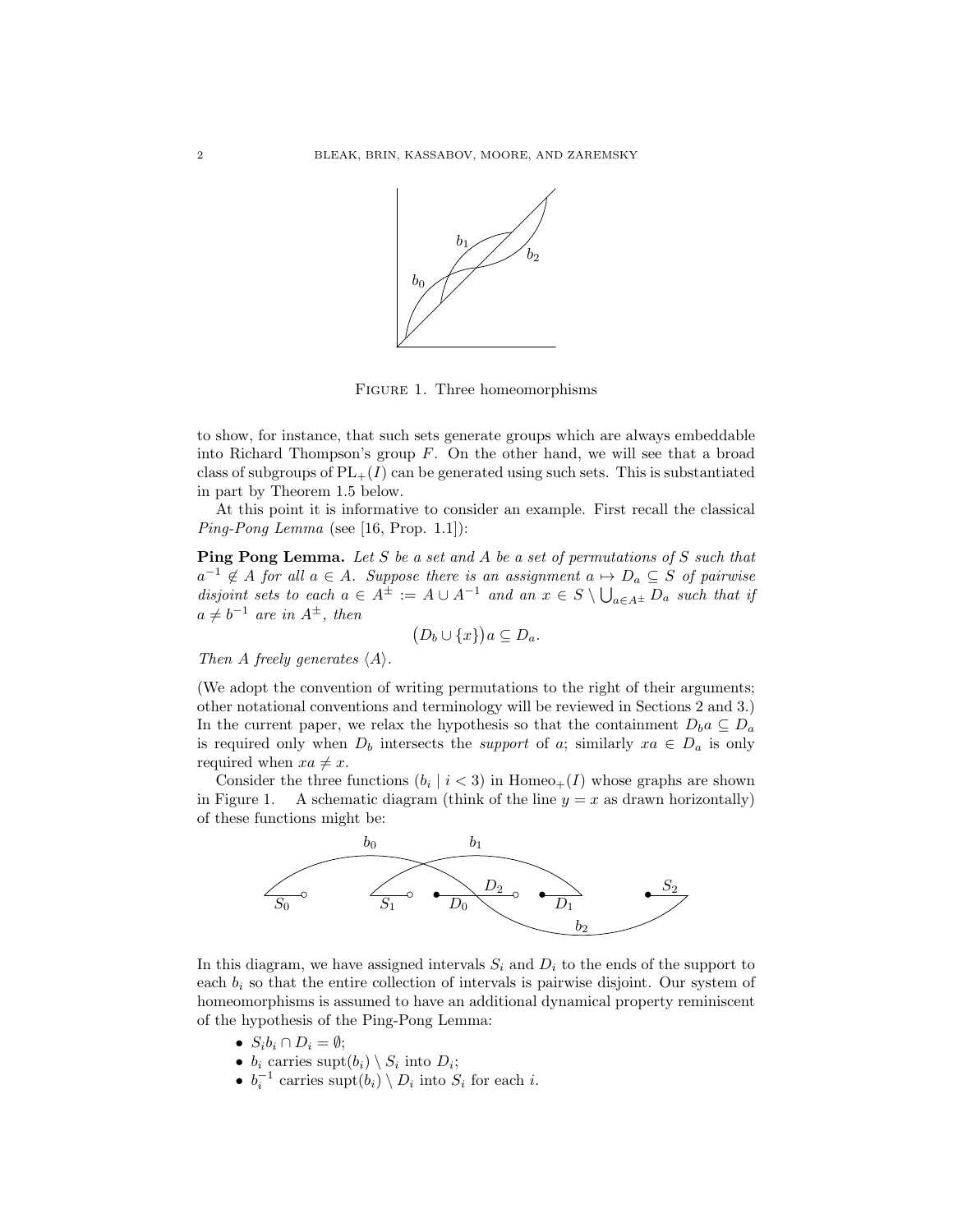FIGURE 1. Three homeomorphisms

to show, for instance, that such sets generate groups which are always embeddable into Richard Thompson's group $F$. On the other hand, we will see that a broad class of subgroups of $\mathrm{PL}_+(I)$ can be generated using such sets. This is substantiated in part by Theorem 1.5 below.

At this point it is informative to consider an example. First recall the classical *Ping-Pong Lemma* (see [16, Prop. 1.1]):

**Ping Pong Lemma.** *Let $S$ be a set and $A$ be a set of permutations of $S$ such that $a^{-1} \notin A$ for all $a \in A$. Suppose there is an assignment $a \mapsto D_a \subseteq S$ of pairwise disjoint sets to each $a \in A^\pm := A \cup A^{-1}$ and an $x \in S \setminus \bigcup_{a \in A^\pm} D_a$ such that if $a \neq b^{-1}$ are in $A^\pm$, then*

$$\big(D_b \cup \{x\}\big)a \subseteq D_a.$$

*Then $A$ freely generates $\langle A \rangle$.*

(We adopt the convention of writing permutations to the right of their arguments; other notational conventions and terminology will be reviewed in Sections 2 and 3.) In the current paper, we relax the hypothesis so that the containment $D_b a \subseteq D_a$ is required only when $D_b$ intersects the *support* of $a$; similarly $xa \in D_a$ is only required when $xa \neq x$.

Consider the three functions $(b_i \mid i < 3)$ in $\mathrm{Homeo}_+(I)$ whose graphs are shown in Figure 1. A schematic diagram (think of the line $y = x$ as drawn horizontally) of these functions might be:

In this diagram, we have assigned intervals $S_i$ and $D_i$ to the ends of the support to each $b_i$ so that the entire collection of intervals is pairwise disjoint. Our system of homeomorphisms is assumed to have an additional dynamical property reminiscent of the hypothesis of the Ping-Pong Lemma:

- $S_i b_i \cap D_i = \emptyset$;
- $b_i$ carries $\mathrm{supt}(b_i) \setminus S_i$ into $D_i$;
- $b_i^{-1}$ carries $\mathrm{supt}(b_i) \setminus D_i$ into $S_i$ for each $i$.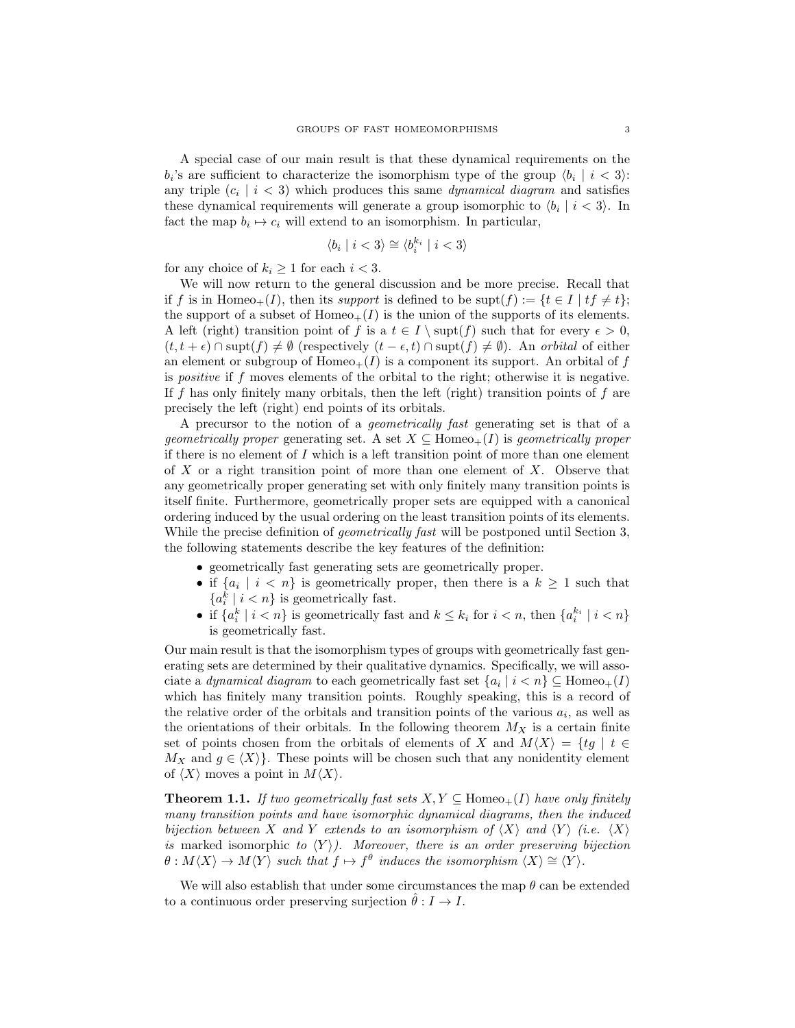A special case of our main result is that these dynamical requirements on the $b_i$'s are sufficient to characterize the isomorphism type of the group $\langle b_i \mid i < 3\rangle$: any triple $(c_i \mid i < 3)$ which produces this same *dynamical diagram* and satisfies these dynamical requirements will generate a group isomorphic to $\langle b_i \mid i < 3\rangle$. In fact the map $b_i \mapsto c_i$ will extend to an isomorphism. In particular,

$$\langle b_i \mid i < 3\rangle \cong \langle b_i^{k_i} \mid i < 3\rangle$$

for any choice of $k_i \geq 1$ for each $i < 3$.

We will now return to the general discussion and be more precise. Recall that if $f$ is in $\mathrm{Homeo}_+(I)$, then its *support* is defined to be $\mathrm{supt}(f) := \{t \in I \mid tf \neq t\}$; the support of a subset of $\mathrm{Homeo}_+(I)$ is the union of the supports of its elements. A left (right) transition point of $f$ is a $t \in I \setminus \mathrm{supt}(f)$ such that for every $\epsilon > 0$, $(t, t+\epsilon) \cap \mathrm{supt}(f) \neq \emptyset$ (respectively $(t-\epsilon, t) \cap \mathrm{supt}(f) \neq \emptyset$). An *orbital* of either an element or subgroup of $\mathrm{Homeo}_+(I)$ is a component its support. An orbital of $f$ is *positive* if $f$ moves elements of the orbital to the right; otherwise it is negative. If $f$ has only finitely many orbitals, then the left (right) transition points of $f$ are precisely the left (right) end points of its orbitals.

A precursor to the notion of a *geometrically fast* generating set is that of a *geometrically proper* generating set. A set $X \subseteq \mathrm{Homeo}_+(I)$ is *geometrically proper* if there is no element of $I$ which is a left transition point of more than one element of $X$ or a right transition point of more than one element of $X$. Observe that any geometrically proper generating set with only finitely many transition points is itself finite. Furthermore, geometrically proper sets are equipped with a canonical ordering induced by the usual ordering on the least transition points of its elements. While the precise definition of *geometrically fast* will be postponed until Section 3, the following statements describe the key features of the definition:

- geometrically fast generating sets are geometrically proper.
- if $\{a_i \mid i < n\}$ is geometrically proper, then there is a $k \geq 1$ such that $\{a_i^k \mid i < n\}$ is geometrically fast.
- if $\{a_i^k \mid i < n\}$ is geometrically fast and $k \leq k_i$ for $i < n$, then $\{a_i^{k_i} \mid i < n\}$ is geometrically fast.

Our main result is that the isomorphism types of groups with geometrically fast generating sets are determined by their qualitative dynamics. Specifically, we will associate a *dynamical diagram* to each geometrically fast set $\{a_i \mid i < n\} \subseteq \mathrm{Homeo}_+(I)$ which has finitely many transition points. Roughly speaking, this is a record of the relative order of the orbitals and transition points of the various $a_i$, as well as the orientations of their orbitals. In the following theorem $M_X$ is a certain finite set of points chosen from the orbitals of elements of $X$ and $M\langle X\rangle = \{tg \mid t \in M_X \text{ and } g \in \langle X\rangle\}$. These points will be chosen such that any nonidentity element of $\langle X\rangle$ moves a point in $M\langle X\rangle$.

**Theorem 1.1.** *If two geometrically fast sets $X, Y \subseteq \mathrm{Homeo}_+(I)$ have only finitely many transition points and have isomorphic dynamical diagrams, then the induced bijection between $X$ and $Y$ extends to an isomorphism of $\langle X\rangle$ and $\langle Y\rangle$ (i.e. $\langle X\rangle$ is* marked isomorphic *to $\langle Y\rangle$). Moreover, there is an order preserving bijection $\theta : M\langle X\rangle \to M\langle Y\rangle$ such that $f \mapsto f^\theta$ induces the isomorphism $\langle X\rangle \cong \langle Y\rangle$.*

We will also establish that under some circumstances the map $\theta$ can be extended to a continuous order preserving surjection $\hat{\theta} : I \to I$.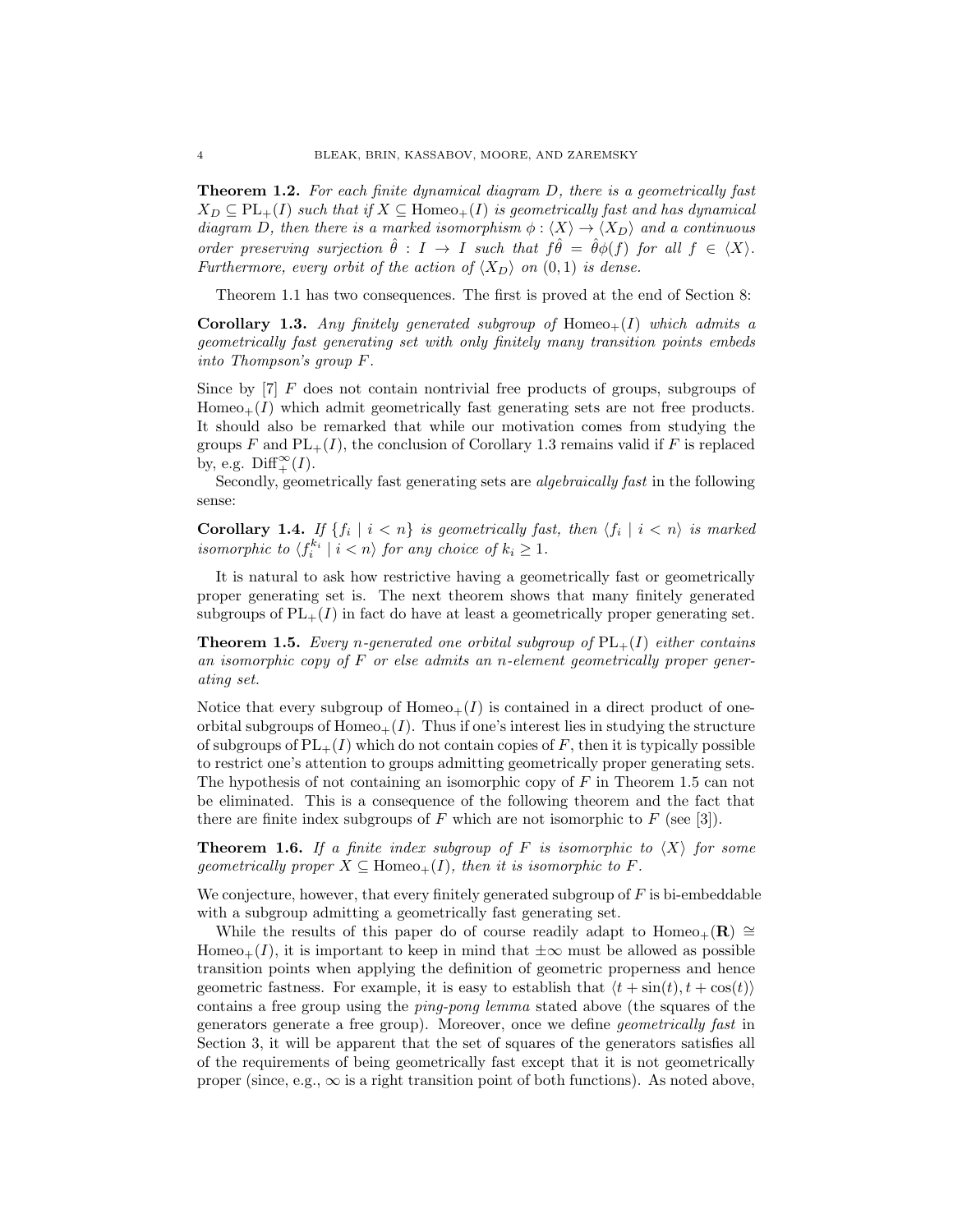**Theorem 1.2.** *For each finite dynamical diagram $D$, there is a geometrically fast $X_D \subseteq \mathrm{PL}_+(I)$ such that if $X \subseteq \mathrm{Homeo}_+(I)$ is geometrically fast and has dynamical diagram $D$, then there is a marked isomorphism $\phi : \langle X \rangle \to \langle X_D \rangle$ and a continuous order preserving surjection $\hat{\theta} : I \to I$ such that $f\hat{\theta} = \hat{\theta}\phi(f)$ for all $f \in \langle X \rangle$. Furthermore, every orbit of the action of $\langle X_D \rangle$ on $(0, 1)$ is dense.*

Theorem 1.1 has two consequences. The first is proved at the end of Section 8:

**Corollary 1.3.** *Any finitely generated subgroup of $\mathrm{Homeo}_+(I)$ which admits a geometrically fast generating set with only finitely many transition points embeds into Thompson's group $F$.*

Since by [7] $F$ does not contain nontrivial free products of groups, subgroups of $\mathrm{Homeo}_+(I)$ which admit geometrically fast generating sets are not free products. It should also be remarked that while our motivation comes from studying the groups $F$ and $\mathrm{PL}_+(I)$, the conclusion of Corollary 1.3 remains valid if $F$ is replaced by, e.g. $\mathrm{Diff}^\infty_+(I)$.

Secondly, geometrically fast generating sets are *algebraically fast* in the following sense:

**Corollary 1.4.** *If $\{f_i \mid i < n\}$ is geometrically fast, then $\langle f_i \mid i < n \rangle$ is marked isomorphic to $\langle f_i^{k_i} \mid i < n \rangle$ for any choice of $k_i \geq 1$.*

It is natural to ask how restrictive having a geometrically fast or geometrically proper generating set is. The next theorem shows that many finitely generated subgroups of $\mathrm{PL}_+(I)$ in fact do have at least a geometrically proper generating set.

**Theorem 1.5.** *Every $n$-generated one orbital subgroup of $\mathrm{PL}_+(I)$ either contains an isomorphic copy of $F$ or else admits an $n$-element geometrically proper generating set.*

Notice that every subgroup of $\mathrm{Homeo}_+(I)$ is contained in a direct product of one-orbital subgroups of $\mathrm{Homeo}_+(I)$. Thus if one's interest lies in studying the structure of subgroups of $\mathrm{PL}_+(I)$ which do not contain copies of $F$, then it is typically possible to restrict one's attention to groups admitting geometrically proper generating sets. The hypothesis of not containing an isomorphic copy of $F$ in Theorem 1.5 can not be eliminated. This is a consequence of the following theorem and the fact that there are finite index subgroups of $F$ which are not isomorphic to $F$ (see [3]).

**Theorem 1.6.** *If a finite index subgroup of $F$ is isomorphic to $\langle X \rangle$ for some geometrically proper $X \subseteq \mathrm{Homeo}_+(I)$, then it is isomorphic to $F$.*

We conjecture, however, that every finitely generated subgroup of $F$ is bi-embeddable with a subgroup admitting a geometrically fast generating set.

While the results of this paper do of course readily adapt to $\mathrm{Homeo}_+(\mathbf{R}) \cong \mathrm{Homeo}_+(I)$, it is important to keep in mind that $\pm\infty$ must be allowed as possible transition points when applying the definition of geometric properness and hence geometric fastness. For example, it is easy to establish that $\langle t + \sin(t), t + \cos(t) \rangle$ contains a free group using the *ping-pong lemma* stated above (the squares of the generators generate a free group). Moreover, once we define *geometrically fast* in Section 3, it will be apparent that the set of squares of the generators satisfies all of the requirements of being geometrically fast except that it is not geometrically proper (since, e.g., $\infty$ is a right transition point of both functions). As noted above,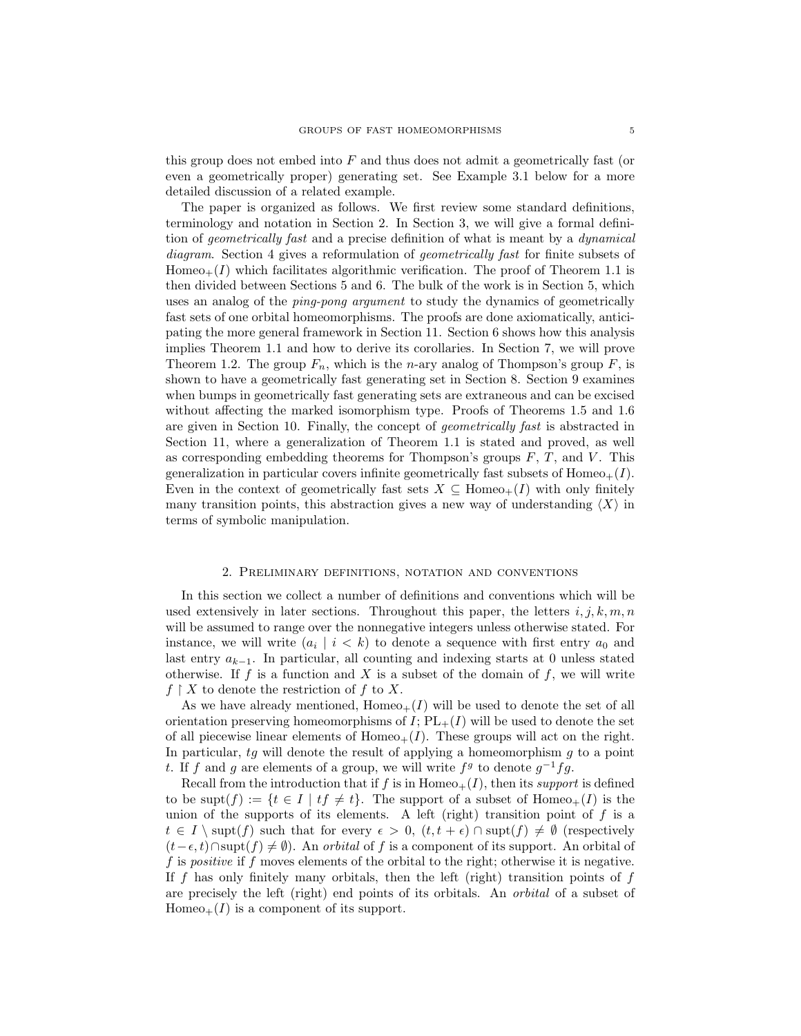this group does not embed into $F$ and thus does not admit a geometrically fast (or even a geometrically proper) generating set. See Example 3.1 below for a more detailed discussion of a related example.

The paper is organized as follows. We first review some standard definitions, terminology and notation in Section 2. In Section 3, we will give a formal definition of *geometrically fast* and a precise definition of what is meant by a *dynamical diagram*. Section 4 gives a reformulation of *geometrically fast* for finite subsets of $\mathrm{Homeo}_+(I)$ which facilitates algorithmic verification. The proof of Theorem 1.1 is then divided between Sections 5 and 6. The bulk of the work is in Section 5, which uses an analog of the *ping-pong argument* to study the dynamics of geometrically fast sets of one orbital homeomorphisms. The proofs are done axiomatically, anticipating the more general framework in Section 11. Section 6 shows how this analysis implies Theorem 1.1 and how to derive its corollaries. In Section 7, we will prove Theorem 1.2. The group $F_n$, which is the $n$-ary analog of Thompson's group $F$, is shown to have a geometrically fast generating set in Section 8. Section 9 examines when bumps in geometrically fast generating sets are extraneous and can be excised without affecting the marked isomorphism type. Proofs of Theorems 1.5 and 1.6 are given in Section 10. Finally, the concept of *geometrically fast* is abstracted in Section 11, where a generalization of Theorem 1.1 is stated and proved, as well as corresponding embedding theorems for Thompson's groups $F$, $T$, and $V$. This generalization in particular covers infinite geometrically fast subsets of $\mathrm{Homeo}_+(I)$. Even in the context of geometrically fast sets $X \subseteq \mathrm{Homeo}_+(I)$ with only finitely many transition points, this abstraction gives a new way of understanding $\langle X \rangle$ in terms of symbolic manipulation.

## 2. Preliminary definitions, notation and conventions

In this section we collect a number of definitions and conventions which will be used extensively in later sections. Throughout this paper, the letters $i, j, k, m, n$ will be assumed to range over the nonnegative integers unless otherwise stated. For instance, we will write $(a_i \mid i < k)$ to denote a sequence with first entry $a_0$ and last entry $a_{k-1}$. In particular, all counting and indexing starts at 0 unless stated otherwise. If $f$ is a function and $X$ is a subset of the domain of $f$, we will write $f \restriction X$ to denote the restriction of $f$ to $X$.

As we have already mentioned, $\mathrm{Homeo}_+(I)$ will be used to denote the set of all orientation preserving homeomorphisms of $I$; $\mathrm{PL}_+(I)$ will be used to denote the set of all piecewise linear elements of $\mathrm{Homeo}_+(I)$. These groups will act on the right. In particular, $tg$ will denote the result of applying a homeomorphism $g$ to a point $t$. If $f$ and $g$ are elements of a group, we will write $f^g$ to denote $g^{-1}fg$.

Recall from the introduction that if $f$ is in $\mathrm{Homeo}_+(I)$, then its *support* is defined to be $\mathrm{supt}(f) := \{t \in I \mid tf \neq t\}$. The support of a subset of $\mathrm{Homeo}_+(I)$ is the union of the supports of its elements. A left (right) transition point of $f$ is a $t \in I \setminus \mathrm{supt}(f)$ such that for every $\epsilon > 0$, $(t, t+\epsilon) \cap \mathrm{supt}(f) \neq \emptyset$ (respectively $(t-\epsilon, t) \cap \mathrm{supt}(f) \neq \emptyset$). An *orbital* of $f$ is a component of its support. An orbital of $f$ is *positive* if $f$ moves elements of the orbital to the right; otherwise it is negative. If $f$ has only finitely many orbitals, then the left (right) transition points of $f$ are precisely the left (right) end points of its orbitals. An *orbital* of a subset of $\mathrm{Homeo}_+(I)$ is a component of its support.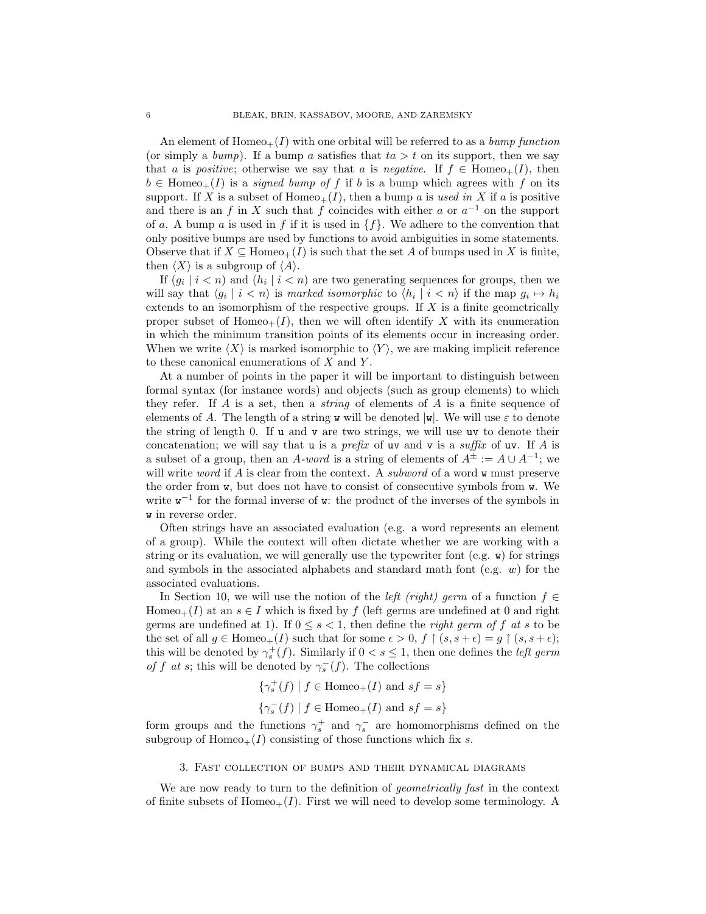An element of $\mathrm{Homeo}_+(I)$ with one orbital will be referred to as a *bump function* (or simply a *bump*). If a bump $a$ satisfies that $ta > t$ on its support, then we say that $a$ is *positive*; otherwise we say that $a$ is *negative*. If $f \in \mathrm{Homeo}_+(I)$, then $b \in \mathrm{Homeo}_+(I)$ is a *signed bump of* $f$ if $b$ is a bump which agrees with $f$ on its support. If $X$ is a subset of $\mathrm{Homeo}_+(I)$, then a bump $a$ is *used in* $X$ if $a$ is positive and there is an $f$ in $X$ such that $f$ coincides with either $a$ or $a^{-1}$ on the support of $a$. A bump $a$ is used in $f$ if it is used in $\{f\}$. We adhere to the convention that only positive bumps are used by functions to avoid ambiguities in some statements. Observe that if $X \subseteq \mathrm{Homeo}_+(I)$ is such that the set $A$ of bumps used in $X$ is finite, then $\langle X \rangle$ is a subgroup of $\langle A \rangle$.

If $(g_i \mid i < n)$ and $(h_i \mid i < n)$ are two generating sequences for groups, then we will say that $\langle g_i \mid i < n \rangle$ is *marked isomorphic* to $\langle h_i \mid i < n \rangle$ if the map $g_i \mapsto h_i$ extends to an isomorphism of the respective groups. If $X$ is a finite geometrically proper subset of $\mathrm{Homeo}_+(I)$, then we will often identify $X$ with its enumeration in which the minimum transition points of its elements occur in increasing order. When we write $\langle X \rangle$ is marked isomorphic to $\langle Y \rangle$, we are making implicit reference to these canonical enumerations of $X$ and $Y$.

At a number of points in the paper it will be important to distinguish between formal syntax (for instance words) and objects (such as group elements) to which they refer. If $A$ is a set, then a *string* of elements of $A$ is a finite sequence of elements of $A$. The length of a string $\mathtt{w}$ will be denoted $|\mathtt{w}|$. We will use $\varepsilon$ to denote the string of length 0. If $\mathtt{u}$ and $\mathtt{v}$ are two strings, we will use $\mathtt{uv}$ to denote their concatenation; we will say that $\mathtt{u}$ is a *prefix* of $\mathtt{uv}$ and $\mathtt{v}$ is a *suffix* of $\mathtt{uv}$. If $A$ is a subset of a group, then an *$A$-word* is a string of elements of $A^{\pm} := A \cup A^{-1}$; we will write *word* if $A$ is clear from the context. A *subword* of a word $\mathtt{w}$ must preserve the order from $\mathtt{w}$, but does not have to consist of consecutive symbols from $\mathtt{w}$. We write $\mathtt{w}^{-1}$ for the formal inverse of $\mathtt{w}$: the product of the inverses of the symbols in $\mathtt{w}$ in reverse order.

Often strings have an associated evaluation (e.g. a word represents an element of a group). While the context will often dictate whether we are working with a string or its evaluation, we will generally use the typewriter font (e.g. $\mathtt{w}$) for strings and symbols in the associated alphabets and standard math font (e.g. $w$) for the associated evaluations.

In Section 10, we will use the notion of the *left (right) germ* of a function $f \in \mathrm{Homeo}_+(I)$ at an $s \in I$ which is fixed by $f$ (left germs are undefined at 0 and right germs are undefined at 1). If $0 \leq s < 1$, then define the *right germ of $f$ at $s$* to be the set of all $g \in \mathrm{Homeo}_+(I)$ such that for some $\epsilon > 0$, $f \restriction (s, s+\epsilon) = g \restriction (s, s+\epsilon)$; this will be denoted by $\gamma_s^+(f)$. Similarly if $0 < s \leq 1$, then one defines the *left germ of $f$ at $s$*; this will be denoted by $\gamma_s^-(f)$. The collections

$$\{\gamma_s^+(f) \mid f \in \mathrm{Homeo}_+(I) \text{ and } sf = s\}$$

$$\{\gamma_s^-(f) \mid f \in \mathrm{Homeo}_+(I) \text{ and } sf = s\}$$

form groups and the functions $\gamma_s^+$ and $\gamma_s^-$ are homomorphisms defined on the subgroup of $\mathrm{Homeo}_+(I)$ consisting of those functions which fix $s$.

## 3. Fast collection of bumps and their dynamical diagrams

We are now ready to turn to the definition of *geometrically fast* in the context of finite subsets of $\mathrm{Homeo}_+(I)$. First we will need to develop some terminology. A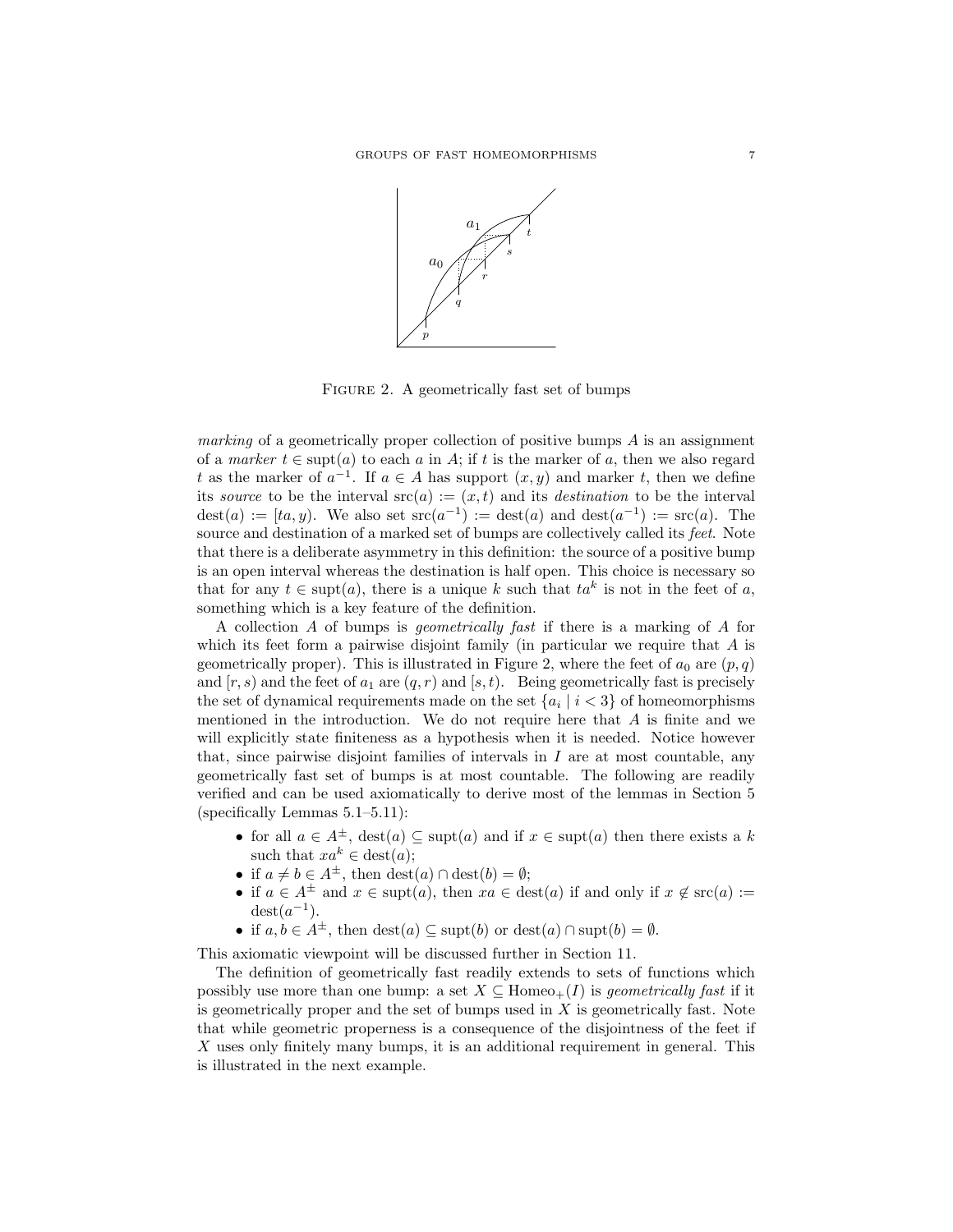Figure 2. A geometrically fast set of bumps

*marking* of a geometrically proper collection of positive bumps $A$ is an assignment of a *marker* $t \in \operatorname{supt}(a)$ to each $a$ in $A$; if $t$ is the marker of $a$, then we also regard $t$ as the marker of $a^{-1}$. If $a \in A$ has support $(x, y)$ and marker $t$, then we define its *source* to be the interval $\operatorname{src}(a) := (x, t)$ and its *destination* to be the interval $\operatorname{dest}(a) := [ta, y)$. We also set $\operatorname{src}(a^{-1}) := \operatorname{dest}(a)$ and $\operatorname{dest}(a^{-1}) := \operatorname{src}(a)$. The source and destination of a marked set of bumps are collectively called its *feet*. Note that there is a deliberate asymmetry in this definition: the source of a positive bump is an open interval whereas the destination is half open. This choice is necessary so that for any $t \in \operatorname{supt}(a)$, there is a unique $k$ such that $ta^k$ is not in the feet of $a$, something which is a key feature of the definition.

A collection $A$ of bumps is *geometrically fast* if there is a marking of $A$ for which its feet form a pairwise disjoint family (in particular we require that $A$ is geometrically proper). This is illustrated in Figure 2, where the feet of $a_0$ are $(p, q)$ and $[r, s)$ and the feet of $a_1$ are $(q, r)$ and $[s, t)$. Being geometrically fast is precisely the set of dynamical requirements made on the set $\{a_i \mid i < 3\}$ of homeomorphisms mentioned in the introduction. We do not require here that $A$ is finite and we will explicitly state finiteness as a hypothesis when it is needed. Notice however that, since pairwise disjoint families of intervals in $I$ are at most countable, any geometrically fast set of bumps is at most countable. The following are readily verified and can be used axiomatically to derive most of the lemmas in Section 5 (specifically Lemmas 5.1–5.11):

- for all $a \in A^{\pm}$, $\operatorname{dest}(a) \subseteq \operatorname{supt}(a)$ and if $x \in \operatorname{supt}(a)$ then there exists a $k$ such that $xa^k \in \operatorname{dest}(a)$;
- if $a \neq b \in A^{\pm}$, then $\operatorname{dest}(a) \cap \operatorname{dest}(b) = \emptyset$;
- if $a \in A^{\pm}$ and $x \in \operatorname{supt}(a)$, then $xa \in \operatorname{dest}(a)$ if and only if $x \notin \operatorname{src}(a) := \operatorname{dest}(a^{-1})$.
- if $a, b \in A^{\pm}$, then $\operatorname{dest}(a) \subseteq \operatorname{supt}(b)$ or $\operatorname{dest}(a) \cap \operatorname{supt}(b) = \emptyset$.

This axiomatic viewpoint will be discussed further in Section 11.

The definition of geometrically fast readily extends to sets of functions which possibly use more than one bump: a set $X \subseteq \operatorname{Homeo}_+(I)$ is *geometrically fast* if it is geometrically proper and the set of bumps used in $X$ is geometrically fast. Note that while geometric properness is a consequence of the disjointness of the feet if $X$ uses only finitely many bumps, it is an additional requirement in general. This is illustrated in the next example.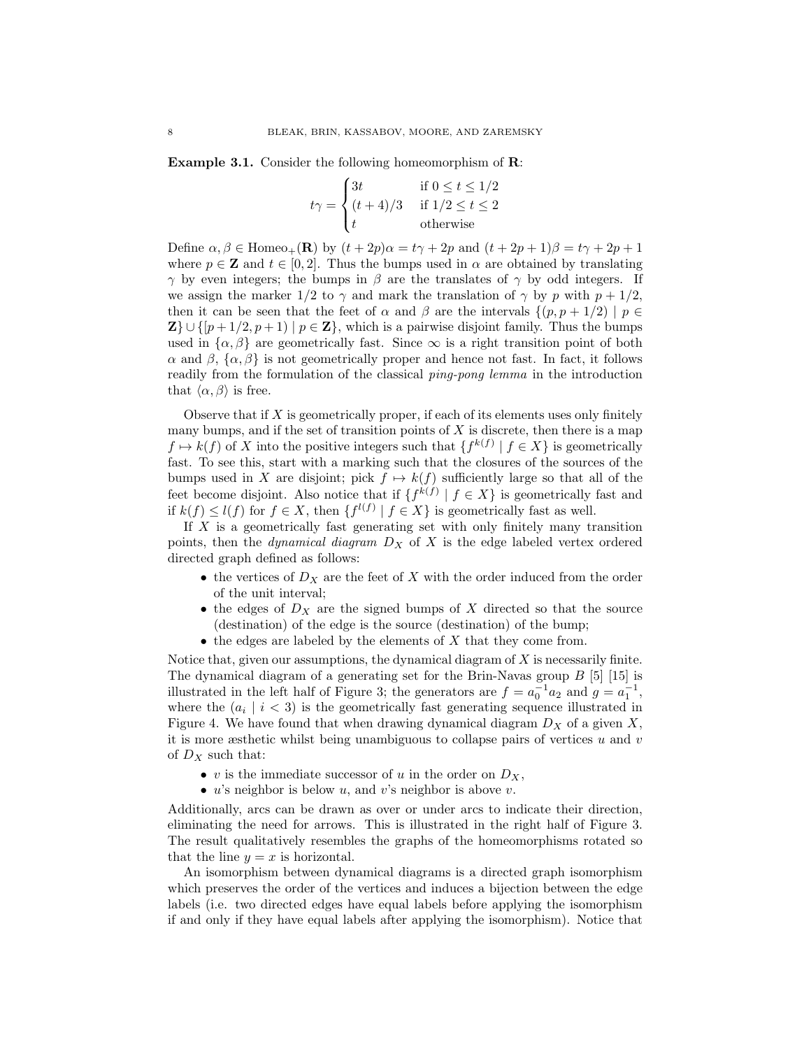**Example 3.1.** Consider the following homeomorphism of $\mathbf{R}$:

$$t\gamma = \begin{cases} 3t & \text{if } 0 \le t \le 1/2 \\ (t+4)/3 & \text{if } 1/2 \le t \le 2 \\ t & \text{otherwise} \end{cases}$$

Define $\alpha, \beta \in \mathrm{Homeo}_+(\mathbf{R})$ by $(t+2p)\alpha = t\gamma + 2p$ and $(t+2p+1)\beta = t\gamma + 2p + 1$ where $p \in \mathbf{Z}$ and $t \in [0, 2]$. Thus the bumps used in $\alpha$ are obtained by translating $\gamma$ by even integers; the bumps in $\beta$ are the translates of $\gamma$ by odd integers. If we assign the marker $1/2$ to $\gamma$ and mark the translation of $\gamma$ by $p$ with $p + 1/2$, then it can be seen that the feet of $\alpha$ and $\beta$ are the intervals $\{(p, p+1/2) \mid p \in \mathbf{Z}\} \cup \{[p+1/2, p+1) \mid p \in \mathbf{Z}\}$, which is a pairwise disjoint family. Thus the bumps used in $\{\alpha, \beta\}$ are geometrically fast. Since $\infty$ is a right transition point of both $\alpha$ and $\beta$, $\{\alpha, \beta\}$ is not geometrically proper and hence not fast. In fact, it follows readily from the formulation of the classical *ping-pong lemma* in the introduction that $\langle \alpha, \beta \rangle$ is free.

Observe that if $X$ is geometrically proper, if each of its elements uses only finitely many bumps, and if the set of transition points of $X$ is discrete, then there is a map $f \mapsto k(f)$ of $X$ into the positive integers such that $\{f^{k(f)} \mid f \in X\}$ is geometrically fast. To see this, start with a marking such that the closures of the sources of the bumps used in $X$ are disjoint; pick $f \mapsto k(f)$ sufficiently large so that all of the feet become disjoint. Also notice that if $\{f^{k(f)} \mid f \in X\}$ is geometrically fast and if $k(f) \le l(f)$ for $f \in X$, then $\{f^{l(f)} \mid f \in X\}$ is geometrically fast as well.

If $X$ is a geometrically fast generating set with only finitely many transition points, then the *dynamical diagram* $D_X$ of $X$ is the edge labeled vertex ordered directed graph defined as follows:

- the vertices of $D_X$ are the feet of $X$ with the order induced from the order of the unit interval;
- the edges of $D_X$ are the signed bumps of $X$ directed so that the source (destination) of the edge is the source (destination) of the bump;
- the edges are labeled by the elements of $X$ that they come from.

Notice that, given our assumptions, the dynamical diagram of $X$ is necessarily finite. The dynamical diagram of a generating set for the Brin-Navas group $B$ [5] [15] is illustrated in the left half of Figure 3; the generators are $f = a_0^{-1}a_2$ and $g = a_1^{-1}$, where the $(a_i \mid i < 3)$ is the geometrically fast generating sequence illustrated in Figure 4. We have found that when drawing dynamical diagram $D_X$ of a given $X$, it is more æsthetic whilst being unambiguous to collapse pairs of vertices $u$ and $v$ of $D_X$ such that:

- $v$ is the immediate successor of $u$ in the order on $D_X$,
- $u$'s neighbor is below $u$, and $v$'s neighbor is above $v$.

Additionally, arcs can be drawn as over or under arcs to indicate their direction, eliminating the need for arrows. This is illustrated in the right half of Figure 3. The result qualitatively resembles the graphs of the homeomorphisms rotated so that the line $y = x$ is horizontal.

An isomorphism between dynamical diagrams is a directed graph isomorphism which preserves the order of the vertices and induces a bijection between the edge labels (i.e. two directed edges have equal labels before applying the isomorphism if and only if they have equal labels after applying the isomorphism). Notice that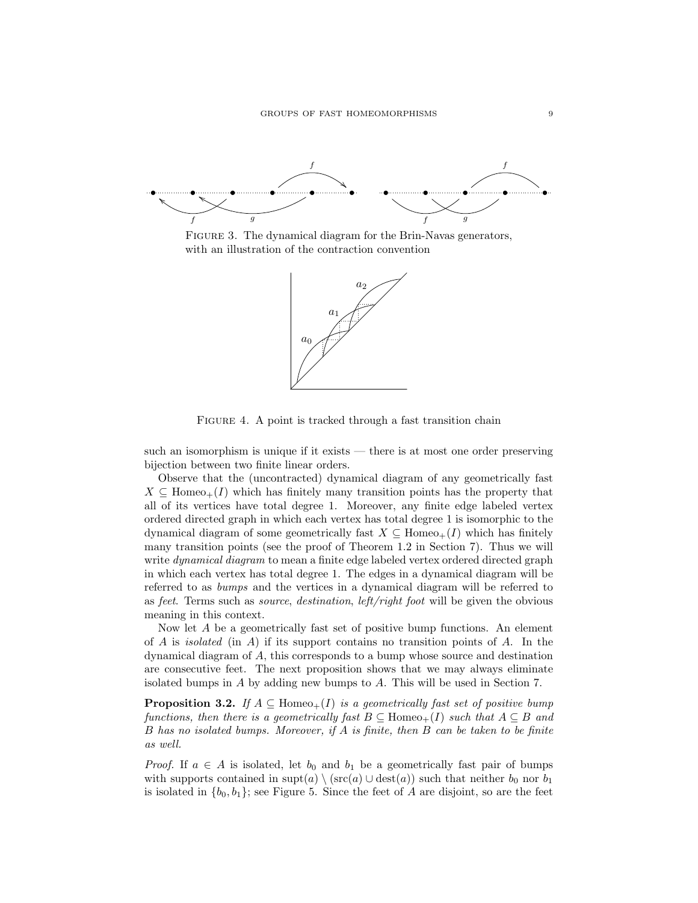FIGURE 3. The dynamical diagram for the Brin-Navas generators, with an illustration of the contraction convention

FIGURE 4. A point is tracked through a fast transition chain

such an isomorphism is unique if it exists — there is at most one order preserving bijection between two finite linear orders.

Observe that the (uncontracted) dynamical diagram of any geometrically fast $X \subseteq \mathrm{Homeo}_+(I)$ which has finitely many transition points has the property that all of its vertices have total degree 1. Moreover, any finite edge labeled vertex ordered directed graph in which each vertex has total degree 1 is isomorphic to the dynamical diagram of some geometrically fast $X \subseteq \mathrm{Homeo}_+(I)$ which has finitely many transition points (see the proof of Theorem 1.2 in Section 7). Thus we will write *dynamical diagram* to mean a finite edge labeled vertex ordered directed graph in which each vertex has total degree 1. The edges in a dynamical diagram will be referred to as *bumps* and the vertices in a dynamical diagram will be referred to as *feet*. Terms such as *source*, *destination*, *left/right foot* will be given the obvious meaning in this context.

Now let $A$ be a geometrically fast set of positive bump functions. An element of $A$ is *isolated* (in $A$) if its support contains no transition points of $A$. In the dynamical diagram of $A$, this corresponds to a bump whose source and destination are consecutive feet. The next proposition shows that we may always eliminate isolated bumps in $A$ by adding new bumps to $A$. This will be used in Section 7.

**Proposition 3.2.** *If $A \subseteq \mathrm{Homeo}_+(I)$ is a geometrically fast set of positive bump functions, then there is a geometrically fast $B \subseteq \mathrm{Homeo}_+(I)$ such that $A \subseteq B$ and $B$ has no isolated bumps. Moreover, if $A$ is finite, then $B$ can be taken to be finite as well.*

*Proof.* If $a \in A$ is isolated, let $b_0$ and $b_1$ be a geometrically fast pair of bumps with supports contained in $\mathrm{supt}(a) \setminus (\mathrm{src}(a) \cup \mathrm{dest}(a))$ such that neither $b_0$ nor $b_1$ is isolated in $\{b_0, b_1\}$; see Figure 5. Since the feet of $A$ are disjoint, so are the feet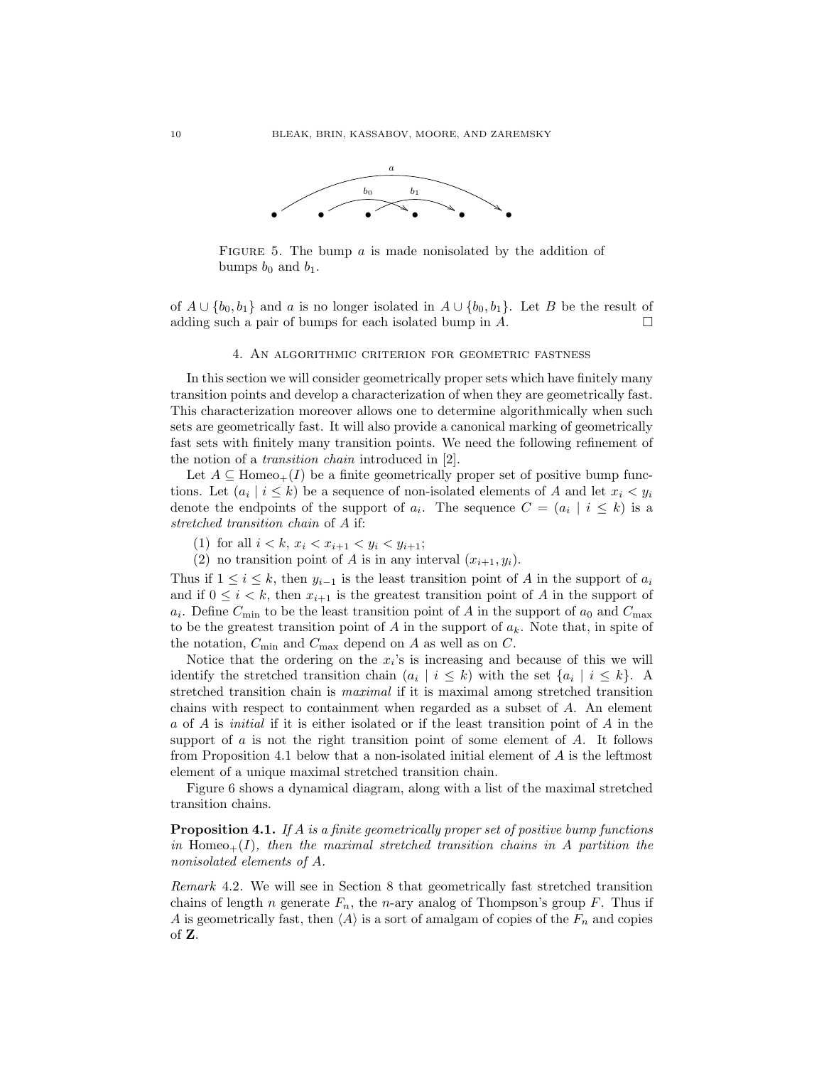FIGURE 5. The bump $a$ is made nonisolated by the addition of bumps $b_0$ and $b_1$.

of $A \cup \{b_0, b_1\}$ and $a$ is no longer isolated in $A \cup \{b_0, b_1\}$. Let $B$ be the result of adding such a pair of bumps for each isolated bump in $A$. □

## 4. An algorithmic criterion for geometric fastness

In this section we will consider geometrically proper sets which have finitely many transition points and develop a characterization of when they are geometrically fast. This characterization moreover allows one to determine algorithmically when such sets are geometrically fast. It will also provide a canonical marking of geometrically fast sets with finitely many transition points. We need the following refinement of the notion of a *transition chain* introduced in [2].

Let $A \subseteq \mathrm{Homeo}_+(I)$ be a finite geometrically proper set of positive bump functions. Let $(a_i \mid i \leq k)$ be a sequence of non-isolated elements of $A$ and let $x_i < y_i$ denote the endpoints of the support of $a_i$. The sequence $C = (a_i \mid i \leq k)$ is a *stretched transition chain* of $A$ if:

(1) for all $i < k$, $x_i < x_{i+1} < y_i < y_{i+1}$;

(2) no transition point of $A$ is in any interval $(x_{i+1}, y_i)$.

Thus if $1 \leq i \leq k$, then $y_{i-1}$ is the least transition point of $A$ in the support of $a_i$ and if $0 \leq i < k$, then $x_{i+1}$ is the greatest transition point of $A$ in the support of $a_i$. Define $C_{\min}$ to be the least transition point of $A$ in the support of $a_0$ and $C_{\max}$ to be the greatest transition point of $A$ in the support of $a_k$. Note that, in spite of the notation, $C_{\min}$ and $C_{\max}$ depend on $A$ as well as on $C$.

Notice that the ordering on the $x_i$'s is increasing and because of this we will identify the stretched transition chain $(a_i \mid i \leq k)$ with the set $\{a_i \mid i \leq k\}$. A stretched transition chain is *maximal* if it is maximal among stretched transition chains with respect to containment when regarded as a subset of $A$. An element $a$ of $A$ is *initial* if it is either isolated or if the least transition point of $A$ in the support of $a$ is not the right transition point of some element of $A$. It follows from Proposition 4.1 below that a non-isolated initial element of $A$ is the leftmost element of a unique maximal stretched transition chain.

Figure 6 shows a dynamical diagram, along with a list of the maximal stretched transition chains.

**Proposition 4.1.** *If $A$ is a finite geometrically proper set of positive bump functions in $\mathrm{Homeo}_+(I)$, then the maximal stretched transition chains in $A$ partition the nonisolated elements of $A$.*

*Remark* 4.2. We will see in Section 8 that geometrically fast stretched transition chains of length $n$ generate $F_n$, the $n$-ary analog of Thompson's group $F$. Thus if $A$ is geometrically fast, then $\langle A \rangle$ is a sort of amalgam of copies of the $F_n$ and copies of $\mathbf{Z}$.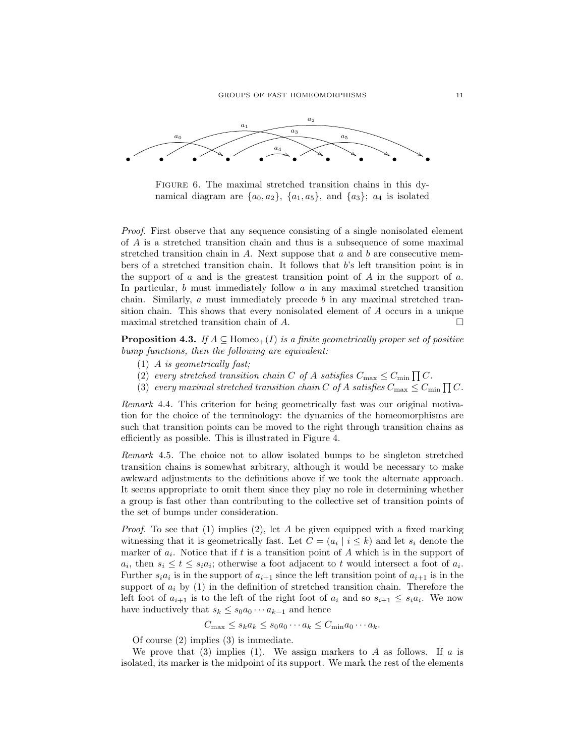Figure 6. The maximal stretched transition chains in this dynamical diagram are $\{a_0, a_2\}$, $\{a_1, a_5\}$, and $\{a_3\}$; $a_4$ is isolated

*Proof.* First observe that any sequence consisting of a single nonisolated element of $A$ is a stretched transition chain and thus is a subsequence of some maximal stretched transition chain in $A$. Next suppose that $a$ and $b$ are consecutive members of a stretched transition chain. It follows that $b$'s left transition point is in the support of $a$ and is the greatest transition point of $A$ in the support of $a$. In particular, $b$ must immediately follow $a$ in any maximal stretched transition chain. Similarly, $a$ must immediately precede $b$ in any maximal stretched transition chain. This shows that every nonisolated element of $A$ occurs in a unique maximal stretched transition chain of $A$. □

**Proposition 4.3.** *If $A \subseteq \mathrm{Homeo}_+(I)$ is a finite geometrically proper set of positive bump functions, then the following are equivalent:*

1. *$A$ is geometrically fast;*
2. *every stretched transition chain $C$ of $A$ satisfies $C_{\max} \leq C_{\min} \prod C$.*
3. *every maximal stretched transition chain $C$ of $A$ satisfies $C_{\max} \leq C_{\min} \prod C$.*

*Remark* 4.4. This criterion for being geometrically fast was our original motivation for the choice of the terminology: the dynamics of the homeomorphisms are such that transition points can be moved to the right through transition chains as efficiently as possible. This is illustrated in Figure 4.

*Remark* 4.5. The choice not to allow isolated bumps to be singleton stretched transition chains is somewhat arbitrary, although it would be necessary to make awkward adjustments to the definitions above if we took the alternate approach. It seems appropriate to omit them since they play no role in determining whether a group is fast other than contributing to the collective set of transition points of the set of bumps under consideration.

*Proof.* To see that (1) implies (2), let $A$ be given equipped with a fixed marking witnessing that it is geometrically fast. Let $C = (a_i \mid i \leq k)$ and let $s_i$ denote the marker of $a_i$. Notice that if $t$ is a transition point of $A$ which is in the support of $a_i$, then $s_i \leq t \leq s_i a_i$; otherwise a foot adjacent to $t$ would intersect a foot of $a_i$. Further $s_i a_i$ is in the support of $a_{i+1}$ since the left transition point of $a_{i+1}$ is in the support of $a_i$ by (1) in the definition of stretched transition chain. Therefore the left foot of $a_{i+1}$ is to the left of the right foot of $a_i$ and so $s_{i+1} \leq s_i a_i$. We now have inductively that $s_k \leq s_0 a_0 \cdots a_{k-1}$ and hence

$$C_{\max} \leq s_k a_k \leq s_0 a_0 \cdots a_k \leq C_{\min} a_0 \cdots a_k.$$

Of course (2) implies (3) is immediate.

We prove that (3) implies (1). We assign markers to $A$ as follows. If $a$ is isolated, its marker is the midpoint of its support. We mark the rest of the elements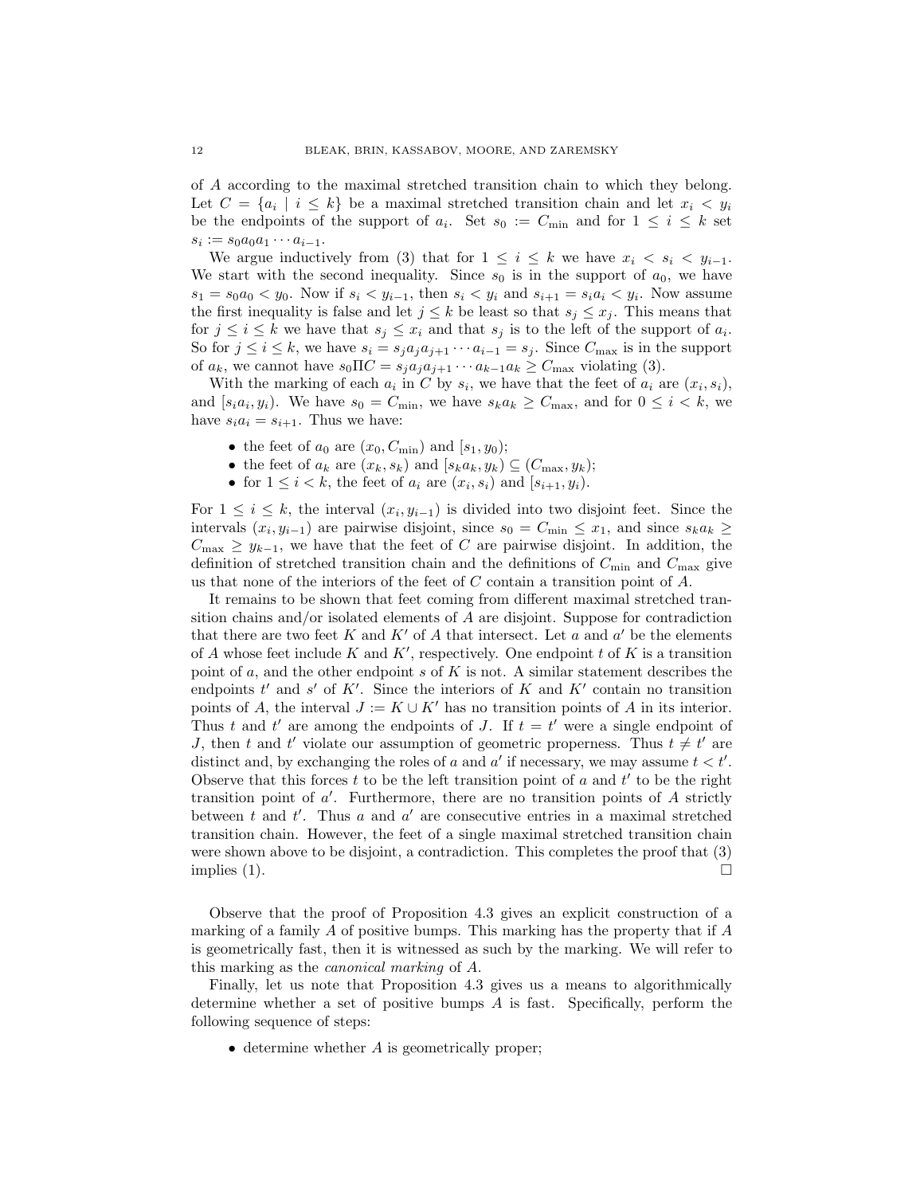of $A$ according to the maximal stretched transition chain to which they belong. Let $C = \{a_i \mid i \leq k\}$ be a maximal stretched transition chain and let $x_i < y_i$ be the endpoints of the support of $a_i$. Set $s_0 := C_{\min}$ and for $1 \leq i \leq k$ set $s_i := s_0 a_0 a_1 \cdots a_{i-1}$.

We argue inductively from (3) that for $1 \leq i \leq k$ we have $x_i < s_i < y_{i-1}$. We start with the second inequality. Since $s_0$ is in the support of $a_0$, we have $s_1 = s_0 a_0 < y_0$. Now if $s_i < y_{i-1}$, then $s_i < y_i$ and $s_{i+1} = s_i a_i < y_i$. Now assume the first inequality is false and let $j \leq k$ be least so that $s_j \leq x_j$. This means that for $j \leq i \leq k$ we have that $s_j \leq x_i$ and that $s_j$ is to the left of the support of $a_i$. So for $j \leq i \leq k$, we have $s_i = s_j a_j a_{j+1} \cdots a_{i-1} = s_j$. Since $C_{\max}$ is in the support of $a_k$, we cannot have $s_0 \Pi C = s_j a_j a_{j+1} \cdots a_{k-1} a_k \geq C_{\max}$ violating (3).

With the marking of each $a_i$ in $C$ by $s_i$, we have that the feet of $a_i$ are $(x_i, s_i)$, and $[s_i a_i, y_i)$. We have $s_0 = C_{\min}$, we have $s_k a_k \geq C_{\max}$, and for $0 \leq i < k$, we have $s_i a_i = s_{i+1}$. Thus we have:

- the feet of $a_0$ are $(x_0, C_{\min})$ and $[s_1, y_0)$;
- the feet of $a_k$ are $(x_k, s_k)$ and $[s_k a_k, y_k) \subseteq (C_{\max}, y_k)$;
- for $1 \leq i < k$, the feet of $a_i$ are $(x_i, s_i)$ and $[s_{i+1}, y_i)$.

For $1 \leq i \leq k$, the interval $(x_i, y_{i-1})$ is divided into two disjoint feet. Since the intervals $(x_i, y_{i-1})$ are pairwise disjoint, since $s_0 = C_{\min} \leq x_1$, and since $s_k a_k \geq C_{\max} \geq y_{k-1}$, we have that the feet of $C$ are pairwise disjoint. In addition, the definition of stretched transition chain and the definitions of $C_{\min}$ and $C_{\max}$ give us that none of the interiors of the feet of $C$ contain a transition point of $A$.

It remains to be shown that feet coming from different maximal stretched transition chains and/or isolated elements of $A$ are disjoint. Suppose for contradiction that there are two feet $K$ and $K'$ of $A$ that intersect. Let $a$ and $a'$ be the elements of $A$ whose feet include $K$ and $K'$, respectively. One endpoint $t$ of $K$ is a transition point of $a$, and the other endpoint $s$ of $K$ is not. A similar statement describes the endpoints $t'$ and $s'$ of $K'$. Since the interiors of $K$ and $K'$ contain no transition points of $A$, the interval $J := K \cup K'$ has no transition points of $A$ in its interior. Thus $t$ and $t'$ are among the endpoints of $J$. If $t = t'$ were a single endpoint of $J$, then $t$ and $t'$ violate our assumption of geometric properness. Thus $t \neq t'$ are distinct and, by exchanging the roles of $a$ and $a'$ if necessary, we may assume $t < t'$. Observe that this forces $t$ to be the left transition point of $a$ and $t'$ to be the right transition point of $a'$. Furthermore, there are no transition points of $A$ strictly between $t$ and $t'$. Thus $a$ and $a'$ are consecutive entries in a maximal stretched transition chain. However, the feet of a single maximal stretched transition chain were shown above to be disjoint, a contradiction. This completes the proof that (3) implies (1). □

Observe that the proof of Proposition 4.3 gives an explicit construction of a marking of a family $A$ of positive bumps. This marking has the property that if $A$ is geometrically fast, then it is witnessed as such by the marking. We will refer to this marking as the *canonical marking* of $A$.

Finally, let us note that Proposition 4.3 gives us a means to algorithmically determine whether a set of positive bumps $A$ is fast. Specifically, perform the following sequence of steps:

- determine whether $A$ is geometrically proper;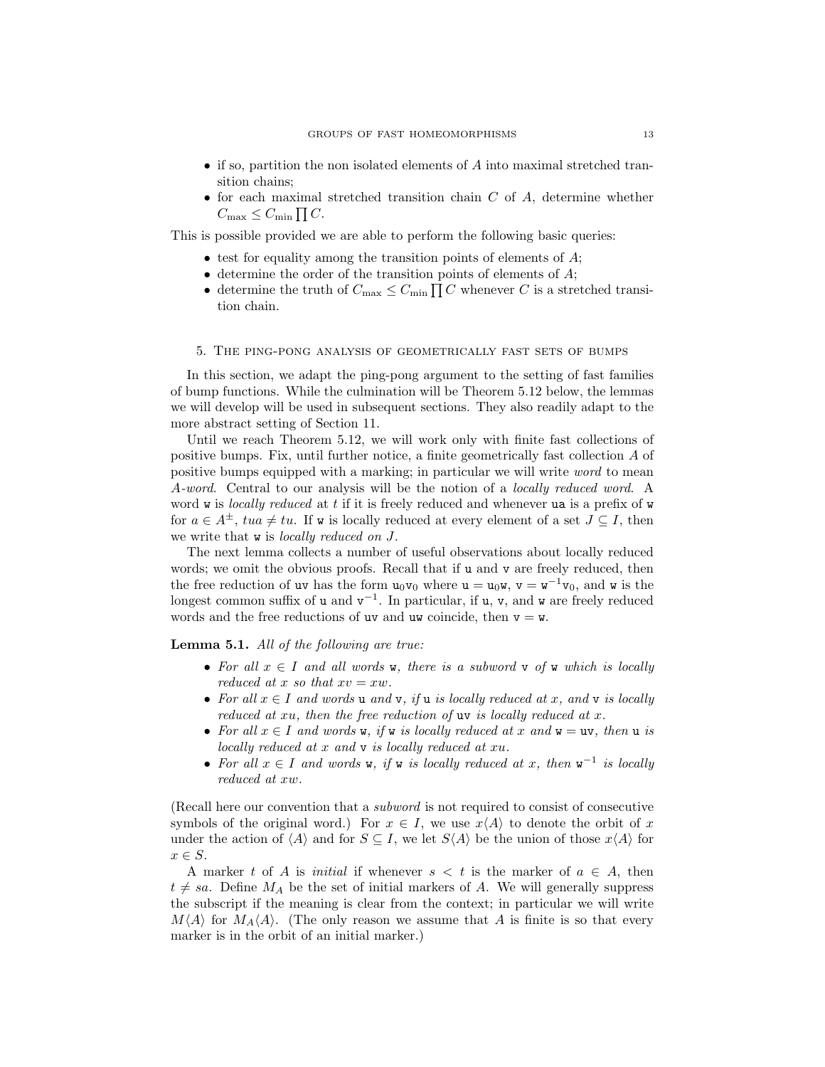- if so, partition the non isolated elements of $A$ into maximal stretched transition chains;
- for each maximal stretched transition chain $C$ of $A$, determine whether $C_{\max} \leq C_{\min} \prod C$.

This is possible provided we are able to perform the following basic queries:

- test for equality among the transition points of elements of $A$;
- determine the order of the transition points of elements of $A$;
- determine the truth of $C_{\max} \leq C_{\min} \prod C$ whenever $C$ is a stretched transition chain.

## 5. The ping-pong analysis of geometrically fast sets of bumps

In this section, we adapt the ping-pong argument to the setting of fast families of bump functions. While the culmination will be Theorem 5.12 below, the lemmas we will develop will be used in subsequent sections. They also readily adapt to the more abstract setting of Section 11.

Until we reach Theorem 5.12, we will work only with finite fast collections of positive bumps. Fix, until further notice, a finite geometrically fast collection $A$ of positive bumps equipped with a marking; in particular we will write *word* to mean *$A$-word*. Central to our analysis will be the notion of a *locally reduced word*. A word $\mathtt{w}$ is *locally reduced* at $t$ if it is freely reduced and whenever $\mathtt{ua}$ is a prefix of $\mathtt{w}$ for $a \in A^{\pm}$, $tua \neq tu$. If $\mathtt{w}$ is locally reduced at every element of a set $J \subseteq I$, then we write that $\mathtt{w}$ is *locally reduced on $J$*.

The next lemma collects a number of useful observations about locally reduced words; we omit the obvious proofs. Recall that if $\mathtt{u}$ and $\mathtt{v}$ are freely reduced, then the free reduction of $\mathtt{uv}$ has the form $\mathtt{u}_0\mathtt{v}_0$ where $\mathtt{u} = \mathtt{u}_0\mathtt{w}$, $\mathtt{v} = \mathtt{w}^{-1}\mathtt{v}_0$, and $\mathtt{w}$ is the longest common suffix of $\mathtt{u}$ and $\mathtt{v}^{-1}$. In particular, if $\mathtt{u}$, $\mathtt{v}$, and $\mathtt{w}$ are freely reduced words and the free reductions of $\mathtt{uv}$ and $\mathtt{uw}$ coincide, then $\mathtt{v} = \mathtt{w}$.

**Lemma 5.1.** *All of the following are true:*

- *For all $x \in I$ and all words $\mathtt{w}$, there is a subword $\mathtt{v}$ of $\mathtt{w}$ which is locally reduced at $x$ so that $xv = xw$.*
- *For all $x \in I$ and words $\mathtt{u}$ and $\mathtt{v}$, if $\mathtt{u}$ is locally reduced at $x$, and $\mathtt{v}$ is locally reduced at $xu$, then the free reduction of $\mathtt{uv}$ is locally reduced at $x$.*
- *For all $x \in I$ and words $\mathtt{w}$, if $\mathtt{w}$ is locally reduced at $x$ and $\mathtt{w} = \mathtt{uv}$, then $\mathtt{u}$ is locally reduced at $x$ and $\mathtt{v}$ is locally reduced at $xu$.*
- *For all $x \in I$ and words $\mathtt{w}$, if $\mathtt{w}$ is locally reduced at $x$, then $\mathtt{w}^{-1}$ is locally reduced at $xw$.*

(Recall here our convention that a *subword* is not required to consist of consecutive symbols of the original word.) For $x \in I$, we use $x\langle A \rangle$ to denote the orbit of $x$ under the action of $\langle A \rangle$ and for $S \subseteq I$, we let $S\langle A \rangle$ be the union of those $x\langle A \rangle$ for $x \in S$.

A marker $t$ of $A$ is *initial* if whenever $s < t$ is the marker of $a \in A$, then $t \neq sa$. Define $M_A$ be the set of initial markers of $A$. We will generally suppress the subscript if the meaning is clear from the context; in particular we will write $M\langle A \rangle$ for $M_A\langle A \rangle$. (The only reason we assume that $A$ is finite is so that every marker is in the orbit of an initial marker.)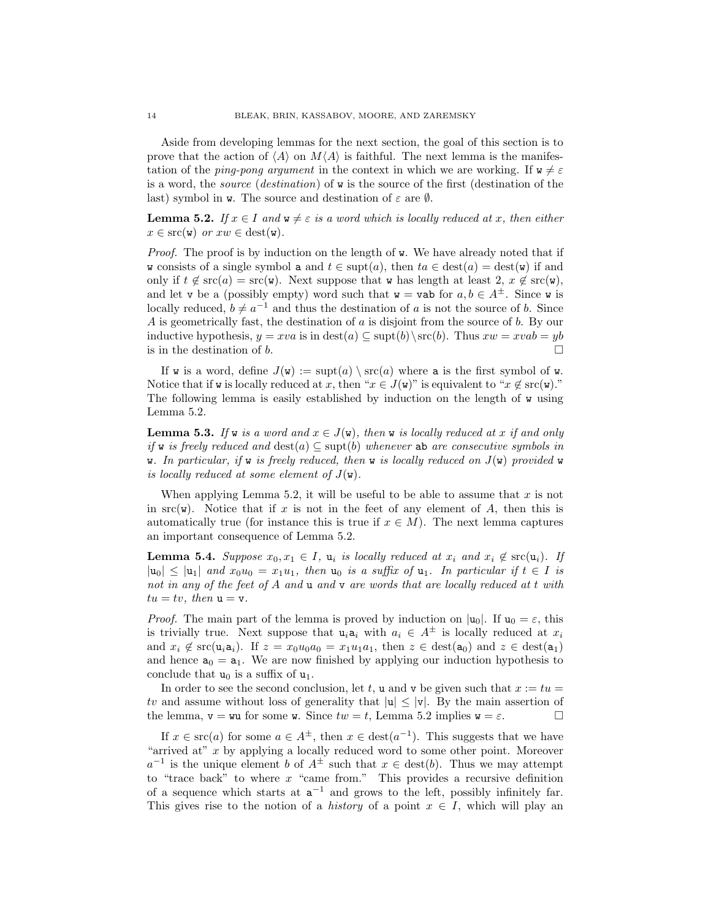Aside from developing lemmas for the next section, the goal of this section is to prove that the action of $\langle A \rangle$ on $M\langle A \rangle$ is faithful. The next lemma is the manifestation of the *ping-pong argument* in the context in which we are working. If $\mathtt{w} \neq \varepsilon$ is a word, the *source* (*destination*) of $\mathtt{w}$ is the source of the first (destination of the last) symbol in $\mathtt{w}$. The source and destination of $\varepsilon$ are $\emptyset$.

**Lemma 5.2.** *If $x \in I$ and $\mathtt{w} \neq \varepsilon$ is a word which is locally reduced at $x$, then either $x \in \operatorname{src}(\mathtt{w})$ or $xw \in \operatorname{dest}(\mathtt{w})$.*

*Proof.* The proof is by induction on the length of $\mathtt{w}$. We have already noted that if $\mathtt{w}$ consists of a single symbol $\mathtt{a}$ and $t \in \operatorname{supt}(a)$, then $ta \in \operatorname{dest}(a) = \operatorname{dest}(\mathtt{w})$ if and only if $t \notin \operatorname{src}(a) = \operatorname{src}(\mathtt{w})$. Next suppose that $\mathtt{w}$ has length at least 2, $x \notin \operatorname{src}(\mathtt{w})$, and let $\mathtt{v}$ be a (possibly empty) word such that $\mathtt{w} = \mathtt{vab}$ for $a, b \in A^{\pm}$. Since $\mathtt{w}$ is locally reduced, $b \neq a^{-1}$ and thus the destination of $a$ is not the source of $b$. Since $A$ is geometrically fast, the destination of $a$ is disjoint from the source of $b$. By our inductive hypothesis, $y = xva$ is in $\operatorname{dest}(a) \subseteq \operatorname{supt}(b) \setminus \operatorname{src}(b)$. Thus $xw = xvab = yb$ is in the destination of $b$. □

If $\mathtt{w}$ is a word, define $J(\mathtt{w}) := \operatorname{supt}(a) \setminus \operatorname{src}(a)$ where $\mathtt{a}$ is the first symbol of $\mathtt{w}$. Notice that if $\mathtt{w}$ is locally reduced at $x$, then "$x \in J(\mathtt{w})$" is equivalent to "$x \notin \operatorname{src}(\mathtt{w})$." The following lemma is easily established by induction on the length of $\mathtt{w}$ using Lemma 5.2.

**Lemma 5.3.** *If $\mathtt{w}$ is a word and $x \in J(\mathtt{w})$, then $\mathtt{w}$ is locally reduced at $x$ if and only if $\mathtt{w}$ is freely reduced and $\operatorname{dest}(a) \subseteq \operatorname{supt}(b)$ whenever $\mathtt{ab}$ are consecutive symbols in $\mathtt{w}$. In particular, if $\mathtt{w}$ is freely reduced, then $\mathtt{w}$ is locally reduced on $J(\mathtt{w})$ provided $\mathtt{w}$ is locally reduced at some element of $J(\mathtt{w})$.*

When applying Lemma 5.2, it will be useful to be able to assume that $x$ is not in $\operatorname{src}(\mathtt{w})$. Notice that if $x$ is not in the feet of any element of $A$, then this is automatically true (for instance this is true if $x \in M$). The next lemma captures an important consequence of Lemma 5.2.

**Lemma 5.4.** *Suppose $x_0, x_1 \in I$, $\mathtt{u}_i$ is locally reduced at $x_i$ and $x_i \notin \operatorname{src}(\mathtt{u}_i)$. If $|\mathtt{u}_0| \leq |\mathtt{u}_1|$ and $x_0 u_0 = x_1 u_1$, then $\mathtt{u}_0$ is a suffix of $\mathtt{u}_1$. In particular if $t \in I$ is not in any of the feet of $A$ and $\mathtt{u}$ and $\mathtt{v}$ are words that are locally reduced at $t$ with $tu = tv$, then $\mathtt{u} = \mathtt{v}$.*

*Proof.* The main part of the lemma is proved by induction on $|\mathtt{u}_0|$. If $\mathtt{u}_0 = \varepsilon$, this is trivially true. Next suppose that $\mathtt{u}_i \mathtt{a}_i$ with $a_i \in A^{\pm}$ is locally reduced at $x_i$ and $x_i \notin \operatorname{src}(\mathtt{u}_i \mathtt{a}_i)$. If $z = x_0 u_0 a_0 = x_1 u_1 a_1$, then $z \in \operatorname{dest}(\mathtt{a}_0)$ and $z \in \operatorname{dest}(\mathtt{a}_1)$ and hence $\mathtt{a}_0 = \mathtt{a}_1$. We are now finished by applying our induction hypothesis to conclude that $\mathtt{u}_0$ is a suffix of $\mathtt{u}_1$.

In order to see the second conclusion, let $t$, $\mathtt{u}$ and $\mathtt{v}$ be given such that $x := tu = tv$ and assume without loss of generality that $|\mathtt{u}| \leq |\mathtt{v}|$. By the main assertion of the lemma, $\mathtt{v} = \mathtt{wu}$ for some $\mathtt{w}$. Since $tw = t$, Lemma 5.2 implies $\mathtt{w} = \varepsilon$. □

If $x \in \operatorname{src}(a)$ for some $a \in A^{\pm}$, then $x \in \operatorname{dest}(a^{-1})$. This suggests that we have "arrived at" $x$ by applying a locally reduced word to some other point. Moreover $a^{-1}$ is the unique element $b$ of $A^{\pm}$ such that $x \in \operatorname{dest}(b)$. Thus we may attempt to "trace back" to where $x$ "came from." This provides a recursive definition of a sequence which starts at $\mathtt{a}^{-1}$ and grows to the left, possibly infinitely far. This gives rise to the notion of a *history* of a point $x \in I$, which will play an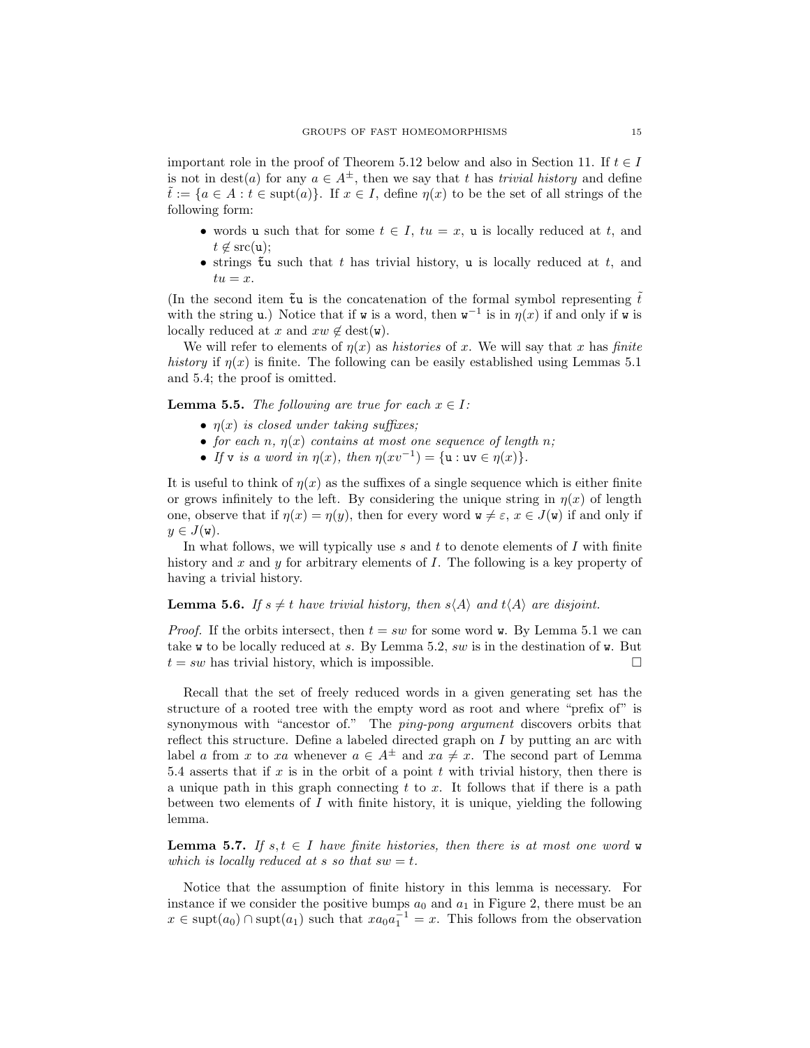important role in the proof of Theorem 5.12 below and also in Section 11. If $t \in I$ is not in $\operatorname{dest}(a)$ for any $a \in A^{\pm}$, then we say that $t$ has *trivial history* and define $\tilde{t} := \{a \in A : t \in \operatorname{supt}(a)\}$. If $x \in I$, define $\eta(x)$ to be the set of all strings of the following form:

- words $\mathtt{u}$ such that for some $t \in I$, $tu = x$, $\mathtt{u}$ is locally reduced at $t$, and $t \notin \operatorname{src}(\mathtt{u})$;
- strings $\tilde{\mathtt{t}}\mathtt{u}$ such that $t$ has trivial history, $\mathtt{u}$ is locally reduced at $t$, and $tu = x$.

(In the second item $\tilde{\mathtt{t}}\mathtt{u}$ is the concatenation of the formal symbol representing $\tilde{t}$ with the string $\mathtt{u}$.) Notice that if $\mathtt{w}$ is a word, then $\mathtt{w}^{-1}$ is in $\eta(x)$ if and only if $\mathtt{w}$ is locally reduced at $x$ and $xw \notin \operatorname{dest}(\mathtt{w})$.

We will refer to elements of $\eta(x)$ as *histories* of $x$. We will say that $x$ has *finite history* if $\eta(x)$ is finite. The following can be easily established using Lemmas 5.1 and 5.4; the proof is omitted.

**Lemma 5.5.** *The following are true for each $x \in I$:*

- *$\eta(x)$ is closed under taking suffixes;*
- *for each $n$, $\eta(x)$ contains at most one sequence of length $n$;*
- *If $\mathtt{v}$ is a word in $\eta(x)$, then $\eta(xv^{-1}) = \{\mathtt{u} : \mathtt{uv} \in \eta(x)\}$.*

It is useful to think of $\eta(x)$ as the suffixes of a single sequence which is either finite or grows infinitely to the left. By considering the unique string in $\eta(x)$ of length one, observe that if $\eta(x) = \eta(y)$, then for every word $\mathtt{w} \neq \varepsilon$, $x \in J(\mathtt{w})$ if and only if $y \in J(\mathtt{w})$.

In what follows, we will typically use $s$ and $t$ to denote elements of $I$ with finite history and $x$ and $y$ for arbitrary elements of $I$. The following is a key property of having a trivial history.

**Lemma 5.6.** *If $s \neq t$ have trivial history, then $s\langle A\rangle$ and $t\langle A\rangle$ are disjoint.*

*Proof.* If the orbits intersect, then $t = sw$ for some word $\mathtt{w}$. By Lemma 5.1 we can take $\mathtt{w}$ to be locally reduced at $s$. By Lemma 5.2, $sw$ is in the destination of $\mathtt{w}$. But $t = sw$ has trivial history, which is impossible. $\square$

Recall that the set of freely reduced words in a given generating set has the structure of a rooted tree with the empty word as root and where "prefix of" is synonymous with "ancestor of." The *ping-pong argument* discovers orbits that reflect this structure. Define a labeled directed graph on $I$ by putting an arc with label $a$ from $x$ to $xa$ whenever $a \in A^{\pm}$ and $xa \neq x$. The second part of Lemma 5.4 asserts that if $x$ is in the orbit of a point $t$ with trivial history, then there is a unique path in this graph connecting $t$ to $x$. It follows that if there is a path between two elements of $I$ with finite history, it is unique, yielding the following lemma.

**Lemma 5.7.** *If $s, t \in I$ have finite histories, then there is at most one word $\mathtt{w}$ which is locally reduced at $s$ so that $sw = t$.*

Notice that the assumption of finite history in this lemma is necessary. For instance if we consider the positive bumps $a_0$ and $a_1$ in Figure 2, there must be an $x \in \operatorname{supt}(a_0) \cap \operatorname{supt}(a_1)$ such that $xa_0a_1^{-1} = x$. This follows from the observation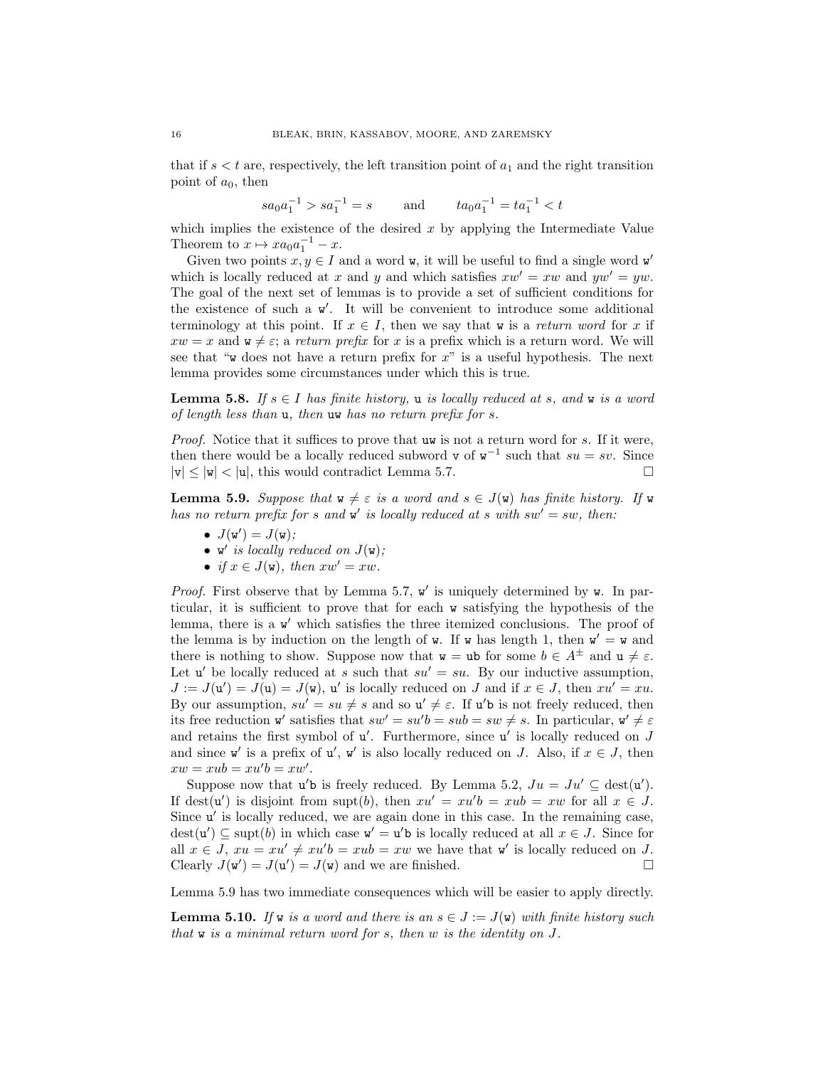that if $s < t$ are, respectively, the left transition point of $a_1$ and the right transition point of $a_0$, then

$$sa_0a_1^{-1} > sa_1^{-1} = s \qquad \text{and} \qquad ta_0a_1^{-1} = ta_1^{-1} < t$$

which implies the existence of the desired $x$ by applying the Intermediate Value Theorem to $x \mapsto xa_0a_1^{-1} - x$.

Given two points $x, y \in I$ and a word $\mathtt{w}$, it will be useful to find a single word $\mathtt{w}'$ which is locally reduced at $x$ and $y$ and which satisfies $x\mathtt{w}' = x\mathtt{w}$ and $y\mathtt{w}' = y\mathtt{w}$. The goal of the next set of lemmas is to provide a set of sufficient conditions for the existence of such a $\mathtt{w}'$. It will be convenient to introduce some additional terminology at this point. If $x \in I$, then we say that $\mathtt{w}$ is a *return word* for $x$ if $x\mathtt{w} = x$ and $\mathtt{w} \neq \varepsilon$; a *return prefix* for $x$ is a prefix which is a return word. We will see that "$\mathtt{w}$ does not have a return prefix for $x$" is a useful hypothesis. The next lemma provides some circumstances under which this is true.

**Lemma 5.8.** *If $s \in I$ has finite history, $\mathtt{u}$ is locally reduced at $s$, and $\mathtt{w}$ is a word of length less than $\mathtt{u}$, then $\mathtt{uw}$ has no return prefix for $s$.*

*Proof.* Notice that it suffices to prove that $\mathtt{uw}$ is not a return word for $s$. If it were, then there would be a locally reduced subword $\mathtt{v}$ of $\mathtt{w}^{-1}$ such that $su = sv$. Since $|\mathtt{v}| \leq |\mathtt{w}| < |\mathtt{u}|$, this would contradict Lemma 5.7. $\square$

**Lemma 5.9.** *Suppose that $\mathtt{w} \neq \varepsilon$ is a word and $s \in J(\mathtt{w})$ has finite history. If $\mathtt{w}$ has no return prefix for $s$ and $\mathtt{w}'$ is locally reduced at $s$ with $sw' = sw$, then:*

- *$J(\mathtt{w}') = J(\mathtt{w})$;*
- *$\mathtt{w}'$ is locally reduced on $J(\mathtt{w})$;*
- *if $x \in J(\mathtt{w})$, then $xw' = xw$.*

*Proof.* First observe that by Lemma 5.7, $\mathtt{w}'$ is uniquely determined by $\mathtt{w}$. In particular, it is sufficient to prove that for each $\mathtt{w}$ satisfying the hypothesis of the lemma, there is a $\mathtt{w}'$ which satisfies the three itemized conclusions. The proof of the lemma is by induction on the length of $\mathtt{w}$. If $\mathtt{w}$ has length 1, then $\mathtt{w}' = \mathtt{w}$ and there is nothing to show. Suppose now that $\mathtt{w} = \mathtt{ub}$ for some $b \in A^{\pm}$ and $\mathtt{u} \neq \varepsilon$. Let $\mathtt{u}'$ be locally reduced at $s$ such that $su' = su$. By our inductive assumption, $J := J(\mathtt{u}') = J(\mathtt{u}) = J(\mathtt{w})$, $\mathtt{u}'$ is locally reduced on $J$ and if $x \in J$, then $xu' = xu$. By our assumption, $su' = su \neq s$ and so $\mathtt{u}' \neq \varepsilon$. If $\mathtt{u}'\mathtt{b}$ is not freely reduced, then its free reduction $\mathtt{w}'$ satisfies that $sw' = su'b = sub = sw \neq s$. In particular, $\mathtt{w}' \neq \varepsilon$ and retains the first symbol of $\mathtt{u}'$. Furthermore, since $\mathtt{u}'$ is locally reduced on $J$ and since $\mathtt{w}'$ is a prefix of $\mathtt{u}'$, $\mathtt{w}'$ is also locally reduced on $J$. Also, if $x \in J$, then $xw = xub = xu'b = xw'$.

Suppose now that $\mathtt{u}'\mathtt{b}$ is freely reduced. By Lemma 5.2, $Ju = Ju' \subseteq \mathrm{dest}(\mathtt{u}')$. If $\mathrm{dest}(\mathtt{u}')$ is disjoint from $\mathrm{supt}(b)$, then $xu' = xu'b = xub = xw$ for all $x \in J$. Since $\mathtt{u}'$ is locally reduced, we are again done in this case. In the remaining case, $\mathrm{dest}(\mathtt{u}') \subseteq \mathrm{supt}(b)$ in which case $\mathtt{w}' = \mathtt{u}'\mathtt{b}$ is locally reduced at all $x \in J$. Since for all $x \in J$, $xu = xu' \neq xu'b = xub = xw$ we have that $\mathtt{w}'$ is locally reduced on $J$. Clearly $J(\mathtt{w}') = J(\mathtt{u}') = J(\mathtt{w})$ and we are finished. $\square$

Lemma 5.9 has two immediate consequences which will be easier to apply directly.

**Lemma 5.10.** *If $\mathtt{w}$ is a word and there is an $s \in J := J(\mathtt{w})$ with finite history such that $\mathtt{w}$ is a minimal return word for $s$, then $w$ is the identity on $J$.*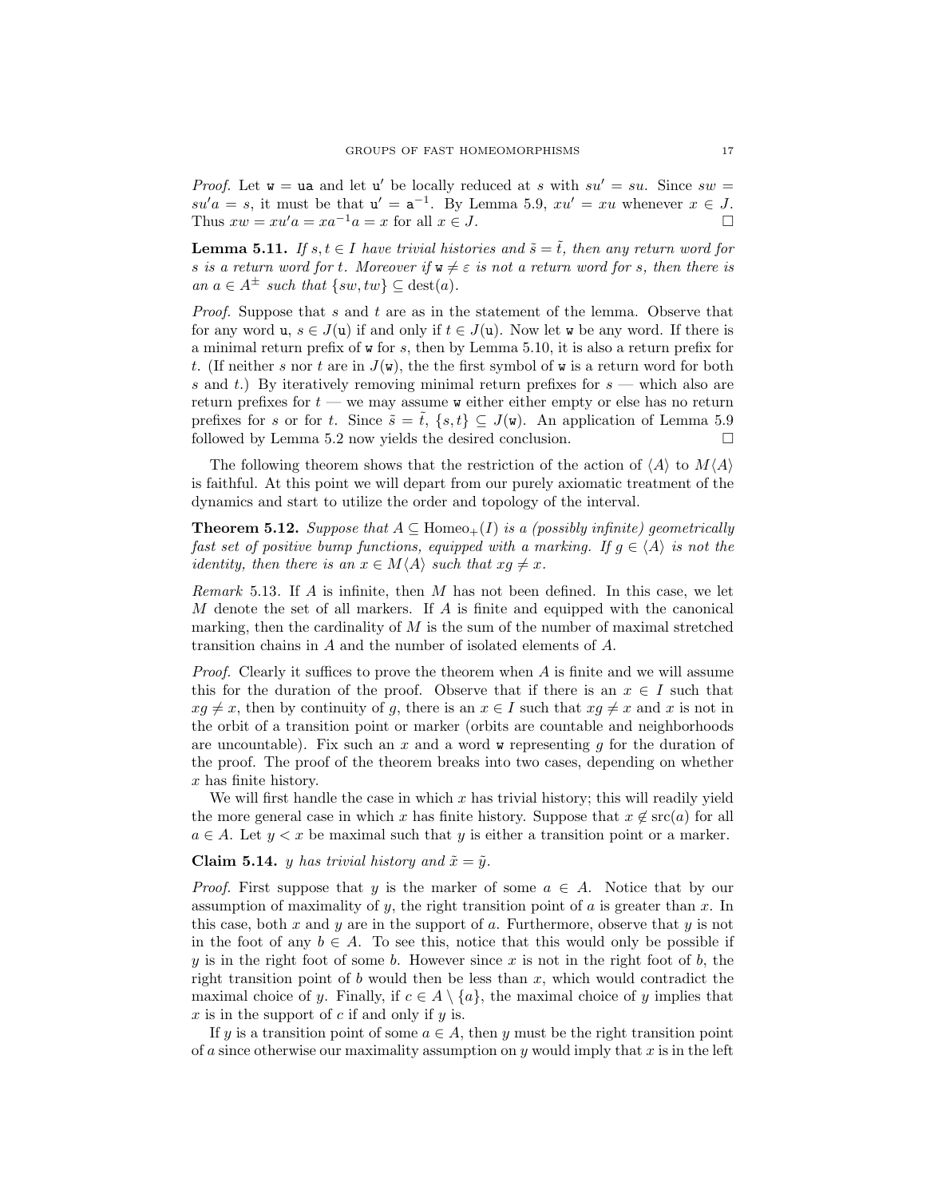*Proof.* Let $\mathtt{w} = \mathtt{ua}$ and let $\mathtt{u}'$ be locally reduced at $s$ with $su' = su$. Since $sw = su'a = s$, it must be that $\mathtt{u}' = \mathtt{a}^{-1}$. By Lemma 5.9, $xu' = xu$ whenever $x \in J$. Thus $xw = xu'a = xa^{-1}a = x$ for all $x \in J$. $\square$

**Lemma 5.11.** *If $s, t \in I$ have trivial histories and $\tilde{s} = \tilde{t}$, then any return word for $s$ is a return word for $t$. Moreover if $\mathtt{w} \neq \varepsilon$ is not a return word for $s$, then there is an $a \in A^{\pm}$ such that $\{sw, tw\} \subseteq \operatorname{dest}(a)$.*

*Proof.* Suppose that $s$ and $t$ are as in the statement of the lemma. Observe that for any word $\mathtt{u}$, $s \in J(\mathtt{u})$ if and only if $t \in J(\mathtt{u})$. Now let $\mathtt{w}$ be any word. If there is a minimal return prefix of $\mathtt{w}$ for $s$, then by Lemma 5.10, it is also a return prefix for $t$. (If neither $s$ nor $t$ are in $J(\mathtt{w})$, the the first symbol of $\mathtt{w}$ is a return word for both $s$ and $t$.) By iteratively removing minimal return prefixes for $s$ — which also are return prefixes for $t$ — we may assume $\mathtt{w}$ either either empty or else has no return prefixes for $s$ or for $t$. Since $\tilde{s} = \tilde{t}$, $\{s, t\} \subseteq J(\mathtt{w})$. An application of Lemma 5.9 followed by Lemma 5.2 now yields the desired conclusion. $\square$

The following theorem shows that the restriction of the action of $\langle A \rangle$ to $M\langle A \rangle$ is faithful. At this point we will depart from our purely axiomatic treatment of the dynamics and start to utilize the order and topology of the interval.

**Theorem 5.12.** *Suppose that $A \subseteq \operatorname{Homeo}_+(I)$ is a (possibly infinite) geometrically fast set of positive bump functions, equipped with a marking. If $g \in \langle A \rangle$ is not the identity, then there is an $x \in M\langle A \rangle$ such that $xg \neq x$.*

*Remark* 5.13. If $A$ is infinite, then $M$ has not been defined. In this case, we let $M$ denote the set of all markers. If $A$ is finite and equipped with the canonical marking, then the cardinality of $M$ is the sum of the number of maximal stretched transition chains in $A$ and the number of isolated elements of $A$.

*Proof.* Clearly it suffices to prove the theorem when $A$ is finite and we will assume this for the duration of the proof. Observe that if there is an $x \in I$ such that $xg \neq x$, then by continuity of $g$, there is an $x \in I$ such that $xg \neq x$ and $x$ is not in the orbit of a transition point or marker (orbits are countable and neighborhoods are uncountable). Fix such an $x$ and a word $\mathtt{w}$ representing $g$ for the duration of the proof. The proof of the theorem breaks into two cases, depending on whether $x$ has finite history.

We will first handle the case in which $x$ has trivial history; this will readily yield the more general case in which $x$ has finite history. Suppose that $x \notin \operatorname{src}(a)$ for all $a \in A$. Let $y < x$ be maximal such that $y$ is either a transition point or a marker.

**Claim 5.14.** *$y$ has trivial history and $\tilde{x} = \tilde{y}$.*

*Proof.* First suppose that $y$ is the marker of some $a \in A$. Notice that by our assumption of maximality of $y$, the right transition point of $a$ is greater than $x$. In this case, both $x$ and $y$ are in the support of $a$. Furthermore, observe that $y$ is not in the foot of any $b \in A$. To see this, notice that this would only be possible if $y$ is in the right foot of some $b$. However since $x$ is not in the right foot of $b$, the right transition point of $b$ would then be less than $x$, which would contradict the maximal choice of $y$. Finally, if $c \in A \setminus \{a\}$, the maximal choice of $y$ implies that $x$ is in the support of $c$ if and only if $y$ is.

If $y$ is a transition point of some $a \in A$, then $y$ must be the right transition point of $a$ since otherwise our maximality assumption on $y$ would imply that $x$ is in the left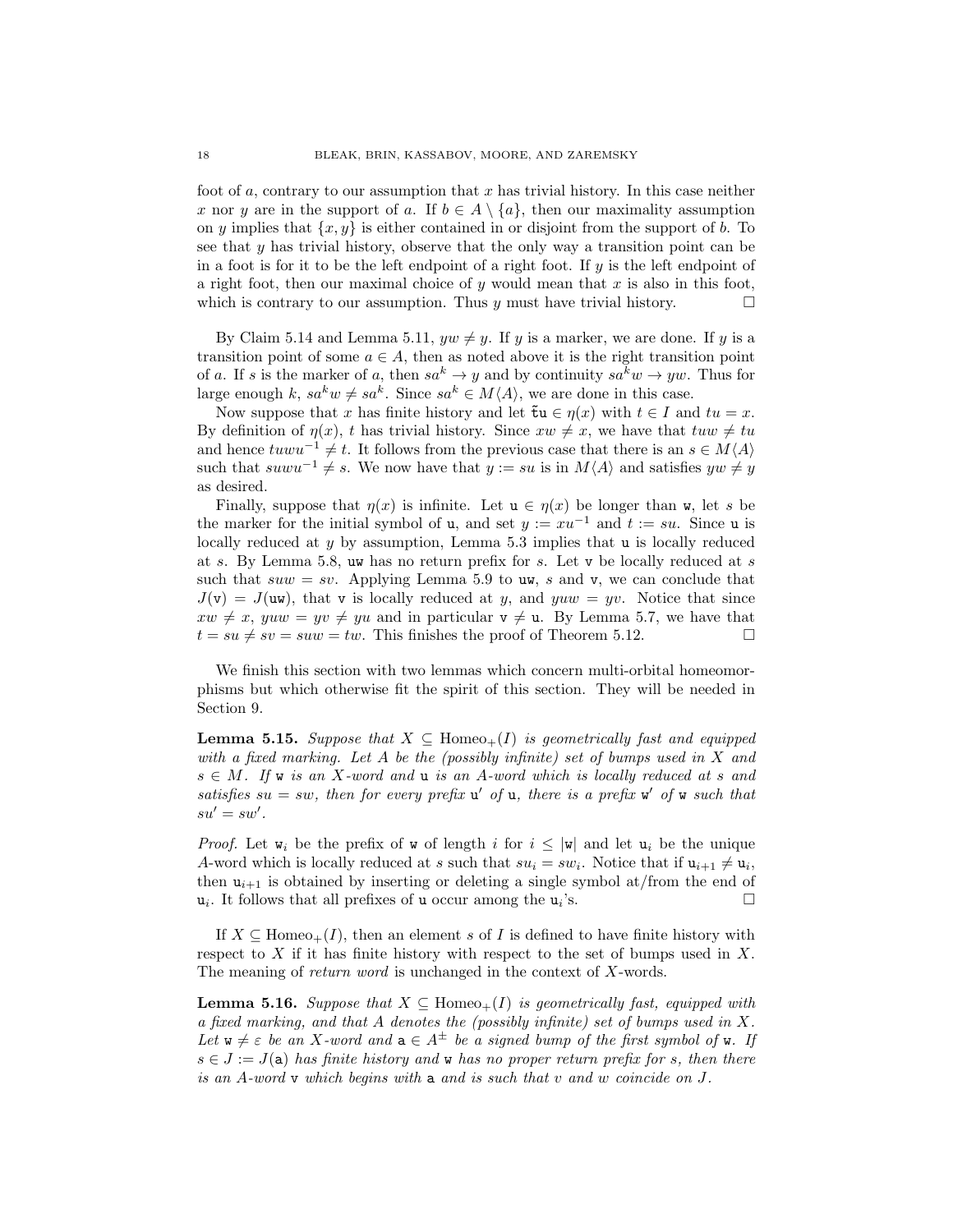foot of $a$, contrary to our assumption that $x$ has trivial history. In this case neither $x$ nor $y$ are in the support of $a$. If $b \in A \setminus \{a\}$, then our maximality assumption on $y$ implies that $\{x, y\}$ is either contained in or disjoint from the support of $b$. To see that $y$ has trivial history, observe that the only way a transition point can be in a foot is for it to be the left endpoint of a right foot. If $y$ is the left endpoint of a right foot, then our maximal choice of $y$ would mean that $x$ is also in this foot, which is contrary to our assumption. Thus $y$ must have trivial history. $\square$

By Claim 5.14 and Lemma 5.11, $yw \neq y$. If $y$ is a marker, we are done. If $y$ is a transition point of some $a \in A$, then as noted above it is the right transition point of $a$. If $s$ is the marker of $a$, then $sa^k \to y$ and by continuity $sa^k w \to yw$. Thus for large enough $k$, $sa^k w \neq sa^k$. Since $sa^k \in M\langle A \rangle$, we are done in this case.

Now suppose that $x$ has finite history and let $\tilde{t}\mathtt{u} \in \eta(x)$ with $t \in I$ and $tu = x$. By definition of $\eta(x)$, $t$ has trivial history. Since $xw \neq x$, we have that $tuw \neq tu$ and hence $tuwu^{-1} \neq t$. It follows from the previous case that there is an $s \in M\langle A \rangle$ such that $suwu^{-1} \neq s$. We now have that $y := su$ is in $M\langle A \rangle$ and satisfies $yw \neq y$ as desired.

Finally, suppose that $\eta(x)$ is infinite. Let $\mathtt{u} \in \eta(x)$ be longer than $\mathtt{w}$, let $s$ be the marker for the initial symbol of $\mathtt{u}$, and set $y := xu^{-1}$ and $t := su$. Since $\mathtt{u}$ is locally reduced at $y$ by assumption, Lemma 5.3 implies that $\mathtt{u}$ is locally reduced at $s$. By Lemma 5.8, $\mathtt{uw}$ has no return prefix for $s$. Let $\mathtt{v}$ be locally reduced at $s$ such that $suw = sv$. Applying Lemma 5.9 to $\mathtt{uw}$, $s$ and $\mathtt{v}$, we can conclude that $J(\mathtt{v}) = J(\mathtt{uw})$, that $\mathtt{v}$ is locally reduced at $y$, and $yuw = yv$. Notice that since $xw \neq x$, $yuw = yv \neq yu$ and in particular $\mathtt{v} \neq \mathtt{u}$. By Lemma 5.7, we have that $t = su \neq sv = suw = tw$. This finishes the proof of Theorem 5.12. $\square$

We finish this section with two lemmas which concern multi-orbital homeomorphisms but which otherwise fit the spirit of this section. They will be needed in Section 9.

**Lemma 5.15.** *Suppose that $X \subseteq \mathrm{Homeo}_+(I)$ is geometrically fast and equipped with a fixed marking. Let $A$ be the (possibly infinite) set of bumps used in $X$ and $s \in M$. If $\mathtt{w}$ is an $X$-word and $\mathtt{u}$ is an $A$-word which is locally reduced at $s$ and satisfies $su = sw$, then for every prefix $\mathtt{u}'$ of $\mathtt{u}$, there is a prefix $\mathtt{w}'$ of $\mathtt{w}$ such that $su' = sw'$.*

*Proof.* Let $\mathtt{w}_i$ be the prefix of $\mathtt{w}$ of length $i$ for $i \leq |\mathtt{w}|$ and let $\mathtt{u}_i$ be the unique $A$-word which is locally reduced at $s$ such that $su_i = sw_i$. Notice that if $\mathtt{u}_{i+1} \neq \mathtt{u}_i$, then $\mathtt{u}_{i+1}$ is obtained by inserting or deleting a single symbol at/from the end of $\mathtt{u}_i$. It follows that all prefixes of $\mathtt{u}$ occur among the $\mathtt{u}_i$'s. $\square$

If $X \subseteq \mathrm{Homeo}_+(I)$, then an element $s$ of $I$ is defined to have finite history with respect to $X$ if it has finite history with respect to the set of bumps used in $X$. The meaning of *return word* is unchanged in the context of $X$-words.

**Lemma 5.16.** *Suppose that $X \subseteq \mathrm{Homeo}_+(I)$ is geometrically fast, equipped with a fixed marking, and that $A$ denotes the (possibly infinite) set of bumps used in $X$. Let $\mathtt{w} \neq \varepsilon$ be an $X$-word and $\mathtt{a} \in A^{\pm}$ be a signed bump of the first symbol of $\mathtt{w}$. If $s \in J := J(\mathtt{a})$ has finite history and $\mathtt{w}$ has no proper return prefix for $s$, then there is an $A$-word $\mathtt{v}$ which begins with $\mathtt{a}$ and is such that $v$ and $w$ coincide on $J$.*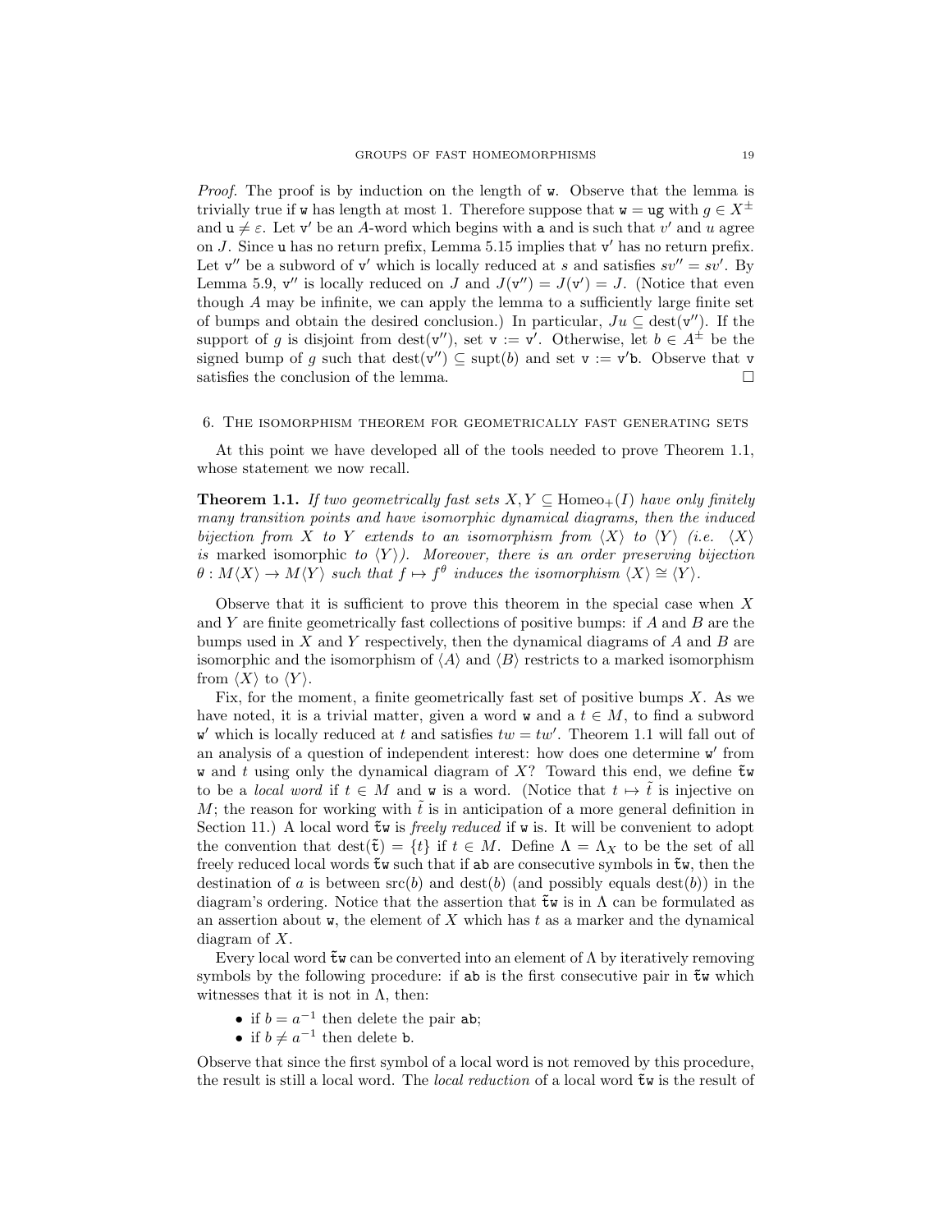*Proof.* The proof is by induction on the length of $\mathtt{w}$. Observe that the lemma is trivially true if $\mathtt{w}$ has length at most 1. Therefore suppose that $\mathtt{w} = \mathtt{u}\mathtt{g}$ with $g \in X^{\pm}$ and $\mathtt{u} \neq \varepsilon$. Let $\mathtt{v}'$ be an $A$-word which begins with $\mathtt{a}$ and is such that $v'$ and $u$ agree on $J$. Since $\mathtt{u}$ has no return prefix, Lemma 5.15 implies that $\mathtt{v}'$ has no return prefix. Let $\mathtt{v}''$ be a subword of $\mathtt{v}'$ which is locally reduced at $s$ and satisfies $sv'' = sv'$. By Lemma 5.9, $\mathtt{v}''$ is locally reduced on $J$ and $J(\mathtt{v}'') = J(\mathtt{v}') = J$. (Notice that even though $A$ may be infinite, we can apply the lemma to a sufficiently large finite set of bumps and obtain the desired conclusion.) In particular, $Ju \subseteq \mathrm{dest}(\mathtt{v}'')$. If the support of $g$ is disjoint from $\mathrm{dest}(\mathtt{v}'')$, set $\mathtt{v} := \mathtt{v}'$. Otherwise, let $b \in A^{\pm}$ be the signed bump of $g$ such that $\mathrm{dest}(\mathtt{v}'') \subseteq \mathrm{supt}(b)$ and set $\mathtt{v} := \mathtt{v}'\mathtt{b}$. Observe that $\mathtt{v}$ satisfies the conclusion of the lemma. $\square$

## 6. The isomorphism theorem for geometrically fast generating sets

At this point we have developed all of the tools needed to prove Theorem 1.1, whose statement we now recall.

**Theorem 1.1.** *If two geometrically fast sets $X, Y \subseteq \mathrm{Homeo}_+(I)$ have only finitely many transition points and have isomorphic dynamical diagrams, then the induced bijection from $X$ to $Y$ extends to an isomorphism from $\langle X \rangle$ to $\langle Y \rangle$ (i.e. $\langle X \rangle$ is* marked isomorphic *to $\langle Y \rangle$). Moreover, there is an order preserving bijection $\theta : M\langle X \rangle \to M\langle Y \rangle$ such that $f \mapsto f^{\theta}$ induces the isomorphism $\langle X \rangle \cong \langle Y \rangle$.*

Observe that it is sufficient to prove this theorem in the special case when $X$ and $Y$ are finite geometrically fast collections of positive bumps: if $A$ and $B$ are the bumps used in $X$ and $Y$ respectively, then the dynamical diagrams of $A$ and $B$ are isomorphic and the isomorphism of $\langle A \rangle$ and $\langle B \rangle$ restricts to a marked isomorphism from $\langle X \rangle$ to $\langle Y \rangle$.

Fix, for the moment, a finite geometrically fast set of positive bumps $X$. As we have noted, it is a trivial matter, given a word $\mathtt{w}$ and a $t \in M$, to find a subword $\mathtt{w}'$ which is locally reduced at $t$ and satisfies $tw = tw'$. Theorem 1.1 will fall out of an analysis of a question of independent interest: how does one determine $\mathtt{w}'$ from $\mathtt{w}$ and $t$ using only the dynamical diagram of $X$? Toward this end, we define $\tilde{\mathtt{t}}\mathtt{w}$ to be a *local word* if $t \in M$ and $\mathtt{w}$ is a word. (Notice that $t \mapsto \tilde{t}$ is injective on $M$; the reason for working with $\tilde{t}$ is in anticipation of a more general definition in Section 11.) A local word $\tilde{\mathtt{t}}\mathtt{w}$ is *freely reduced* if $\mathtt{w}$ is. It will be convenient to adopt the convention that $\mathrm{dest}(\tilde{\mathtt{t}}) = \{t\}$ if $t \in M$. Define $\Lambda = \Lambda_X$ to be the set of all freely reduced local words $\tilde{\mathtt{t}}\mathtt{w}$ such that if $\mathtt{ab}$ are consecutive symbols in $\tilde{\mathtt{t}}\mathtt{w}$, then the destination of $a$ is between $\mathrm{src}(b)$ and $\mathrm{dest}(b)$ (and possibly equals $\mathrm{dest}(b)$) in the diagram's ordering. Notice that the assertion that $\tilde{\mathtt{t}}\mathtt{w}$ is in $\Lambda$ can be formulated as an assertion about $\mathtt{w}$, the element of $X$ which has $t$ as a marker and the dynamical diagram of $X$.

Every local word $\tilde{\mathtt{t}}\mathtt{w}$ can be converted into an element of $\Lambda$ by iteratively removing symbols by the following procedure: if $\mathtt{ab}$ is the first consecutive pair in $\tilde{\mathtt{t}}\mathtt{w}$ which witnesses that it is not in $\Lambda$, then:

- if $b = a^{-1}$ then delete the pair $\mathtt{ab}$;
- if $b \neq a^{-1}$ then delete $\mathtt{b}$.

Observe that since the first symbol of a local word is not removed by this procedure, the result is still a local word. The *local reduction* of a local word $\tilde{\mathtt{t}}\mathtt{w}$ is the result of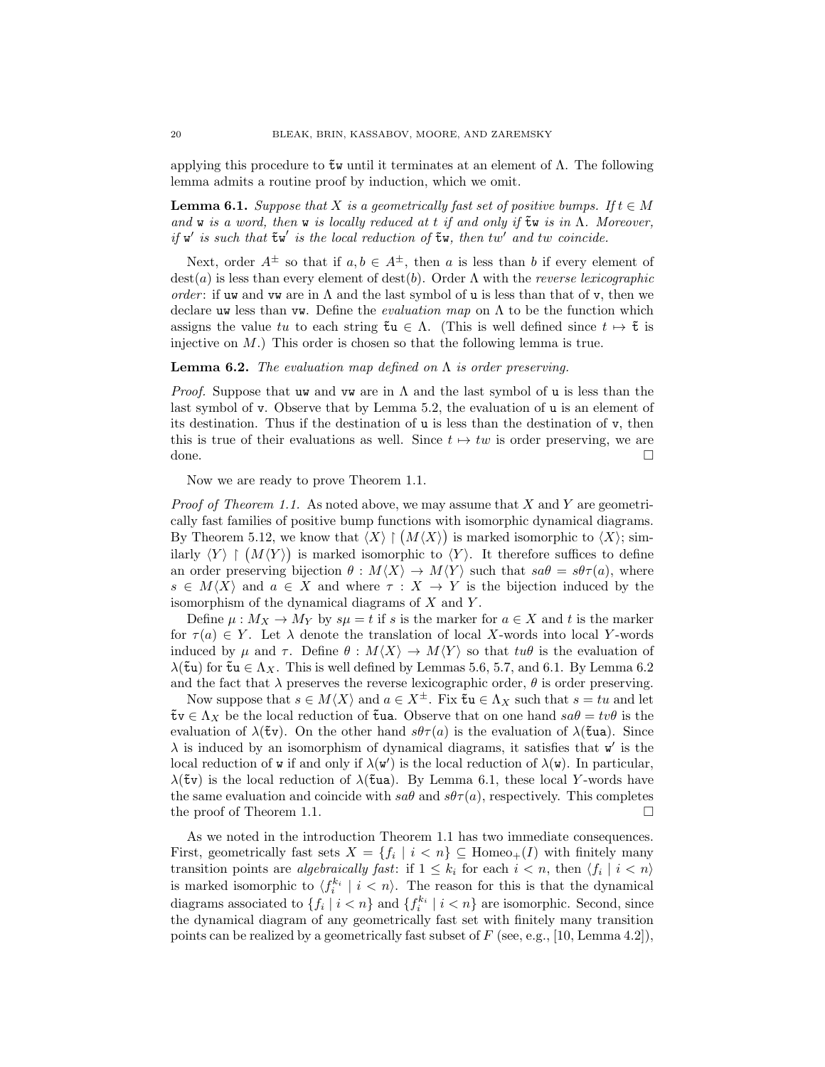applying this procedure to $\tilde{\mathtt{t}}\mathtt{w}$ until it terminates at an element of $\Lambda$. The following lemma admits a routine proof by induction, which we omit.

**Lemma 6.1.** *Suppose that $X$ is a geometrically fast set of positive bumps. If $t \in M$ and $\mathtt{w}$ is a word, then $\mathtt{w}$ is locally reduced at $t$ if and only if $\tilde{\mathtt{t}}\mathtt{w}$ is in $\Lambda$. Moreover, if $\mathtt{w}'$ is such that $\tilde{\mathtt{t}}\mathtt{w}'$ is the local reduction of $\tilde{\mathtt{t}}\mathtt{w}$, then $tw'$ and $tw$ coincide.*

Next, order $A^{\pm}$ so that if $a, b \in A^{\pm}$, then $a$ is less than $b$ if every element of $\operatorname{dest}(a)$ is less than every element of $\operatorname{dest}(b)$. Order $\Lambda$ with the *reverse lexicographic order*: if $\mathtt{uw}$ and $\mathtt{vw}$ are in $\Lambda$ and the last symbol of $\mathtt{u}$ is less than that of $\mathtt{v}$, then we declare $\mathtt{uw}$ less than $\mathtt{vw}$. Define the *evaluation map* on $\Lambda$ to be the function which assigns the value $tu$ to each string $\tilde{\mathtt{t}}\mathtt{u} \in \Lambda$. (This is well defined since $t \mapsto \tilde{\mathtt{t}}$ is injective on $M$.) This order is chosen so that the following lemma is true.

**Lemma 6.2.** *The evaluation map defined on $\Lambda$ is order preserving.*

*Proof.* Suppose that $\mathtt{uw}$ and $\mathtt{vw}$ are in $\Lambda$ and the last symbol of $\mathtt{u}$ is less than the last symbol of $\mathtt{v}$. Observe that by Lemma 5.2, the evaluation of $\mathtt{u}$ is an element of its destination. Thus if the destination of $\mathtt{u}$ is less than the destination of $\mathtt{v}$, then this is true of their evaluations as well. Since $t \mapsto tw$ is order preserving, we are done. □

Now we are ready to prove Theorem 1.1.

*Proof of Theorem 1.1.* As noted above, we may assume that $X$ and $Y$ are geometrically fast families of positive bump functions with isomorphic dynamical diagrams. By Theorem 5.12, we know that $\langle X \rangle \restriction \big(M\langle X \rangle\big)$ is marked isomorphic to $\langle X \rangle$; similarly $\langle Y \rangle \restriction \big(M\langle Y \rangle\big)$ is marked isomorphic to $\langle Y \rangle$. It therefore suffices to define an order preserving bijection $\theta : M\langle X \rangle \to M\langle Y \rangle$ such that $sa\theta = s\theta\tau(a)$, where $s \in M\langle X \rangle$ and $a \in X$ and where $\tau : X \to Y$ is the bijection induced by the isomorphism of the dynamical diagrams of $X$ and $Y$.

Define $\mu : M_X \to M_Y$ by $s\mu = t$ if $s$ is the marker for $a \in X$ and $t$ is the marker for $\tau(a) \in Y$. Let $\lambda$ denote the translation of local $X$-words into local $Y$-words induced by $\mu$ and $\tau$. Define $\theta : M\langle X \rangle \to M\langle Y \rangle$ so that $tu\theta$ is the evaluation of $\lambda(\tilde{\mathtt{t}}\mathtt{u})$ for $\tilde{\mathtt{t}}\mathtt{u} \in \Lambda_X$. This is well defined by Lemmas 5.6, 5.7, and 6.1. By Lemma 6.2 and the fact that $\lambda$ preserves the reverse lexicographic order, $\theta$ is order preserving.

Now suppose that $s \in M\langle X \rangle$ and $a \in X^{\pm}$. Fix $\tilde{\mathtt{t}}\mathtt{u} \in \Lambda_X$ such that $s = tu$ and let $\tilde{\mathtt{t}}\mathtt{v} \in \Lambda_X$ be the local reduction of $\tilde{\mathtt{t}}\mathtt{ua}$. Observe that on one hand $sa\theta = tv\theta$ is the evaluation of $\lambda(\tilde{\mathtt{t}}\mathtt{v})$. On the other hand $s\theta\tau(a)$ is the evaluation of $\lambda(\tilde{\mathtt{t}}\mathtt{ua})$. Since $\lambda$ is induced by an isomorphism of dynamical diagrams, it satisfies that $\mathtt{w}'$ is the local reduction of $\mathtt{w}$ if and only if $\lambda(\mathtt{w}')$ is the local reduction of $\lambda(\mathtt{w})$. In particular, $\lambda(\tilde{\mathtt{t}}\mathtt{v})$ is the local reduction of $\lambda(\tilde{\mathtt{t}}\mathtt{ua})$. By Lemma 6.1, these local $Y$-words have the same evaluation and coincide with $sa\theta$ and $s\theta\tau(a)$, respectively. This completes the proof of Theorem 1.1. □

As we noted in the introduction Theorem 1.1 has two immediate consequences. First, geometrically fast sets $X = \{f_i \mid i < n\} \subseteq \operatorname{Homeo}_+(I)$ with finitely many transition points are *algebraically fast*: if $1 \leq k_i$ for each $i < n$, then $\langle f_i \mid i < n \rangle$ is marked isomorphic to $\langle f_i^{k_i} \mid i < n \rangle$. The reason for this is that the dynamical diagrams associated to $\{f_i \mid i < n\}$ and $\{f_i^{k_i} \mid i < n\}$ are isomorphic. Second, since the dynamical diagram of any geometrically fast set with finitely many transition points can be realized by a geometrically fast subset of $F$ (see, e.g., [10, Lemma 4.2]),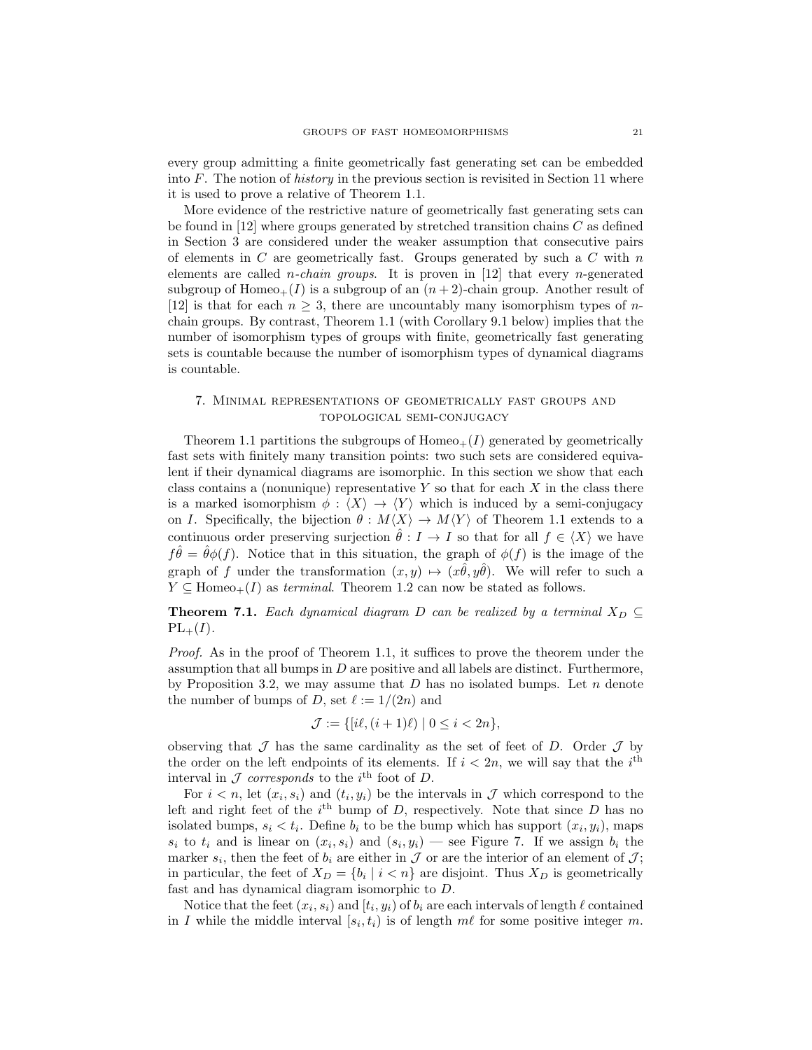every group admitting a finite geometrically fast generating set can be embedded into $F$. The notion of *history* in the previous section is revisited in Section 11 where it is used to prove a relative of Theorem 1.1.

More evidence of the restrictive nature of geometrically fast generating sets can be found in [12] where groups generated by stretched transition chains $C$ as defined in Section 3 are considered under the weaker assumption that consecutive pairs of elements in $C$ are geometrically fast. Groups generated by such a $C$ with $n$ elements are called *$n$-chain groups*. It is proven in [12] that every $n$-generated subgroup of $\mathrm{Homeo}_+(I)$ is a subgroup of an $(n+2)$-chain group. Another result of [12] is that for each $n \geq 3$, there are uncountably many isomorphism types of $n$-chain groups. By contrast, Theorem 1.1 (with Corollary 9.1 below) implies that the number of isomorphism types of groups with finite, geometrically fast generating sets is countable because the number of isomorphism types of dynamical diagrams is countable.

## 7. Minimal representations of geometrically fast groups and topological semi-conjugacy

Theorem 1.1 partitions the subgroups of $\mathrm{Homeo}_+(I)$ generated by geometrically fast sets with finitely many transition points: two such sets are considered equivalent if their dynamical diagrams are isomorphic. In this section we show that each class contains a (nonunique) representative $Y$ so that for each $X$ in the class there is a marked isomorphism $\phi : \langle X \rangle \to \langle Y \rangle$ which is induced by a semi-conjugacy on $I$. Specifically, the bijection $\theta : M\langle X \rangle \to M\langle Y \rangle$ of Theorem 1.1 extends to a continuous order preserving surjection $\hat{\theta} : I \to I$ so that for all $f \in \langle X \rangle$ we have $f\hat{\theta} = \hat{\theta}\phi(f)$. Notice that in this situation, the graph of $\phi(f)$ is the image of the graph of $f$ under the transformation $(x, y) \mapsto (x\hat{\theta}, y\hat{\theta})$. We will refer to such a $Y \subseteq \mathrm{Homeo}_+(I)$ as *terminal*. Theorem 1.2 can now be stated as follows.

**Theorem 7.1.** *Each dynamical diagram $D$ can be realized by a terminal $X_D \subseteq \mathrm{PL}_+(I)$.*

*Proof.* As in the proof of Theorem 1.1, it suffices to prove the theorem under the assumption that all bumps in $D$ are positive and all labels are distinct. Furthermore, by Proposition 3.2, we may assume that $D$ has no isolated bumps. Let $n$ denote the number of bumps of $D$, set $\ell := 1/(2n)$ and

$$\mathcal{J} := \{[i\ell, (i+1)\ell) \mid 0 \leq i < 2n\},$$

observing that $\mathcal{J}$ has the same cardinality as the set of feet of $D$. Order $\mathcal{J}$ by the order on the left endpoints of its elements. If $i < 2n$, we will say that the $i^{\text{th}}$ interval in $\mathcal{J}$ *corresponds* to the $i^{\text{th}}$ foot of $D$.

For $i < n$, let $(x_i, s_i)$ and $(t_i, y_i)$ be the intervals in $\mathcal{J}$ which correspond to the left and right feet of the $i^{\text{th}}$ bump of $D$, respectively. Note that since $D$ has no isolated bumps, $s_i < t_i$. Define $b_i$ to be the bump which has support $(x_i, y_i)$, maps $s_i$ to $t_i$ and is linear on $(x_i, s_i)$ and $(s_i, y_i)$ — see Figure 7. If we assign $b_i$ the marker $s_i$, then the feet of $b_i$ are either in $\mathcal{J}$ or are the interior of an element of $\mathcal{J}$; in particular, the feet of $X_D = \{b_i \mid i < n\}$ are disjoint. Thus $X_D$ is geometrically fast and has dynamical diagram isomorphic to $D$.

Notice that the feet $(x_i, s_i)$ and $[t_i, y_i)$ of $b_i$ are each intervals of length $\ell$ contained in $I$ while the middle interval $[s_i, t_i)$ is of length $m\ell$ for some positive integer $m$.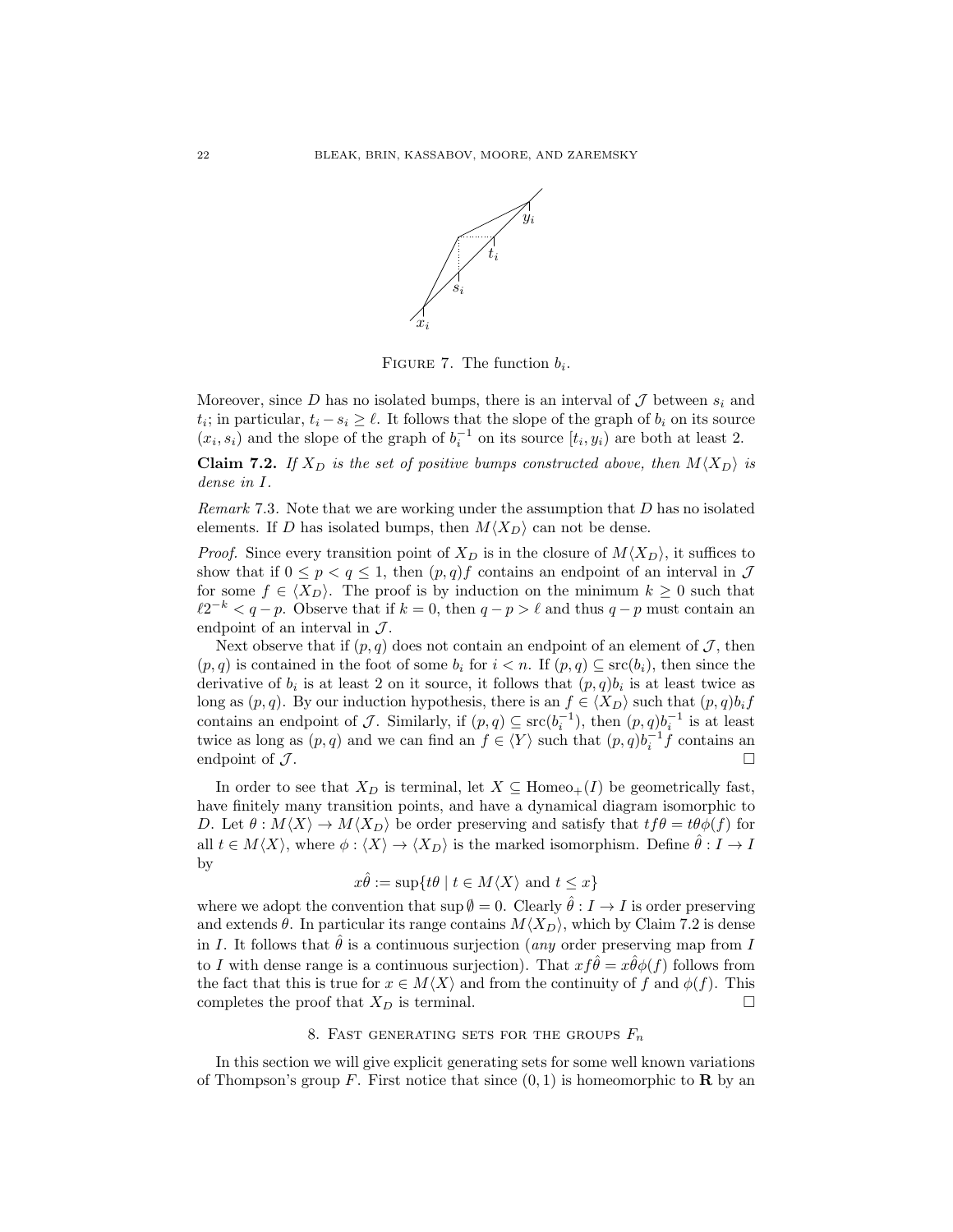FIGURE 7. The function $b_i$.

Moreover, since $D$ has no isolated bumps, there is an interval of $\mathcal{J}$ between $s_i$ and $t_i$; in particular, $t_i - s_i \geq \ell$. It follows that the slope of the graph of $b_i$ on its source $(x_i, s_i)$ and the slope of the graph of $b_i^{-1}$ on its source $[t_i, y_i)$ are both at least 2.

**Claim 7.2.** *If $X_D$ is the set of positive bumps constructed above, then $M\langle X_D\rangle$ is dense in $I$.*

*Remark* 7.3. Note that we are working under the assumption that $D$ has no isolated elements. If $D$ has isolated bumps, then $M\langle X_D\rangle$ can not be dense.

*Proof.* Since every transition point of $X_D$ is in the closure of $M\langle X_D\rangle$, it suffices to show that if $0 \leq p < q \leq 1$, then $(p, q)f$ contains an endpoint of an interval in $\mathcal{J}$ for some $f \in \langle X_D\rangle$. The proof is by induction on the minimum $k \geq 0$ such that $\ell 2^{-k} < q - p$. Observe that if $k = 0$, then $q - p > \ell$ and thus $q - p$ must contain an endpoint of an interval in $\mathcal{J}$.

Next observe that if $(p, q)$ does not contain an endpoint of an element of $\mathcal{J}$, then $(p, q)$ is contained in the foot of some $b_i$ for $i < n$. If $(p, q) \subseteq \mathrm{src}(b_i)$, then since the derivative of $b_i$ is at least 2 on it source, it follows that $(p, q)b_i$ is at least twice as long as $(p, q)$. By our induction hypothesis, there is an $f \in \langle X_D\rangle$ such that $(p, q)b_i f$ contains an endpoint of $\mathcal{J}$. Similarly, if $(p, q) \subseteq \mathrm{src}(b_i^{-1})$, then $(p, q)b_i^{-1}$ is at least twice as long as $(p, q)$ and we can find an $f \in \langle Y\rangle$ such that $(p, q)b_i^{-1} f$ contains an endpoint of $\mathcal{J}$. □

In order to see that $X_D$ is terminal, let $X \subseteq \mathrm{Homeo}_+(I)$ be geometrically fast, have finitely many transition points, and have a dynamical diagram isomorphic to $D$. Let $\theta : M\langle X\rangle \to M\langle X_D\rangle$ be order preserving and satisfy that $tf\theta = t\theta\phi(f)$ for all $t \in M\langle X\rangle$, where $\phi : \langle X\rangle \to \langle X_D\rangle$ is the marked isomorphism. Define $\hat{\theta} : I \to I$ by

$$x\hat{\theta} := \sup\{t\theta \mid t \in M\langle X\rangle \text{ and } t \leq x\}$$

where we adopt the convention that $\sup \emptyset = 0$. Clearly $\hat{\theta} : I \to I$ is order preserving and extends $\theta$. In particular its range contains $M\langle X_D\rangle$, which by Claim 7.2 is dense in $I$. It follows that $\hat{\theta}$ is a continuous surjection (*any* order preserving map from $I$ to $I$ with dense range is a continuous surjection). That $xf\hat{\theta} = x\hat{\theta}\phi(f)$ follows from the fact that this is true for $x \in M\langle X\rangle$ and from the continuity of $f$ and $\phi(f)$. This completes the proof that $X_D$ is terminal. □

## 8. Fast generating sets for the groups $F_n$

In this section we will give explicit generating sets for some well known variations of Thompson's group $F$. First notice that since $(0, 1)$ is homeomorphic to $\mathbf{R}$ by an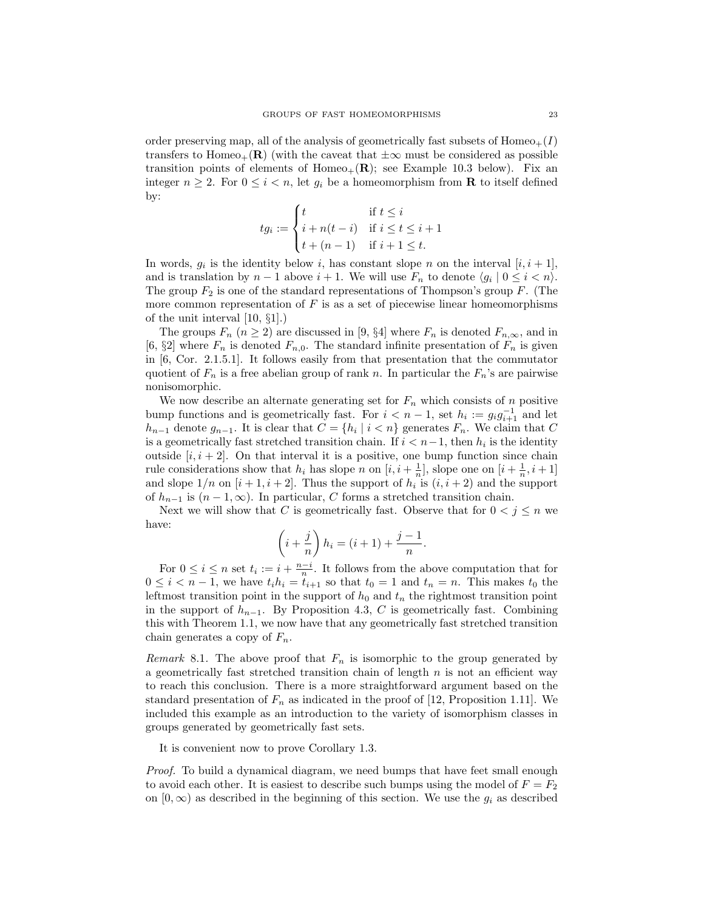order preserving map, all of the analysis of geometrically fast subsets of $\mathrm{Homeo}_+(I)$ transfers to $\mathrm{Homeo}_+(\mathbf{R})$ (with the caveat that $\pm\infty$ must be considered as possible transition points of elements of $\mathrm{Homeo}_+(\mathbf{R})$; see Example 10.3 below). Fix an integer $n \geq 2$. For $0 \leq i < n$, let $g_i$ be a homeomorphism from $\mathbf{R}$ to itself defined by:

$$tg_i := \begin{cases} t & \text{if } t \leq i \\ i + n(t-i) & \text{if } i \leq t \leq i+1 \\ t + (n-1) & \text{if } i+1 \leq t. \end{cases}$$

In words, $g_i$ is the identity below $i$, has constant slope $n$ on the interval $[i, i+1]$, and is translation by $n-1$ above $i+1$. We will use $F_n$ to denote $\langle g_i \mid 0 \leq i < n \rangle$. The group $F_2$ is one of the standard representations of Thompson's group $F$. (The more common representation of $F$ is as a set of piecewise linear homeomorphisms of the unit interval [10, §1].)

The groups $F_n$ ($n \geq 2$) are discussed in [9, §4] where $F_n$ is denoted $F_{n,\infty}$, and in [6, §2] where $F_n$ is denoted $F_{n,0}$. The standard infinite presentation of $F_n$ is given in [6, Cor. 2.1.5.1]. It follows easily from that presentation that the commutator quotient of $F_n$ is a free abelian group of rank $n$. In particular the $F_n$'s are pairwise nonisomorphic.

We now describe an alternate generating set for $F_n$ which consists of $n$ positive bump functions and is geometrically fast. For $i < n-1$, set $h_i := g_i g_{i+1}^{-1}$ and let $h_{n-1}$ denote $g_{n-1}$. It is clear that $C = \{h_i \mid i < n\}$ generates $F_n$. We claim that $C$ is a geometrically fast stretched transition chain. If $i < n-1$, then $h_i$ is the identity outside $[i, i+2]$. On that interval it is a positive, one bump function since chain rule considerations show that $h_i$ has slope $n$ on $[i, i+\frac{1}{n}]$, slope one on $[i+\frac{1}{n}, i+1]$ and slope $1/n$ on $[i+1, i+2]$. Thus the support of $h_i$ is $(i, i+2)$ and the support of $h_{n-1}$ is $(n-1, \infty)$. In particular, $C$ forms a stretched transition chain.

Next we will show that $C$ is geometrically fast. Observe that for $0 < j \leq n$ we have:

$$\left(i + \frac{j}{n}\right) h_i = (i+1) + \frac{j-1}{n}.$$

For $0 \leq i \leq n$ set $t_i := i + \frac{n-i}{n}$. It follows from the above computation that for $0 \leq i < n-1$, we have $t_i h_i = t_{i+1}$ so that $t_0 = 1$ and $t_n = n$. This makes $t_0$ the leftmost transition point in the support of $h_0$ and $t_n$ the rightmost transition point in the support of $h_{n-1}$. By Proposition 4.3, $C$ is geometrically fast. Combining this with Theorem 1.1, we now have that any geometrically fast stretched transition chain generates a copy of $F_n$.

*Remark* 8.1. The above proof that $F_n$ is isomorphic to the group generated by a geometrically fast stretched transition chain of length $n$ is not an efficient way to reach this conclusion. There is a more straightforward argument based on the standard presentation of $F_n$ as indicated in the proof of [12, Proposition 1.11]. We included this example as an introduction to the variety of isomorphism classes in groups generated by geometrically fast sets.

It is convenient now to prove Corollary 1.3.

*Proof.* To build a dynamical diagram, we need bumps that have feet small enough to avoid each other. It is easiest to describe such bumps using the model of $F = F_2$ on $[0, \infty)$ as described in the beginning of this section. We use the $g_i$ as described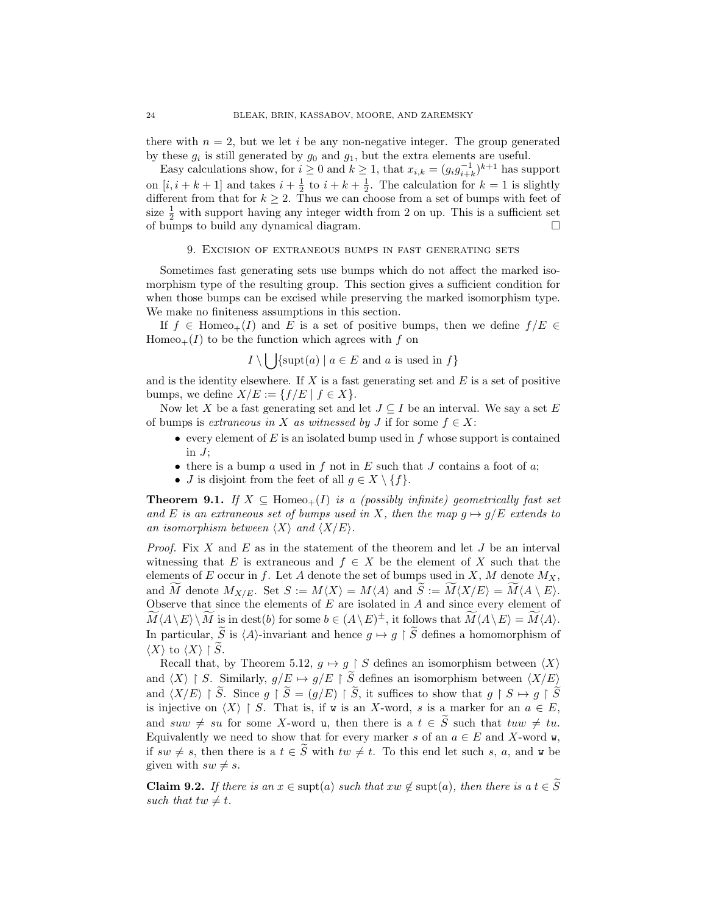there with $n = 2$, but we let $i$ be any non-negative integer. The group generated by these $g_i$ is still generated by $g_0$ and $g_1$, but the extra elements are useful.

Easy calculations show, for $i \geq 0$ and $k \geq 1$, that $x_{i,k} = (g_i g_{i+k}^{-1})^{k+1}$ has support on $[i, i+k+1]$ and takes $i + \frac{1}{2}$ to $i + k + \frac{1}{2}$. The calculation for $k = 1$ is slightly different from that for $k \geq 2$. Thus we can choose from a set of bumps with feet of size $\frac{1}{2}$ with support having any integer width from 2 on up. This is a sufficient set of bumps to build any dynamical diagram. □

## 9. Excision of extraneous bumps in fast generating sets

Sometimes fast generating sets use bumps which do not affect the marked isomorphism type of the resulting group. This section gives a sufficient condition for when those bumps can be excised while preserving the marked isomorphism type. We make no finiteness assumptions in this section.

If $f \in \mathrm{Homeo}_+(I)$ and $E$ is a set of positive bumps, then we define $f/E \in \mathrm{Homeo}_+(I)$ to be the function which agrees with $f$ on

$$I \setminus \bigcup \{\mathrm{supt}(a) \mid a \in E \text{ and } a \text{ is used in } f\}$$

and is the identity elsewhere. If $X$ is a fast generating set and $E$ is a set of positive bumps, we define $X/E := \{f/E \mid f \in X\}$.

Now let $X$ be a fast generating set and let $J \subseteq I$ be an interval. We say a set $E$ of bumps is *extraneous in $X$ as witnessed by $J$* if for some $f \in X$:

- every element of $E$ is an isolated bump used in $f$ whose support is contained in $J$;
- there is a bump $a$ used in $f$ not in $E$ such that $J$ contains a foot of $a$;
- $J$ is disjoint from the feet of all $g \in X \setminus \{f\}$.

**Theorem 9.1.** *If $X \subseteq \mathrm{Homeo}_+(I)$ is a (possibly infinite) geometrically fast set and $E$ is an extraneous set of bumps used in $X$, then the map $g \mapsto g/E$ extends to an isomorphism between $\langle X \rangle$ and $\langle X/E \rangle$.*

*Proof.* Fix $X$ and $E$ as in the statement of the theorem and let $J$ be an interval witnessing that $E$ is extraneous and $f \in X$ be the element of $X$ such that the elements of $E$ occur in $f$. Let $A$ denote the set of bumps used in $X$, $M$ denote $M_X$, and $\widetilde{M}$ denote $M_{X/E}$. Set $S := M\langle X \rangle = M\langle A \rangle$ and $\widetilde{S} := \widetilde{M}\langle X/E \rangle = \widetilde{M}\langle A \setminus E \rangle$. Observe that since the elements of $E$ are isolated in $A$ and since every element of $\widetilde{M}\langle A \setminus E \rangle \setminus \widetilde{M}$ is in $\mathrm{dest}(b)$ for some $b \in (A \setminus E)^{\pm}$, it follows that $\widetilde{M}\langle A \setminus E \rangle = \widetilde{M}\langle A \rangle$. In particular, $\widetilde{S}$ is $\langle A \rangle$-invariant and hence $g \mapsto g \restriction \widetilde{S}$ defines a homomorphism of $\langle X \rangle$ to $\langle X \rangle \restriction \widetilde{S}$.

Recall that, by Theorem 5.12, $g \mapsto g \restriction S$ defines an isomorphism between $\langle X \rangle$ and $\langle X \rangle \restriction S$. Similarly, $g/E \mapsto g/E \restriction \widetilde{S}$ defines an isomorphism between $\langle X/E \rangle$ and $\langle X/E \rangle \restriction \widetilde{S}$. Since $g \restriction \widetilde{S} = (g/E) \restriction \widetilde{S}$, it suffices to show that $g \restriction S \mapsto g \restriction \widetilde{S}$ is injective on $\langle X \rangle \restriction S$. That is, if $\mathtt{w}$ is an $X$-word, $s$ is a marker for an $a \in E$, and $su\mathtt{w} \neq s\mathtt{u}$ for some $X$-word $\mathtt{u}$, then there is a $t \in \widetilde{S}$ such that $t\mathtt{u}\mathtt{w} \neq t\mathtt{u}$. Equivalently we need to show that for every marker $s$ of an $a \in E$ and $X$-word $\mathtt{w}$, if $s\mathtt{w} \neq s$, then there is a $t \in \widetilde{S}$ with $t\mathtt{w} \neq t$. To this end let such $s$, $a$, and $\mathtt{w}$ be given with $s\mathtt{w} \neq s$.

**Claim 9.2.** *If there is an $x \in \mathrm{supt}(a)$ such that $x\mathtt{w} \notin \mathrm{supt}(a)$, then there is a $t \in \widetilde{S}$ such that $t\mathtt{w} \neq t$.*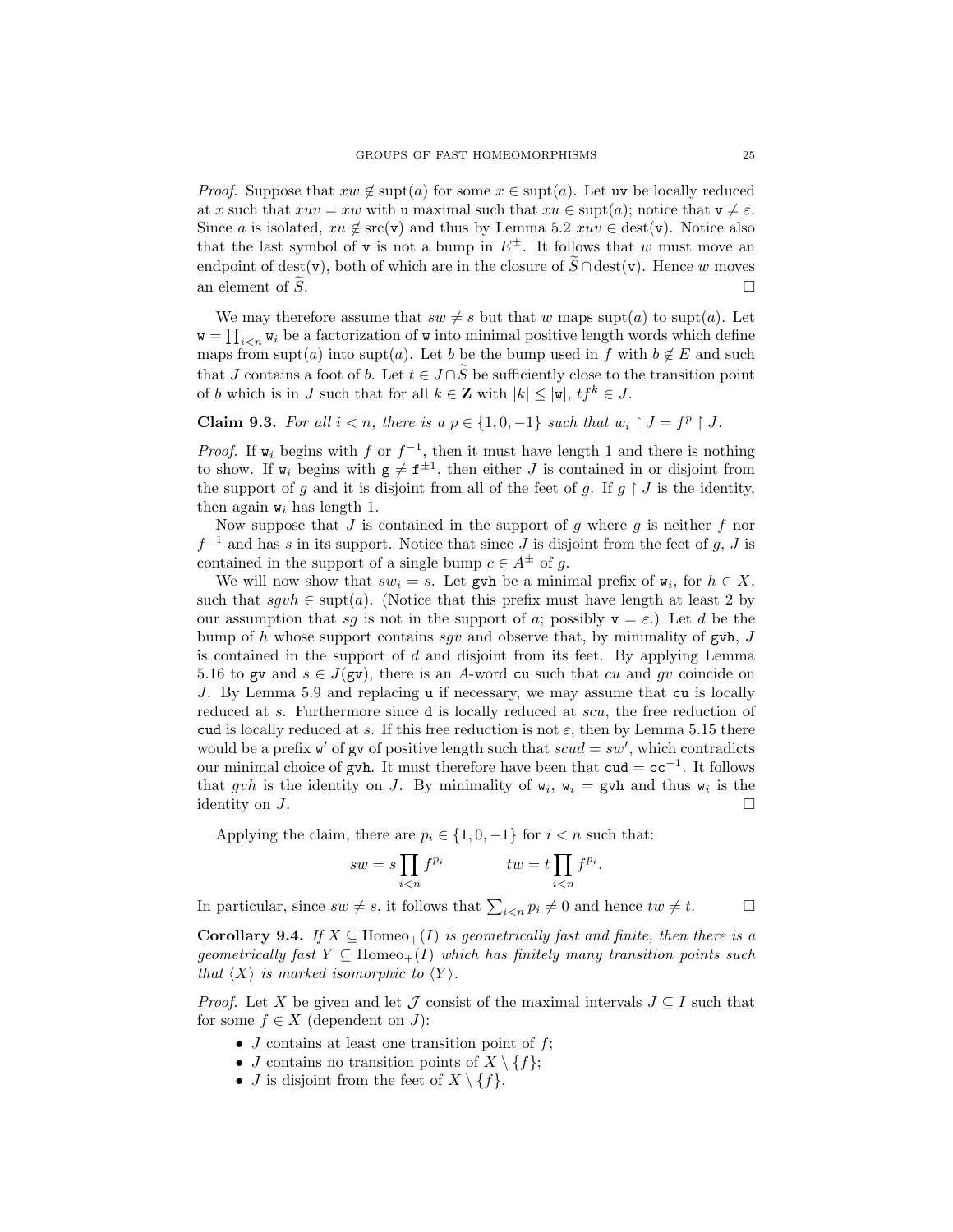*Proof.* Suppose that $xw \notin \operatorname{supt}(a)$ for some $x \in \operatorname{supt}(a)$. Let $\mathtt{uv}$ be locally reduced at $x$ such that $xuv = xw$ with $\mathtt{u}$ maximal such that $xu \in \operatorname{supt}(a)$; notice that $\mathtt{v} \neq \varepsilon$. Since $a$ is isolated, $xu \notin \operatorname{src}(\mathtt{v})$ and thus by Lemma 5.2 $xuv \in \operatorname{dest}(\mathtt{v})$. Notice also that the last symbol of $\mathtt{v}$ is not a bump in $E^{\pm}$. It follows that $w$ must move an endpoint of $\operatorname{dest}(\mathtt{v})$, both of which are in the closure of $\widetilde{S} \cap \operatorname{dest}(\mathtt{v})$. Hence $w$ moves an element of $\widetilde{S}$. □

We may therefore assume that $sw \neq s$ but that $w$ maps $\operatorname{supt}(a)$ to $\operatorname{supt}(a)$. Let $\mathtt{w} = \prod_{i<n} \mathtt{w}_i$ be a factorization of $\mathtt{w}$ into minimal positive length words which define maps from $\operatorname{supt}(a)$ into $\operatorname{supt}(a)$. Let $b$ be the bump used in $f$ with $b \notin E$ and such that $J$ contains a foot of $b$. Let $t \in J \cap \widetilde{S}$ be sufficiently close to the transition point of $b$ which is in $J$ such that for all $k \in \mathbf{Z}$ with $|k| \leq |\mathtt{w}|$, $tf^k \in J$.

**Claim 9.3.** *For all $i < n$, there is a $p \in \{1, 0, -1\}$ such that $w_i \upharpoonright J = f^p \upharpoonright J$.*

*Proof.* If $\mathtt{w}_i$ begins with $f$ or $f^{-1}$, then it must have length 1 and there is nothing to show. If $\mathtt{w}_i$ begins with $\mathtt{g} \neq \mathtt{f}^{\pm 1}$, then either $J$ is contained in or disjoint from the support of $g$ and it is disjoint from all of the feet of $g$. If $g \upharpoonright J$ is the identity, then again $\mathtt{w}_i$ has length 1.

Now suppose that $J$ is contained in the support of $g$ where $g$ is neither $f$ nor $f^{-1}$ and has $s$ in its support. Notice that since $J$ is disjoint from the feet of $g$, $J$ is contained in the support of a single bump $c \in A^{\pm}$ of $g$.

We will now show that $sw_i = s$. Let $\mathtt{gvh}$ be a minimal prefix of $\mathtt{w}_i$, for $h \in X$, such that $sgvh \in \operatorname{supt}(a)$. (Notice that this prefix must have length at least 2 by our assumption that $sg$ is not in the support of $a$; possibly $\mathtt{v} = \varepsilon$.) Let $d$ be the bump of $h$ whose support contains $sgv$ and observe that, by minimality of $\mathtt{gvh}$, $J$ is contained in the support of $d$ and disjoint from its feet. By applying Lemma 5.16 to $\mathtt{gv}$ and $s \in J(\mathtt{gv})$, there is an $A$-word $\mathtt{cu}$ such that $cu$ and $gv$ coincide on $J$. By Lemma 5.9 and replacing $\mathtt{u}$ if necessary, we may assume that $\mathtt{cu}$ is locally reduced at $s$. Furthermore since $\mathtt{d}$ is locally reduced at $scu$, the free reduction of $\mathtt{cud}$ is locally reduced at $s$. If this free reduction is not $\varepsilon$, then by Lemma 5.15 there would be a prefix $\mathtt{w}'$ of $\mathtt{gv}$ of positive length such that $scud = sw'$, which contradicts our minimal choice of $\mathtt{gvh}$. It must therefore have been that $\mathtt{cud} = \mathtt{cc}^{-1}$. It follows that $gvh$ is the identity on $J$. By minimality of $\mathtt{w}_i$, $\mathtt{w}_i = \mathtt{gvh}$ and thus $\mathtt{w}_i$ is the identity on $J$. □

Applying the claim, there are $p_i \in \{1, 0, -1\}$ for $i < n$ such that:

$$sw = s \prod_{i<n} f^{p_i} \qquad\qquad tw = t \prod_{i<n} f^{p_i}.$$

In particular, since $sw \neq s$, it follows that $\sum_{i<n} p_i \neq 0$ and hence $tw \neq t$. □

**Corollary 9.4.** *If $X \subseteq \operatorname{Homeo}_+(I)$ is geometrically fast and finite, then there is a geometrically fast $Y \subseteq \operatorname{Homeo}_+(I)$ which has finitely many transition points such that $\langle X \rangle$ is marked isomorphic to $\langle Y \rangle$.*

*Proof.* Let $X$ be given and let $\mathcal{J}$ consist of the maximal intervals $J \subseteq I$ such that for some $f \in X$ (dependent on $J$):

- $J$ contains at least one transition point of $f$;
- $J$ contains no transition points of $X \setminus \{f\}$;
- $J$ is disjoint from the feet of $X \setminus \{f\}$.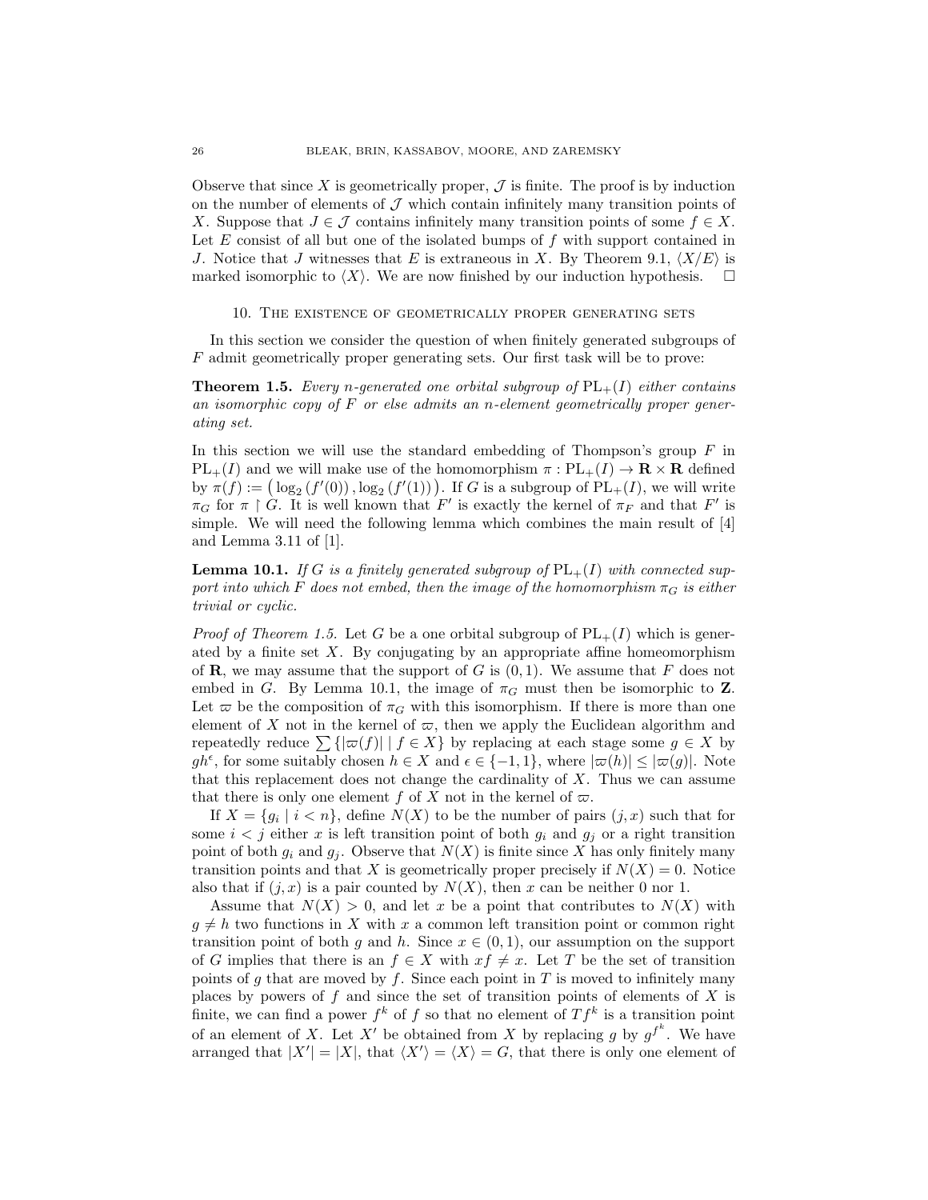Observe that since $X$ is geometrically proper, $\mathcal{J}$ is finite. The proof is by induction on the number of elements of $\mathcal{J}$ which contain infinitely many transition points of $X$. Suppose that $J \in \mathcal{J}$ contains infinitely many transition points of some $f \in X$. Let $E$ consist of all but one of the isolated bumps of $f$ with support contained in $J$. Notice that $J$ witnesses that $E$ is extraneous in $X$. By Theorem 9.1, $\langle X/E \rangle$ is marked isomorphic to $\langle X \rangle$. We are now finished by our induction hypothesis. □

## 10. The existence of geometrically proper generating sets

In this section we consider the question of when finitely generated subgroups of $F$ admit geometrically proper generating sets. Our first task will be to prove:

**Theorem 1.5.** *Every $n$-generated one orbital subgroup of $\mathrm{PL}_+(I)$ either contains an isomorphic copy of $F$ or else admits an $n$-element geometrically proper generating set.*

In this section we will use the standard embedding of Thompson's group $F$ in $\mathrm{PL}_+(I)$ and we will make use of the homomorphism $\pi : \mathrm{PL}_+(I) \to \mathbf{R} \times \mathbf{R}$ defined by $\pi(f) := \big(\log_2(f'(0)), \log_2(f'(1))\big)$. If $G$ is a subgroup of $\mathrm{PL}_+(I)$, we will write $\pi_G$ for $\pi \restriction G$. It is well known that $F'$ is exactly the kernel of $\pi_F$ and that $F'$ is simple. We will need the following lemma which combines the main result of [4] and Lemma 3.11 of [1].

**Lemma 10.1.** *If $G$ is a finitely generated subgroup of $\mathrm{PL}_+(I)$ with connected support into which $F$ does not embed, then the image of the homomorphism $\pi_G$ is either trivial or cyclic.*

*Proof of Theorem 1.5.* Let $G$ be a one orbital subgroup of $\mathrm{PL}_+(I)$ which is generated by a finite set $X$. By conjugating by an appropriate affine homeomorphism of $\mathbf{R}$, we may assume that the support of $G$ is $(0,1)$. We assume that $F$ does not embed in $G$. By Lemma 10.1, the image of $\pi_G$ must then be isomorphic to $\mathbf{Z}$. Let $\varpi$ be the composition of $\pi_G$ with this isomorphism. If there is more than one element of $X$ not in the kernel of $\varpi$, then we apply the Euclidean algorithm and repeatedly reduce $\sum\{|\varpi(f)| \mid f \in X\}$ by replacing at each stage some $g \in X$ by $gh^\epsilon$, for some suitably chosen $h \in X$ and $\epsilon \in \{-1, 1\}$, where $|\varpi(h)| \leq |\varpi(g)|$. Note that this replacement does not change the cardinality of $X$. Thus we can assume that there is only one element $f$ of $X$ not in the kernel of $\varpi$.

If $X = \{g_i \mid i < n\}$, define $N(X)$ to be the number of pairs $(j, x)$ such that for some $i < j$ either $x$ is left transition point of both $g_i$ and $g_j$ or a right transition point of both $g_i$ and $g_j$. Observe that $N(X)$ is finite since $X$ has only finitely many transition points and that $X$ is geometrically proper precisely if $N(X) = 0$. Notice also that if $(j, x)$ is a pair counted by $N(X)$, then $x$ can be neither $0$ nor $1$.

Assume that $N(X) > 0$, and let $x$ be a point that contributes to $N(X)$ with $g \neq h$ two functions in $X$ with $x$ a common left transition point or common right transition point of both $g$ and $h$. Since $x \in (0,1)$, our assumption on the support of $G$ implies that there is an $f \in X$ with $xf \neq x$. Let $T$ be the set of transition points of $g$ that are moved by $f$. Since each point in $T$ is moved to infinitely many places by powers of $f$ and since the set of transition points of elements of $X$ is finite, we can find a power $f^k$ of $f$ so that no element of $Tf^k$ is a transition point of an element of $X$. Let $X'$ be obtained from $X$ by replacing $g$ by $g^{f^k}$. We have arranged that $|X'| = |X|$, that $\langle X' \rangle = \langle X \rangle = G$, that there is only one element of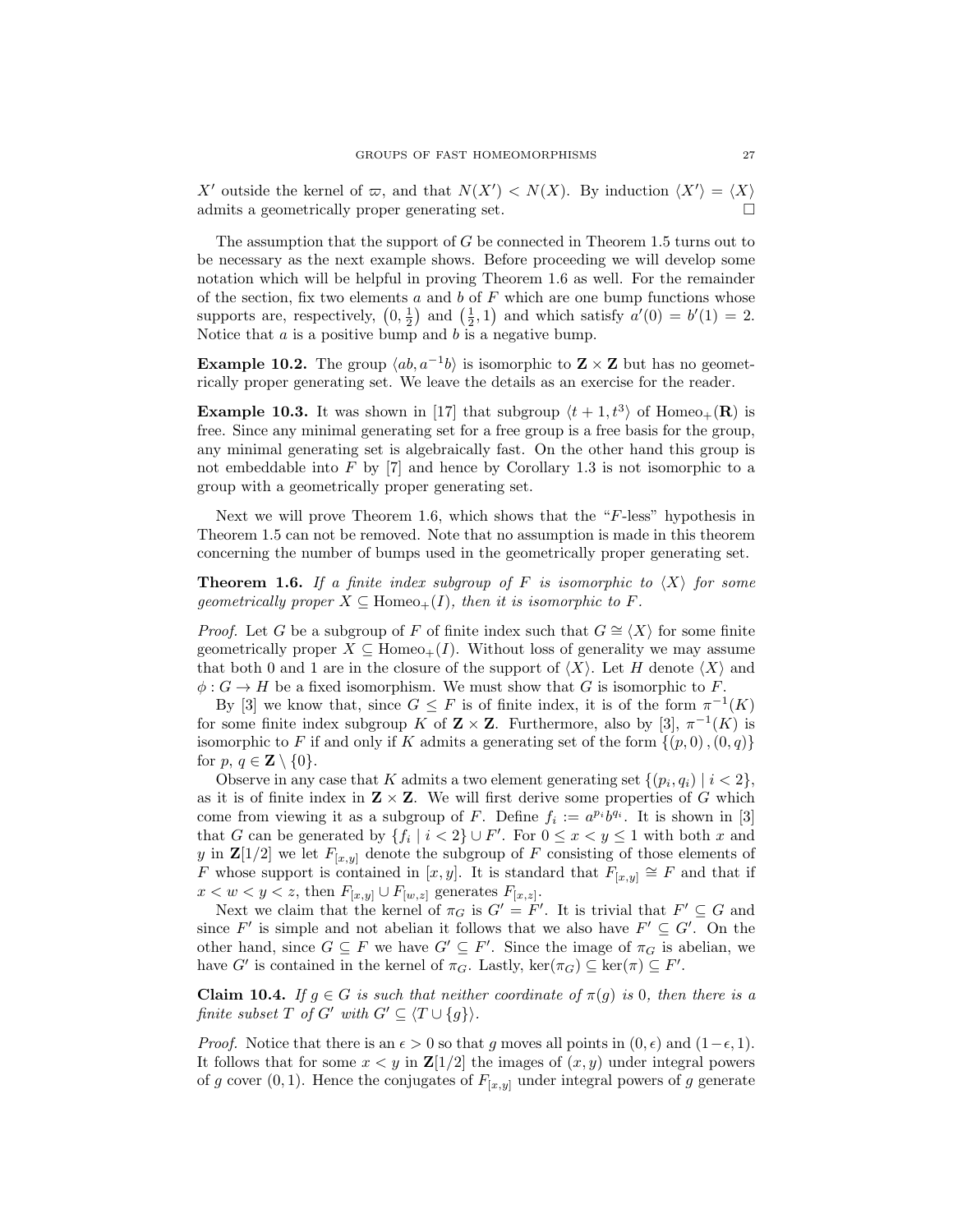$X'$ outside the kernel of $\varpi$, and that $N(X') < N(X)$. By induction $\langle X' \rangle = \langle X \rangle$ admits a geometrically proper generating set. $\square$

The assumption that the support of $G$ be connected in Theorem 1.5 turns out to be necessary as the next example shows. Before proceeding we will develop some notation which will be helpful in proving Theorem 1.6 as well. For the remainder of the section, fix two elements $a$ and $b$ of $F$ which are one bump functions whose supports are, respectively, $\left(0, \frac{1}{2}\right)$ and $\left(\frac{1}{2}, 1\right)$ and which satisfy $a'(0) = b'(1) = 2$. Notice that $a$ is a positive bump and $b$ is a negative bump.

**Example 10.2.** The group $\langle ab, a^{-1}b \rangle$ is isomorphic to $\mathbf{Z} \times \mathbf{Z}$ but has no geometrically proper generating set. We leave the details as an exercise for the reader.

**Example 10.3.** It was shown in [17] that subgroup $\langle t+1, t^3 \rangle$ of $\mathrm{Homeo}_+(\mathbf{R})$ is free. Since any minimal generating set for a free group is a free basis for the group, any minimal generating set is algebraically fast. On the other hand this group is not embeddable into $F$ by [7] and hence by Corollary 1.3 is not isomorphic to a group with a geometrically proper generating set.

Next we will prove Theorem 1.6, which shows that the "$F$-less" hypothesis in Theorem 1.5 can not be removed. Note that no assumption is made in this theorem concerning the number of bumps used in the geometrically proper generating set.

**Theorem 1.6.** *If a finite index subgroup of $F$ is isomorphic to $\langle X \rangle$ for some geometrically proper $X \subseteq \mathrm{Homeo}_+(I)$, then it is isomorphic to $F$.*

*Proof.* Let $G$ be a subgroup of $F$ of finite index such that $G \cong \langle X \rangle$ for some finite geometrically proper $X \subseteq \mathrm{Homeo}_+(I)$. Without loss of generality we may assume that both 0 and 1 are in the closure of the support of $\langle X \rangle$. Let $H$ denote $\langle X \rangle$ and $\phi : G \to H$ be a fixed isomorphism. We must show that $G$ is isomorphic to $F$.

By [3] we know that, since $G \leq F$ is of finite index, it is of the form $\pi^{-1}(K)$ for some finite index subgroup $K$ of $\mathbf{Z} \times \mathbf{Z}$. Furthermore, also by [3], $\pi^{-1}(K)$ is isomorphic to $F$ if and only if $K$ admits a generating set of the form $\{(p, 0), (0, q)\}$ for $p, q \in \mathbf{Z} \setminus \{0\}$.

Observe in any case that $K$ admits a two element generating set $\{(p_i, q_i) \mid i < 2\}$, as it is of finite index in $\mathbf{Z} \times \mathbf{Z}$. We will first derive some properties of $G$ which come from viewing it as a subgroup of $F$. Define $f_i := a^{p_i} b^{q_i}$. It is shown in [3] that $G$ can be generated by $\{f_i \mid i < 2\} \cup F'$. For $0 \leq x < y \leq 1$ with both $x$ and $y$ in $\mathbf{Z}[1/2]$ we let $F_{[x,y]}$ denote the subgroup of $F$ consisting of those elements of $F$ whose support is contained in $[x, y]$. It is standard that $F_{[x,y]} \cong F$ and that if $x < w < y < z$, then $F_{[x,y]} \cup F_{[w,z]}$ generates $F_{[x,z]}$.

Next we claim that the kernel of $\pi_G$ is $G' = F'$. It is trivial that $F' \subseteq G$ and since $F'$ is simple and not abelian it follows that we also have $F' \subseteq G'$. On the other hand, since $G \subseteq F$ we have $G' \subseteq F'$. Since the image of $\pi_G$ is abelian, we have $G'$ is contained in the kernel of $\pi_G$. Lastly, $\ker(\pi_G) \subseteq \ker(\pi) \subseteq F'$.

**Claim 10.4.** *If $g \in G$ is such that neither coordinate of $\pi(g)$ is 0, then there is a finite subset $T$ of $G'$ with $G' \subseteq \langle T \cup \{g\} \rangle$.*

*Proof.* Notice that there is an $\epsilon > 0$ so that $g$ moves all points in $(0, \epsilon)$ and $(1 - \epsilon, 1)$. It follows that for some $x < y$ in $\mathbf{Z}[1/2]$ the images of $(x, y)$ under integral powers of $g$ cover $(0, 1)$. Hence the conjugates of $F_{[x,y]}$ under integral powers of $g$ generate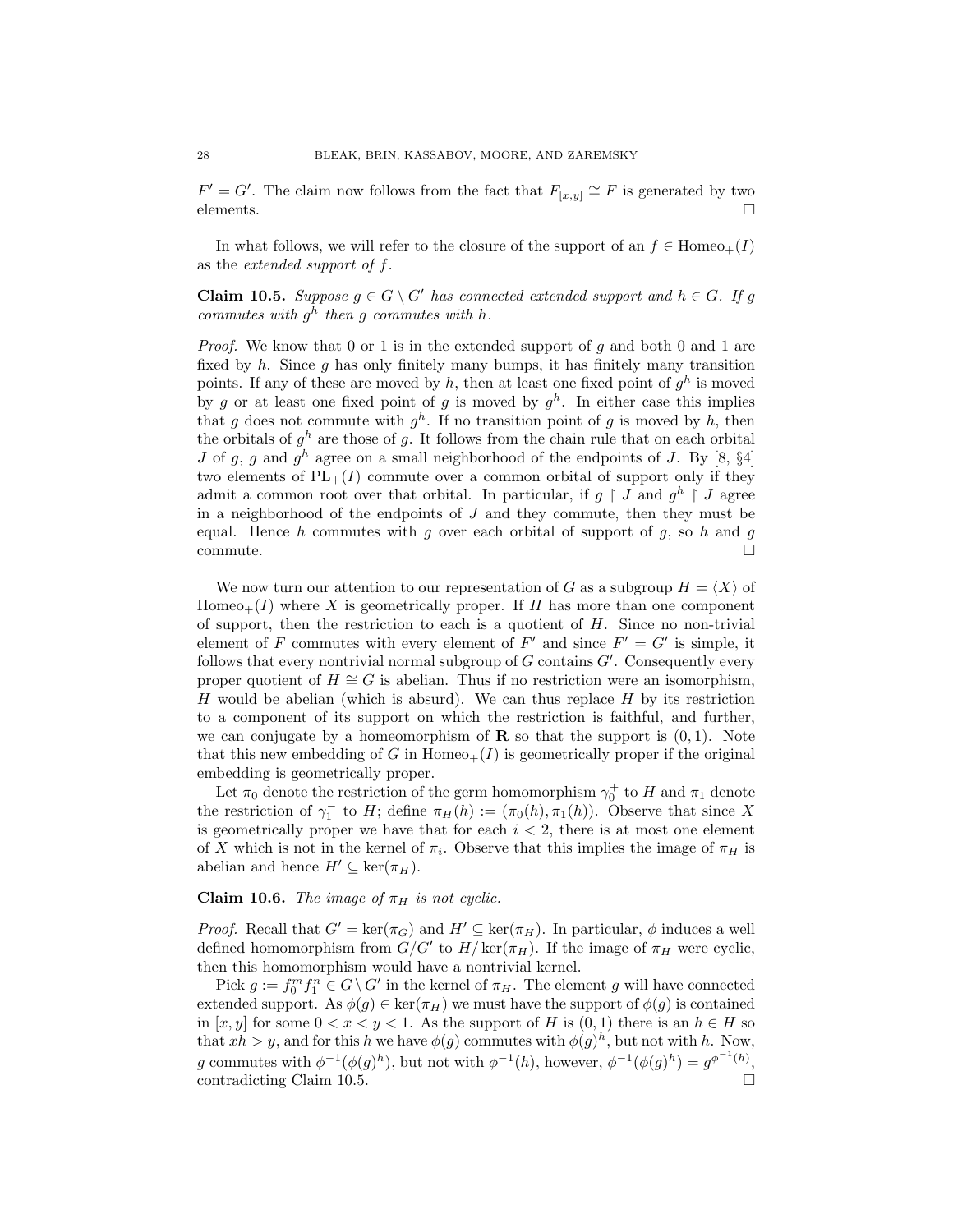$F' = G'$. The claim now follows from the fact that $F_{[x,y]} \cong F$ is generated by two elements. $\square$

In what follows, we will refer to the closure of the support of an $f \in \mathrm{Homeo}_+(I)$ as the *extended support of $f$*.

**Claim 10.5.** *Suppose $g \in G \setminus G'$ has connected extended support and $h \in G$. If $g$ commutes with $g^h$ then $g$ commutes with $h$.*

*Proof.* We know that 0 or 1 is in the extended support of $g$ and both 0 and 1 are fixed by $h$. Since $g$ has only finitely many bumps, it has finitely many transition points. If any of these are moved by $h$, then at least one fixed point of $g^h$ is moved by $g$ or at least one fixed point of $g$ is moved by $g^h$. In either case this implies that $g$ does not commute with $g^h$. If no transition point of $g$ is moved by $h$, then the orbitals of $g^h$ are those of $g$. It follows from the chain rule that on each orbital $J$ of $g$, $g$ and $g^h$ agree on a small neighborhood of the endpoints of $J$. By [8, §4] two elements of $\mathrm{PL}_+(I)$ commute over a common orbital of support only if they admit a common root over that orbital. In particular, if $g \restriction J$ and $g^h \restriction J$ agree in a neighborhood of the endpoints of $J$ and they commute, then they must be equal. Hence $h$ commutes with $g$ over each orbital of support of $g$, so $h$ and $g$ commute. $\square$

We now turn our attention to our representation of $G$ as a subgroup $H = \langle X \rangle$ of $\mathrm{Homeo}_+(I)$ where $X$ is geometrically proper. If $H$ has more than one component of support, then the restriction to each is a quotient of $H$. Since no non-trivial element of $F$ commutes with every element of $F'$ and since $F' = G'$ is simple, it follows that every nontrivial normal subgroup of $G$ contains $G'$. Consequently every proper quotient of $H \cong G$ is abelian. Thus if no restriction were an isomorphism, $H$ would be abelian (which is absurd). We can thus replace $H$ by its restriction to a component of its support on which the restriction is faithful, and further, we can conjugate by a homeomorphism of $\mathbf{R}$ so that the support is $(0,1)$. Note that this new embedding of $G$ in $\mathrm{Homeo}_+(I)$ is geometrically proper if the original embedding is geometrically proper.

Let $\pi_0$ denote the restriction of the germ homomorphism $\gamma_0^+$ to $H$ and $\pi_1$ denote the restriction of $\gamma_1^-$ to $H$; define $\pi_H(h) := (\pi_0(h), \pi_1(h))$. Observe that since $X$ is geometrically proper we have that for each $i < 2$, there is at most one element of $X$ which is not in the kernel of $\pi_i$. Observe that this implies the image of $\pi_H$ is abelian and hence $H' \subseteq \ker(\pi_H)$.

**Claim 10.6.** *The image of $\pi_H$ is not cyclic.*

*Proof.* Recall that $G' = \ker(\pi_G)$ and $H' \subseteq \ker(\pi_H)$. In particular, $\phi$ induces a well defined homomorphism from $G/G'$ to $H/\ker(\pi_H)$. If the image of $\pi_H$ were cyclic, then this homomorphism would have a nontrivial kernel.

Pick $g := f_0^m f_1^n \in G \setminus G'$ in the kernel of $\pi_H$. The element $g$ will have connected extended support. As $\phi(g) \in \ker(\pi_H)$ we must have the support of $\phi(g)$ is contained in $[x,y]$ for some $0 < x < y < 1$. As the support of $H$ is $(0,1)$ there is an $h \in H$ so that $xh > y$, and for this $h$ we have $\phi(g)$ commutes with $\phi(g)^h$, but not with $h$. Now, $g$ commutes with $\phi^{-1}(\phi(g)^h)$, but not with $\phi^{-1}(h)$, however, $\phi^{-1}(\phi(g)^h) = g^{\phi^{-1}(h)}$, contradicting Claim 10.5. $\square$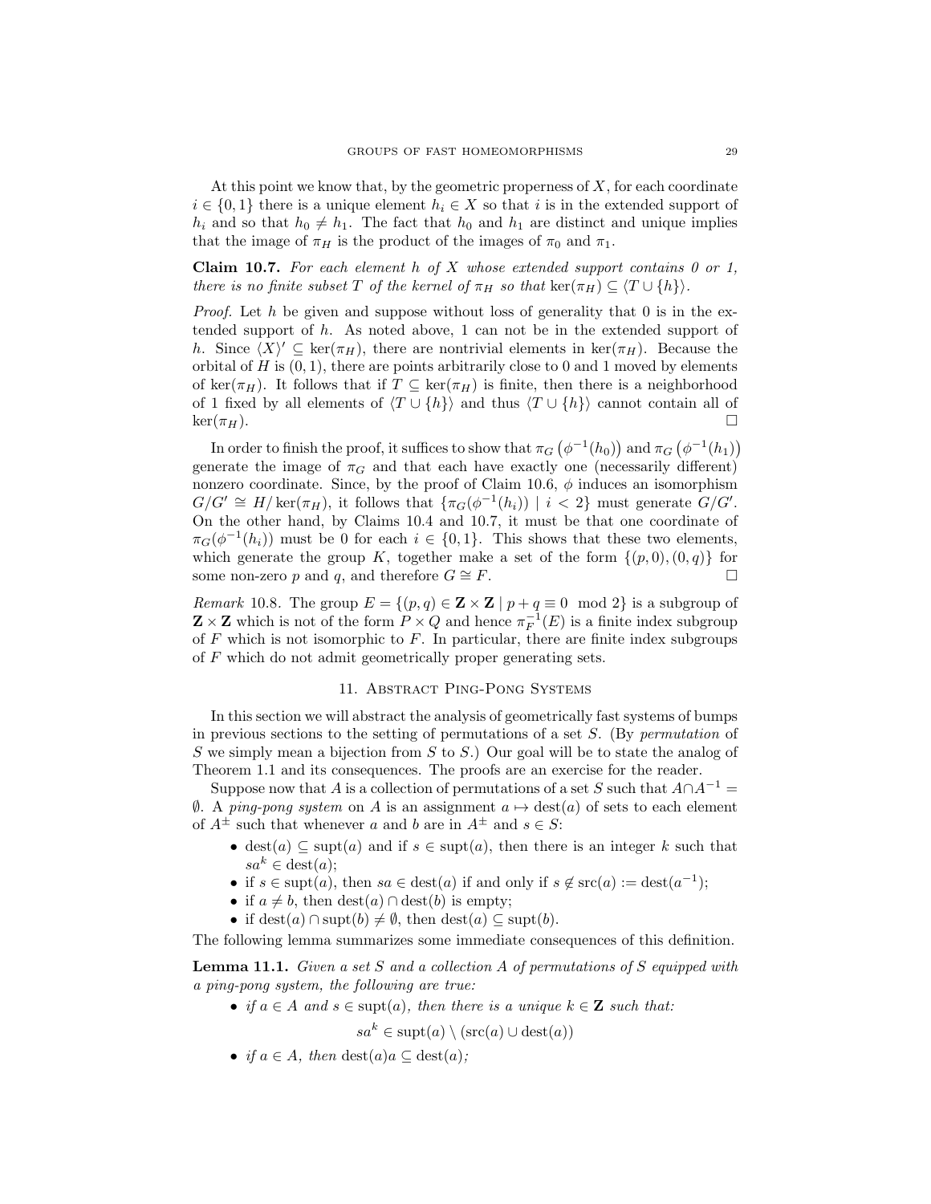At this point we know that, by the geometric properness of $X$, for each coordinate $i \in \{0,1\}$ there is a unique element $h_i \in X$ so that $i$ is in the extended support of $h_i$ and so that $h_0 \neq h_1$. The fact that $h_0$ and $h_1$ are distinct and unique implies that the image of $\pi_H$ is the product of the images of $\pi_0$ and $\pi_1$.

**Claim 10.7.** *For each element $h$ of $X$ whose extended support contains 0 or 1, there is no finite subset $T$ of the kernel of $\pi_H$ so that $\ker(\pi_H) \subseteq \langle T \cup \{h\} \rangle$.*

*Proof.* Let $h$ be given and suppose without loss of generality that 0 is in the extended support of $h$. As noted above, 1 can not be in the extended support of $h$. Since $\langle X \rangle' \subseteq \ker(\pi_H)$, there are nontrivial elements in $\ker(\pi_H)$. Because the orbital of $H$ is $(0,1)$, there are points arbitrarily close to 0 and 1 moved by elements of $\ker(\pi_H)$. It follows that if $T \subseteq \ker(\pi_H)$ is finite, then there is a neighborhood of 1 fixed by all elements of $\langle T \cup \{h\} \rangle$ and thus $\langle T \cup \{h\} \rangle$ cannot contain all of $\ker(\pi_H)$. $\square$

In order to finish the proof, it suffices to show that $\pi_G\left(\phi^{-1}(h_0)\right)$ and $\pi_G\left(\phi^{-1}(h_1)\right)$ generate the image of $\pi_G$ and that each have exactly one (necessarily different) nonzero coordinate. Since, by the proof of Claim 10.6, $\phi$ induces an isomorphism $G/G' \cong H/\ker(\pi_H)$, it follows that $\{\pi_G(\phi^{-1}(h_i)) \mid i < 2\}$ must generate $G/G'$. On the other hand, by Claims 10.4 and 10.7, it must be that one coordinate of $\pi_G(\phi^{-1}(h_i))$ must be 0 for each $i \in \{0,1\}$. This shows that these two elements, which generate the group $K$, together make a set of the form $\{(p,0),(0,q)\}$ for some non-zero $p$ and $q$, and therefore $G \cong F$. $\square$

*Remark* 10.8. The group $E = \{(p,q) \in \mathbf{Z} \times \mathbf{Z} \mid p + q \equiv 0 \mod 2\}$ is a subgroup of $\mathbf{Z} \times \mathbf{Z}$ which is not of the form $P \times Q$ and hence $\pi_F^{-1}(E)$ is a finite index subgroup of $F$ which is not isomorphic to $F$. In particular, there are finite index subgroups of $F$ which do not admit geometrically proper generating sets.

## 11. Abstract Ping-Pong Systems

In this section we will abstract the analysis of geometrically fast systems of bumps in previous sections to the setting of permutations of a set $S$. (By *permutation* of $S$ we simply mean a bijection from $S$ to $S$.) Our goal will be to state the analog of Theorem 1.1 and its consequences. The proofs are an exercise for the reader.

Suppose now that $A$ is a collection of permutations of a set $S$ such that $A \cap A^{-1} = \emptyset$. A *ping-pong system* on $A$ is an assignment $a \mapsto \operatorname{dest}(a)$ of sets to each element of $A^{\pm}$ such that whenever $a$ and $b$ are in $A^{\pm}$ and $s \in S$:

- $\operatorname{dest}(a) \subseteq \operatorname{supt}(a)$ and if $s \in \operatorname{supt}(a)$, then there is an integer $k$ such that $sa^k \in \operatorname{dest}(a)$;
- if $s \in \operatorname{supt}(a)$, then $sa \in \operatorname{dest}(a)$ if and only if $s \notin \operatorname{src}(a) := \operatorname{dest}(a^{-1})$;
- if $a \neq b$, then $\operatorname{dest}(a) \cap \operatorname{dest}(b)$ is empty;
- if $\operatorname{dest}(a) \cap \operatorname{supt}(b) \neq \emptyset$, then $\operatorname{dest}(a) \subseteq \operatorname{supt}(b)$.

The following lemma summarizes some immediate consequences of this definition.

**Lemma 11.1.** *Given a set $S$ and a collection $A$ of permutations of $S$ equipped with a ping-pong system, the following are true:*

- *if $a \in A$ and $s \in \operatorname{supt}(a)$, then there is a unique $k \in \mathbf{Z}$ such that:*

$$sa^k \in \operatorname{supt}(a) \setminus (\operatorname{src}(a) \cup \operatorname{dest}(a))$$

- *if $a \in A$, then $\operatorname{dest}(a)a \subseteq \operatorname{dest}(a)$;*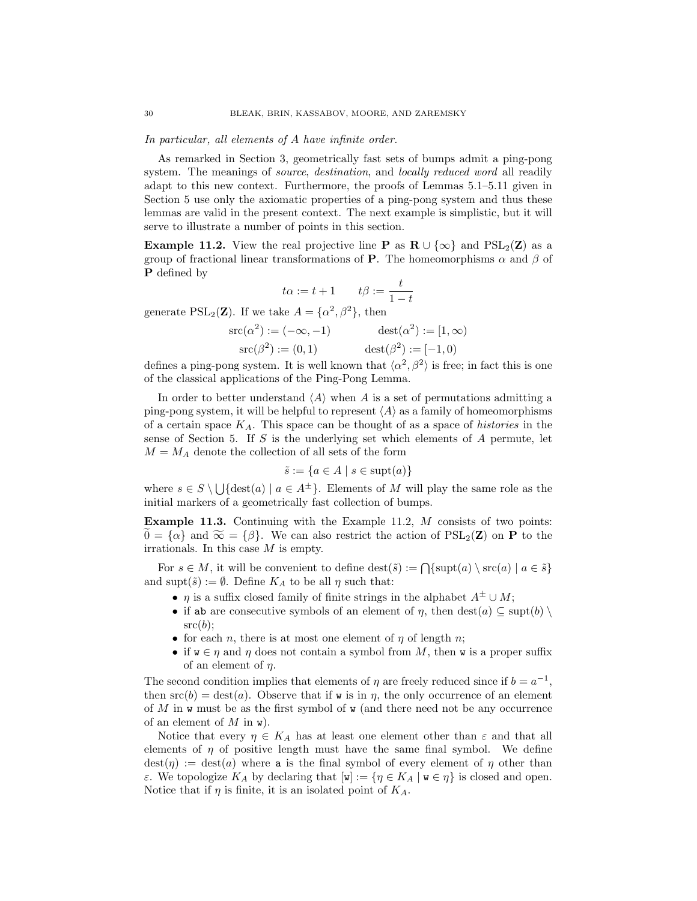*In particular, all elements of $A$ have infinite order.*

As remarked in Section 3, geometrically fast sets of bumps admit a ping-pong system. The meanings of *source*, *destination*, and *locally reduced word* all readily adapt to this new context. Furthermore, the proofs of Lemmas 5.1–5.11 given in Section 5 use only the axiomatic properties of a ping-pong system and thus these lemmas are valid in the present context. The next example is simplistic, but it will serve to illustrate a number of points in this section.

**Example 11.2.** View the real projective line $\mathbf{P}$ as $\mathbf{R} \cup \{\infty\}$ and $\mathrm{PSL}_2(\mathbf{Z})$ as a group of fractional linear transformations of $\mathbf{P}$. The homeomorphisms $\alpha$ and $\beta$ of $\mathbf{P}$ defined by

$$t\alpha := t + 1 \qquad t\beta := \frac{t}{1-t}$$

generate $\mathrm{PSL}_2(\mathbf{Z})$. If we take $A = \{\alpha^2, \beta^2\}$, then

$$\mathrm{src}(\alpha^2) := (-\infty, -1) \qquad \mathrm{dest}(\alpha^2) := [1, \infty)$$
$$\mathrm{src}(\beta^2) := (0, 1) \qquad \mathrm{dest}(\beta^2) := [-1, 0)$$

defines a ping-pong system. It is well known that $\langle \alpha^2, \beta^2 \rangle$ is free; in fact this is one of the classical applications of the Ping-Pong Lemma.

In order to better understand $\langle A \rangle$ when $A$ is a set of permutations admitting a ping-pong system, it will be helpful to represent $\langle A \rangle$ as a family of homeomorphisms of a certain space $K_A$. This space can be thought of as a space of *histories* in the sense of Section 5. If $S$ is the underlying set which elements of $A$ permute, let $M = M_A$ denote the collection of all sets of the form

$$\tilde{s} := \{a \in A \mid s \in \mathrm{supt}(a)\}$$

where $s \in S \setminus \bigcup \{\mathrm{dest}(a) \mid a \in A^{\pm}\}$. Elements of $M$ will play the same role as the initial markers of a geometrically fast collection of bumps.

**Example 11.3.** Continuing with the Example 11.2, $M$ consists of two points: $\widetilde{0} = \{\alpha\}$ and $\widetilde{\infty} = \{\beta\}$. We can also restrict the action of $\mathrm{PSL}_2(\mathbf{Z})$ on $\mathbf{P}$ to the irrationals. In this case $M$ is empty.

For $s \in M$, it will be convenient to define $\mathrm{dest}(\tilde{s}) := \bigcap \{\mathrm{supt}(a) \setminus \mathrm{src}(a) \mid a \in \tilde{s}\}$ and $\mathrm{supt}(\tilde{s}) := \emptyset$. Define $K_A$ to be all $\eta$ such that:

- $\eta$ is a suffix closed family of finite strings in the alphabet $A^{\pm} \cup M$;
- if $\mathtt{ab}$ are consecutive symbols of an element of $\eta$, then $\mathrm{dest}(a) \subseteq \mathrm{supt}(b) \setminus \mathrm{src}(b)$;
- for each $n$, there is at most one element of $\eta$ of length $n$;
- if $\mathtt{w} \in \eta$ and $\eta$ does not contain a symbol from $M$, then $\mathtt{w}$ is a proper suffix of an element of $\eta$.

The second condition implies that elements of $\eta$ are freely reduced since if $b = a^{-1}$, then $\mathrm{src}(b) = \mathrm{dest}(a)$. Observe that if $\mathtt{w}$ is in $\eta$, the only occurrence of an element of $M$ in $\mathtt{w}$ must be as the first symbol of $\mathtt{w}$ (and there need not be any occurrence of an element of $M$ in $\mathtt{w}$).

Notice that every $\eta \in K_A$ has at least one element other than $\varepsilon$ and that all elements of $\eta$ of positive length must have the same final symbol. We define $\mathrm{dest}(\eta) := \mathrm{dest}(a)$ where $\mathtt{a}$ is the final symbol of every element of $\eta$ other than $\varepsilon$. We topologize $K_A$ by declaring that $[\mathtt{w}] := \{\eta \in K_A \mid \mathtt{w} \in \eta\}$ is closed and open. Notice that if $\eta$ is finite, it is an isolated point of $K_A$.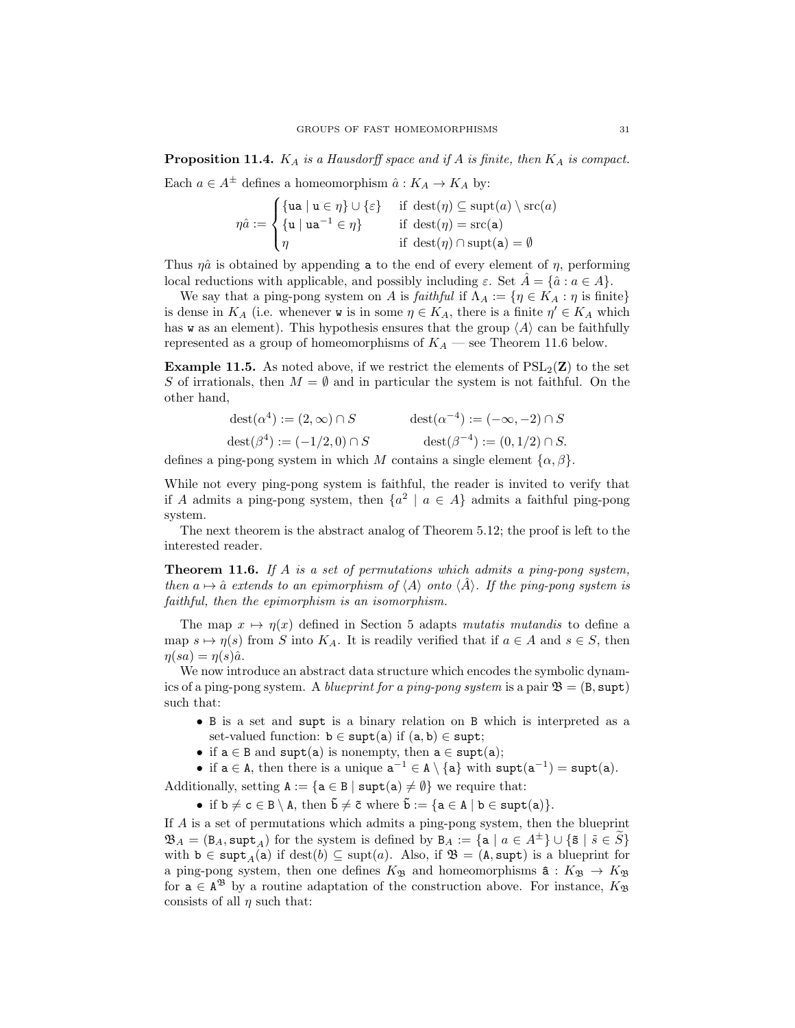**Proposition 11.4.** *$K_A$ is a Hausdorff space and if $A$ is finite, then $K_A$ is compact.*

Each $a \in A^{\pm}$ defines a homeomorphism $\hat{a} : K_A \to K_A$ by:

$$\eta\hat{a} := \begin{cases} \{\mathtt{ua} \mid \mathtt{u} \in \eta\} \cup \{\varepsilon\} & \text{if } \operatorname{dest}(\eta) \subseteq \operatorname{supt}(a) \setminus \operatorname{src}(a) \\ \{\mathtt{u} \mid \mathtt{ua}^{-1} \in \eta\} & \text{if } \operatorname{dest}(\eta) = \operatorname{src}(\mathtt{a}) \\ \eta & \text{if } \operatorname{dest}(\eta) \cap \operatorname{supt}(\mathtt{a}) = \emptyset \end{cases}$$

Thus $\eta\hat{a}$ is obtained by appending $\mathtt{a}$ to the end of every element of $\eta$, performing local reductions with applicable, and possibly including $\varepsilon$. Set $\hat{A} = \{\hat{a} : a \in A\}$.

We say that a ping-pong system on $A$ is *faithful* if $\Lambda_A := \{\eta \in K_A : \eta \text{ is finite}\}$ is dense in $K_A$ (i.e. whenever $\mathtt{w}$ is in some $\eta \in K_A$, there is a finite $\eta' \in K_A$ which has $\mathtt{w}$ as an element). This hypothesis ensures that the group $\langle A \rangle$ can be faithfully represented as a group of homeomorphisms of $K_A$ — see Theorem 11.6 below.

**Example 11.5.** As noted above, if we restrict the elements of $\mathrm{PSL}_2(\mathbf{Z})$ to the set $S$ of irrationals, then $M = \emptyset$ and in particular the system is not faithful. On the other hand,

$$\operatorname{dest}(\alpha^4) := (2, \infty) \cap S \qquad \operatorname{dest}(\alpha^{-4}) := (-\infty, -2) \cap S$$
$$\operatorname{dest}(\beta^4) := (-1/2, 0) \cap S \qquad \operatorname{dest}(\beta^{-4}) := (0, 1/2) \cap S.$$

defines a ping-pong system in which $M$ contains a single element $\{\alpha, \beta\}$.

While not every ping-pong system is faithful, the reader is invited to verify that if $A$ admits a ping-pong system, then $\{a^2 \mid a \in A\}$ admits a faithful ping-pong system.

The next theorem is the abstract analog of Theorem 5.12; the proof is left to the interested reader.

**Theorem 11.6.** *If $A$ is a set of permutations which admits a ping-pong system, then $a \mapsto \hat{a}$ extends to an epimorphism of $\langle A \rangle$ onto $\langle \hat{A} \rangle$. If the ping-pong system is faithful, then the epimorphism is an isomorphism.*

The map $x \mapsto \eta(x)$ defined in Section 5 adapts *mutatis mutandis* to define a map $s \mapsto \eta(s)$ from $S$ into $K_A$. It is readily verified that if $a \in A$ and $s \in S$, then $\eta(sa) = \eta(s)\hat{a}$.

We now introduce an abstract data structure which encodes the symbolic dynamics of a ping-pong system. A *blueprint for a ping-pong system* is a pair $\mathfrak{B} = (\mathtt{B}, \mathtt{supt})$ such that:

- $\mathtt{B}$ is a set and $\mathtt{supt}$ is a binary relation on $\mathtt{B}$ which is interpreted as a set-valued function: $\mathtt{b} \in \mathtt{supt}(\mathtt{a})$ if $(\mathtt{a}, \mathtt{b}) \in \mathtt{supt}$;
- if $\mathtt{a} \in \mathtt{B}$ and $\mathtt{supt}(\mathtt{a})$ is nonempty, then $\mathtt{a} \in \mathtt{supt}(\mathtt{a})$;
- if $\mathtt{a} \in \mathtt{A}$, then there is a unique $\mathtt{a}^{-1} \in \mathtt{A} \setminus \{\mathtt{a}\}$ with $\mathtt{supt}(\mathtt{a}^{-1}) = \mathtt{supt}(\mathtt{a})$.

Additionally, setting $\mathtt{A} := \{\mathtt{a} \in \mathtt{B} \mid \mathtt{supt}(\mathtt{a}) \neq \emptyset\}$ we require that:

- if $\mathtt{b} \neq \mathtt{c} \in \mathtt{B} \setminus \mathtt{A}$, then $\tilde{\mathtt{b}} \neq \tilde{\mathtt{c}}$ where $\tilde{\mathtt{b}} := \{\mathtt{a} \in \mathtt{A} \mid \mathtt{b} \in \mathtt{supt}(\mathtt{a})\}$.

If $A$ is a set of permutations which admits a ping-pong system, then the blueprint $\mathfrak{B}_A = (\mathtt{B}_A, \mathtt{supt}_A)$ for the system is defined by $\mathtt{B}_A := \{\mathtt{a} \mid a \in A^{\pm}\} \cup \{\tilde{\mathtt{s}} \mid \tilde{s} \in \widetilde{S}\}$ with $\mathtt{b} \in \mathtt{supt}_A(\mathtt{a})$ if $\operatorname{dest}(b) \subseteq \operatorname{supt}(a)$. Also, if $\mathfrak{B} = (\mathtt{A}, \mathtt{supt})$ is a blueprint for a ping-pong system, then one defines $K_{\mathfrak{B}}$ and homeomorphisms $\hat{\mathtt{a}} : K_{\mathfrak{B}} \to K_{\mathfrak{B}}$ for $\mathtt{a} \in \mathtt{A}^{\mathfrak{B}}$ by a routine adaptation of the construction above. For instance, $K_{\mathfrak{B}}$ consists of all $\eta$ such that: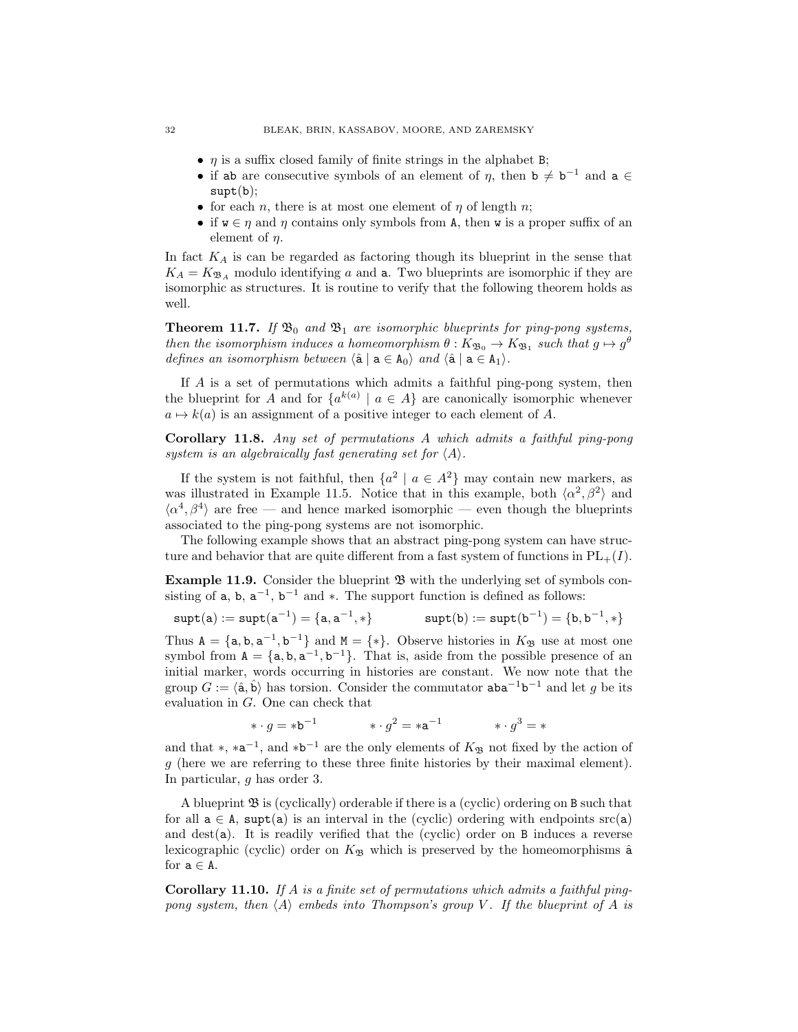- $\eta$ is a suffix closed family of finite strings in the alphabet $\mathtt{B}$;
- if $\mathtt{ab}$ are consecutive symbols of an element of $\eta$, then $\mathtt{b} \neq \mathtt{b}^{-1}$ and $\mathtt{a} \in \mathtt{supt}(\mathtt{b})$;
- for each $n$, there is at most one element of $\eta$ of length $n$;
- if $\mathtt{w} \in \eta$ and $\eta$ contains only symbols from $\mathtt{A}$, then $\mathtt{w}$ is a proper suffix of an element of $\eta$.

In fact $K_A$ is can be regarded as factoring though its blueprint in the sense that $K_A = K_{\mathfrak{B}_A}$ modulo identifying $a$ and $\mathtt{a}$. Two blueprints are isomorphic if they are isomorphic as structures. It is routine to verify that the following theorem holds as well.

**Theorem 11.7.** *If $\mathfrak{B}_0$ and $\mathfrak{B}_1$ are isomorphic blueprints for ping-pong systems, then the isomorphism induces a homeomorphism $\theta : K_{\mathfrak{B}_0} \to K_{\mathfrak{B}_1}$ such that $g \mapsto g^\theta$ defines an isomorphism between $\langle \hat{\mathtt{a}} \mid \mathtt{a} \in \mathtt{A}_0 \rangle$ and $\langle \hat{\mathtt{a}} \mid \mathtt{a} \in \mathtt{A}_1 \rangle$.*

If $A$ is a set of permutations which admits a faithful ping-pong system, then the blueprint for $A$ and for $\{a^{k(a)} \mid a \in A\}$ are canonically isomorphic whenever $a \mapsto k(a)$ is an assignment of a positive integer to each element of $A$.

**Corollary 11.8.** *Any set of permutations $A$ which admits a faithful ping-pong system is an algebraically fast generating set for $\langle A \rangle$.*

If the system is not faithful, then $\{a^2 \mid a \in A^2\}$ may contain new markers, as was illustrated in Example 11.5. Notice that in this example, both $\langle \alpha^2, \beta^2 \rangle$ and $\langle \alpha^4, \beta^4 \rangle$ are free — and hence marked isomorphic — even though the blueprints associated to the ping-pong systems are not isomorphic.

The following example shows that an abstract ping-pong system can have structure and behavior that are quite different from a fast system of functions in $\mathrm{PL}_+(I)$.

**Example 11.9.** Consider the blueprint $\mathfrak{B}$ with the underlying set of symbols consisting of $\mathtt{a}$, $\mathtt{b}$, $\mathtt{a}^{-1}$, $\mathtt{b}^{-1}$ and $*$. The support function is defined as follows:

$$\mathtt{supt}(\mathtt{a}) := \mathtt{supt}(\mathtt{a}^{-1}) = \{\mathtt{a}, \mathtt{a}^{-1}, *\} \qquad \mathtt{supt}(\mathtt{b}) := \mathtt{supt}(\mathtt{b}^{-1}) = \{\mathtt{b}, \mathtt{b}^{-1}, *\}$$

Thus $\mathtt{A} = \{\mathtt{a}, \mathtt{b}, \mathtt{a}^{-1}, \mathtt{b}^{-1}\}$ and $\mathtt{M} = \{*\}$. Observe histories in $K_{\mathfrak{B}}$ use at most one symbol from $\mathtt{A} = \{\mathtt{a}, \mathtt{b}, \mathtt{a}^{-1}, \mathtt{b}^{-1}\}$. That is, aside from the possible presence of an initial marker, words occurring in histories are constant. We now note that the group $G := \langle \hat{\mathtt{a}}, \hat{\mathtt{b}} \rangle$ has torsion. Consider the commutator $\mathtt{aba}^{-1}\mathtt{b}^{-1}$ and let $g$ be its evaluation in $G$. One can check that

$$* \cdot g = *\mathtt{b}^{-1} \qquad * \cdot g^2 = *\mathtt{a}^{-1} \qquad * \cdot g^3 = *$$

and that $*$, $*\mathtt{a}^{-1}$, and $*\mathtt{b}^{-1}$ are the only elements of $K_{\mathfrak{B}}$ not fixed by the action of $g$ (here we are referring to these three finite histories by their maximal element). In particular, $g$ has order 3.

A blueprint $\mathfrak{B}$ is (cyclically) orderable if there is a (cyclic) ordering on $\mathtt{B}$ such that for all $\mathtt{a} \in \mathtt{A}$, $\mathtt{supt}(\mathtt{a})$ is an interval in the (cyclic) ordering with endpoints $\mathrm{src}(\mathtt{a})$ and $\mathrm{dest}(\mathtt{a})$. It is readily verified that the (cyclic) order on $\mathtt{B}$ induces a reverse lexicographic (cyclic) order on $K_{\mathfrak{B}}$ which is preserved by the homeomorphisms $\hat{\mathtt{a}}$ for $\mathtt{a} \in \mathtt{A}$.

**Corollary 11.10.** *If $A$ is a finite set of permutations which admits a faithful ping-pong system, then $\langle A \rangle$ embeds into Thompson's group $V$. If the blueprint of $A$ is*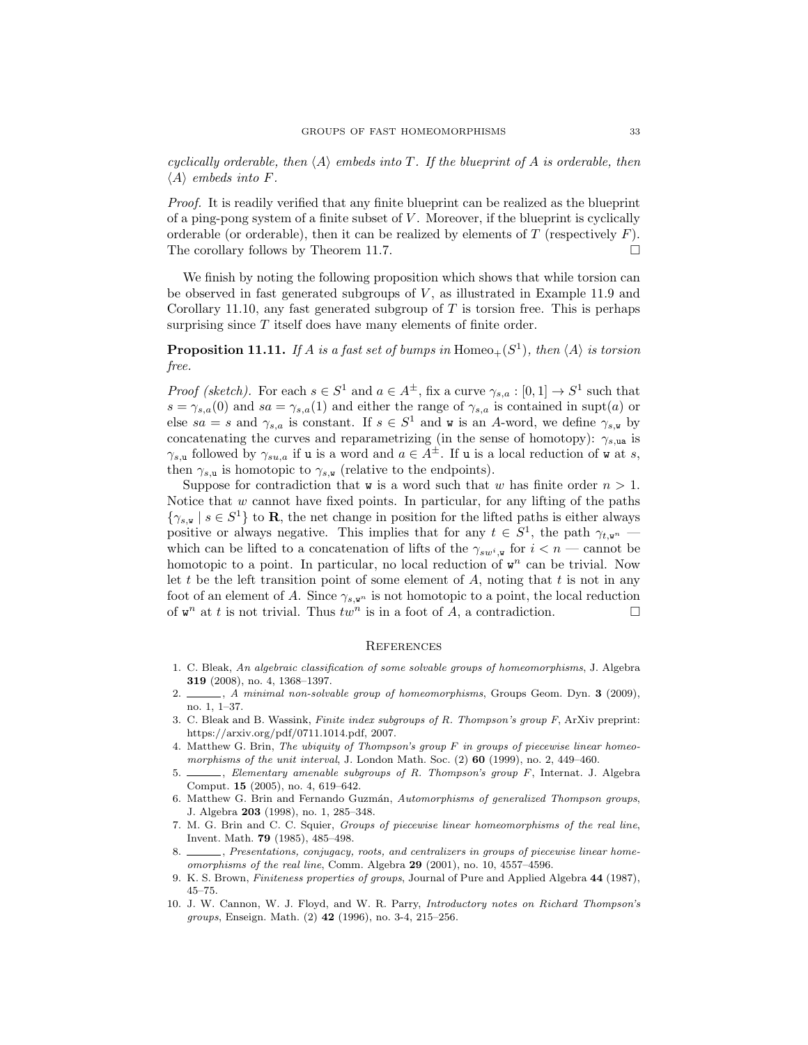*cyclically orderable, then $\langle A \rangle$ embeds into $T$. If the blueprint of $A$ is orderable, then $\langle A \rangle$ embeds into $F$.*

*Proof.* It is readily verified that any finite blueprint can be realized as the blueprint of a ping-pong system of a finite subset of $V$. Moreover, if the blueprint is cyclically orderable (or orderable), then it can be realized by elements of $T$ (respectively $F$). The corollary follows by Theorem 11.7. $\square$

We finish by noting the following proposition which shows that while torsion can be observed in fast generated subgroups of $V$, as illustrated in Example 11.9 and Corollary 11.10, any fast generated subgroup of $T$ is torsion free. This is perhaps surprising since $T$ itself does have many elements of finite order.

**Proposition 11.11.** *If $A$ is a fast set of bumps in $\mathrm{Homeo}_+(S^1)$, then $\langle A \rangle$ is torsion free.*

*Proof (sketch).* For each $s \in S^1$ and $a \in A^{\pm}$, fix a curve $\gamma_{s,a} : [0,1] \to S^1$ such that $s = \gamma_{s,a}(0)$ and $sa = \gamma_{s,a}(1)$ and either the range of $\gamma_{s,a}$ is contained in $\mathrm{supt}(a)$ or else $sa = s$ and $\gamma_{s,a}$ is constant. If $s \in S^1$ and $\mathtt{w}$ is an $A$-word, we define $\gamma_{s,\mathtt{w}}$ by concatenating the curves and reparametrizing (in the sense of homotopy): $\gamma_{s,\mathtt{u}a}$ is $\gamma_{s,\mathtt{u}}$ followed by $\gamma_{su,a}$ if $\mathtt{u}$ is a word and $a \in A^{\pm}$. If $\mathtt{u}$ is a local reduction of $\mathtt{w}$ at $s$, then $\gamma_{s,\mathtt{u}}$ is homotopic to $\gamma_{s,\mathtt{w}}$ (relative to the endpoints).

Suppose for contradiction that $\mathtt{w}$ is a word such that $w$ has finite order $n > 1$. Notice that $w$ cannot have fixed points. In particular, for any lifting of the paths $\{\gamma_{s,\mathtt{w}} \mid s \in S^1\}$ to $\mathbf{R}$, the net change in position for the lifted paths is either always positive or always negative. This implies that for any $t \in S^1$, the path $\gamma_{t,\mathtt{w}^n}$ — which can be lifted to a concatenation of lifts of the $\gamma_{sw^i,\mathtt{w}}$ for $i < n$ — cannot be homotopic to a point. In particular, no local reduction of $\mathtt{w}^n$ can be trivial. Now let $t$ be the left transition point of some element of $A$, noting that $t$ is not in any foot of an element of $A$. Since $\gamma_{s,\mathtt{w}^n}$ is not homotopic to a point, the local reduction of $\mathtt{w}^n$ at $t$ is not trivial. Thus $tw^n$ is in a foot of $A$, a contradiction. $\square$

## References

1. C. Bleak, *An algebraic classification of some solvable groups of homeomorphisms*, J. Algebra **319** (2008), no. 4, 1368–1397.
2. ______, *A minimal non-solvable group of homeomorphisms*, Groups Geom. Dyn. **3** (2009), no. 1, 1–37.
3. C. Bleak and B. Wassink, *Finite index subgroups of R. Thompson's group F*, ArXiv preprint: https://arxiv.org/pdf/0711.1014.pdf, 2007.
4. Matthew G. Brin, *The ubiquity of Thompson's group F in groups of piecewise linear homeomorphisms of the unit interval*, J. London Math. Soc. (2) **60** (1999), no. 2, 449–460.
5. ______, *Elementary amenable subgroups of R. Thompson's group F*, Internat. J. Algebra Comput. **15** (2005), no. 4, 619–642.
6. Matthew G. Brin and Fernando Guzmán, *Automorphisms of generalized Thompson groups*, J. Algebra **203** (1998), no. 1, 285–348.
7. M. G. Brin and C. C. Squier, *Groups of piecewise linear homeomorphisms of the real line*, Invent. Math. **79** (1985), 485–498.
8. ______, *Presentations, conjugacy, roots, and centralizers in groups of piecewise linear homeomorphisms of the real line*, Comm. Algebra **29** (2001), no. 10, 4557–4596.
9. K. S. Brown, *Finiteness properties of groups*, Journal of Pure and Applied Algebra **44** (1987), 45–75.
10. J. W. Cannon, W. J. Floyd, and W. R. Parry, *Introductory notes on Richard Thompson's groups*, Enseign. Math. (2) **42** (1996), no. 3-4, 215–256.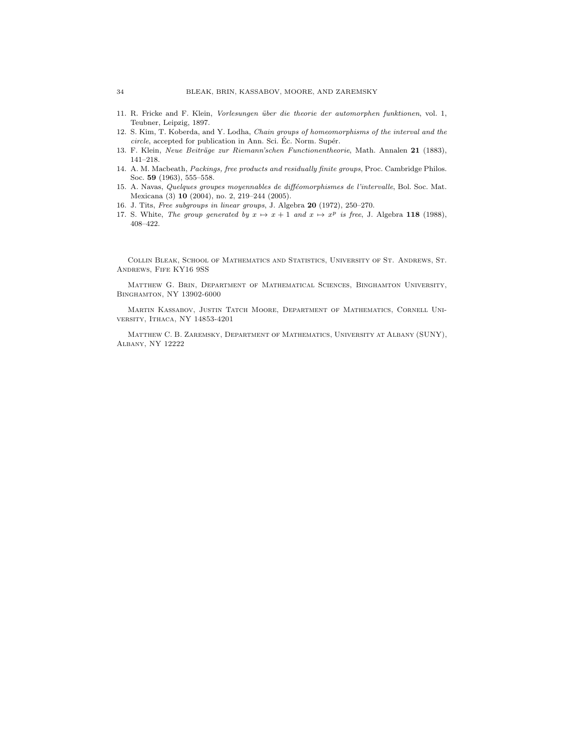11. R. Fricke and F. Klein, *Vorlesungen über die theorie der automorphen funktionen*, vol. 1, Teubner, Leipzig, 1897.
12. S. Kim, T. Koberda, and Y. Lodha, *Chain groups of homeomorphisms of the interval and the circle*, accepted for publication in Ann. Sci. Éc. Norm. Supér.
13. F. Klein, *Neue Beiträge zur Riemann'schen Functionentheorie*, Math. Annalen **21** (1883), 141–218.
14. A. M. Macbeath, *Packings, free products and residually finite groups*, Proc. Cambridge Philos. Soc. **59** (1963), 555–558.
15. A. Navas, *Quelques groupes moyennables de difféomorphismes de l'intervalle*, Bol. Soc. Mat. Mexicana (3) **10** (2004), no. 2, 219–244 (2005).
16. J. Tits, *Free subgroups in linear groups*, J. Algebra **20** (1972), 250–270.
17. S. White, *The group generated by $x \mapsto x + 1$ and $x \mapsto x^p$ is free*, J. Algebra **118** (1988), 408–422.

Collin Bleak, School of Mathematics and Statistics, University of St. Andrews, St. Andrews, Fife KY16 9SS

Matthew G. Brin, Department of Mathematical Sciences, Binghamton University, Binghamton, NY 13902-6000

Martin Kassabov, Justin Tatch Moore, Department of Mathematics, Cornell University, Ithaca, NY 14853-4201

Matthew C. B. Zaremsky, Department of Mathematics, University at Albany (SUNY), Albany, NY 12222